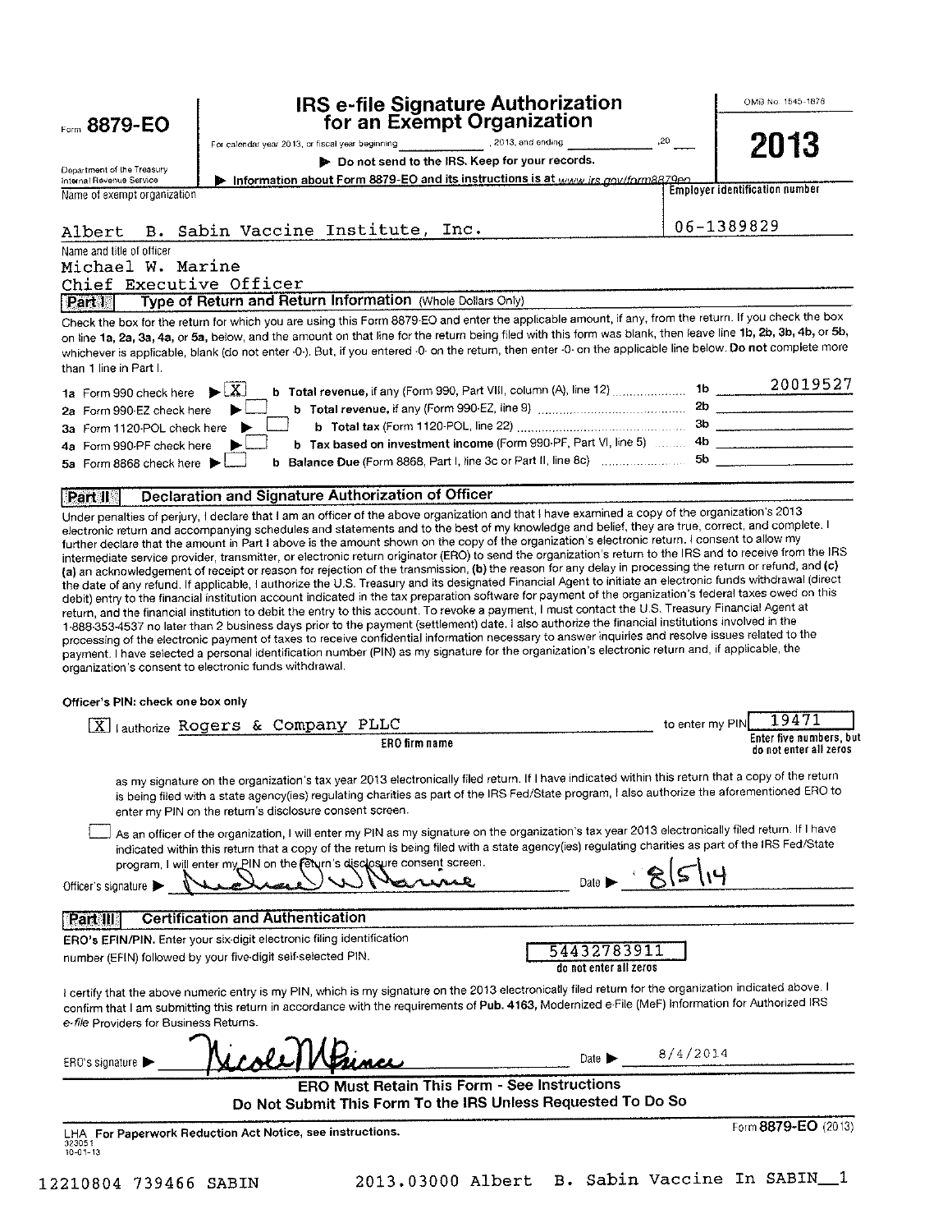Form **8879-EO**

Department of the Treasury
Internal Revenue Service

# IRS e-file Signature Authorization for an Exempt Organization

For calendar year 2013, or fiscal year beginning ____________, 2013, and ending ____________, 20 ___

▶ Do not send to the IRS. Keep for your records.

▶ Information about Form 8879-EO and its instructions is at www.irs.gov/form8879eo

OMB No. 1545-1878

**2013**

Name of exempt organization: Albert B. Sabin Vaccine Institute, Inc.

Employer identification number: 06-1389829

Name and title of officer:
Michael W. Marine
Chief Executive Officer

## Part I — Type of Return and Return Information (Whole Dollars Only)

Check the box for the return for which you are using this Form 8879-EO and enter the applicable amount, if any, from the return. If you check the box on line 1a, 2a, 3a, 4a, or 5a, below, and the amount on that line for the return being filed with this form was blank, then leave line 1b, 2b, 3b, 4b, or 5b, whichever is applicable, blank (do not enter -0-). But, if you entered -0- on the return, then enter -0- on the applicable line below. **Do not** complete more than 1 line in Part I.

| | | | | |
|---|---|---|---|---|
| **1a** Form 990 check here ▶ [X] | **b** **Total revenue,** if any (Form 990, Part VIII, column (A), line 12) | **1b** | 20019527 |
| **2a** Form 990-EZ check here ▶ [ ] | **b** **Total revenue,** if any (Form 990-EZ, line 9) | **2b** | |
| **3a** Form 1120-POL check here ▶ [ ] | **b** **Total tax** (Form 1120-POL, line 22) | **3b** | |
| **4a** Form 990-PF check here ▶ [ ] | **b** **Tax based on investment income** (Form 990-PF, Part VI, line 5) | **4b** | |
| **5a** Form 8868 check here ▶ [ ] | **b** **Balance Due** (Form 8868, Part I, line 3c or Part II, line 8c) | **5b** | |

## Part II — Declaration and Signature Authorization of Officer

Under penalties of perjury, I declare that I am an officer of the above organization and that I have examined a copy of the organization's 2013 electronic return and accompanying schedules and statements and to the best of my knowledge and belief, they are true, correct, and complete. I further declare that the amount in Part I above is the amount shown on the copy of the organization's electronic return. I consent to allow my intermediate service provider, transmitter, or electronic return originator (ERO) to send the organization's return to the IRS and to receive from the IRS **(a)** an acknowledgement of receipt or reason for rejection of the transmission, **(b)** the reason for any delay in processing the return or refund, and **(c)** the date of any refund. If applicable, I authorize the U.S. Treasury and its designated Financial Agent to initiate an electronic funds withdrawal (direct debit) entry to the financial institution account indicated in the tax preparation software for payment of the organization's federal taxes owed on this return, and the financial institution to debit the entry to this account. To revoke a payment, I must contact the U.S. Treasury Financial Agent at 1-888-353-4537 no later than 2 business days prior to the payment (settlement) date. I also authorize the financial institutions involved in the processing of the electronic payment of taxes to receive confidential information necessary to answer inquiries and resolve issues related to the payment. I have selected a personal identification number (PIN) as my signature for the organization's electronic return and, if applicable, the organization's consent to electronic funds withdrawal.

**Officer's PIN: check one box only**

[X] I authorize Rogers & Company PLLC (ERO firm name) to enter my PIN 19471 (Enter five numbers, but do not enter all zeros)

as my signature on the organization's tax year 2013 electronically filed return. If I have indicated within this return that a copy of the return is being filed with a state agency(ies) regulating charities as part of the IRS Fed/State program, I also authorize the aforementioned ERO to enter my PIN on the return's disclosure consent screen.

[ ] As an officer of the organization, I will enter my PIN as my signature on the organization's tax year 2013 electronically filed return. If I have indicated within this return that a copy of the return is being filed with a state agency(ies) regulating charities as part of the IRS Fed/State program, I will enter my PIN on the return's disclosure consent screen.

Officer's signature ▶ Michael W Marine    Date ▶ 8/5/14

## Part III — Certification and Authentication

**ERO's EFIN/PIN.** Enter your six-digit electronic filing identification number (EFIN) followed by your five-digit self-selected PIN. 54432783911 (do not enter all zeros)

I certify that the above numeric entry is my PIN, which is my signature on the 2013 electronically filed return for the organization indicated above. I confirm that I am submitting this return in accordance with the requirements of **Pub. 4163,** Modernized e-File (MeF) Information for Authorized IRS *e-file* Providers for Business Returns.

ERO's signature ▶ Nicole M Prince    Date ▶ 8/4/2014

**ERO Must Retain This Form - See Instructions**
**Do Not Submit This Form To the IRS Unless Requested To Do So**

LHA **For Paperwork Reduction Act Notice, see instructions.**    Form **8879-EO** (2013)

323051
10-01-13

12210804 739466 SABIN    2013.03000 Albert B. Sabin Vaccine In SABIN__1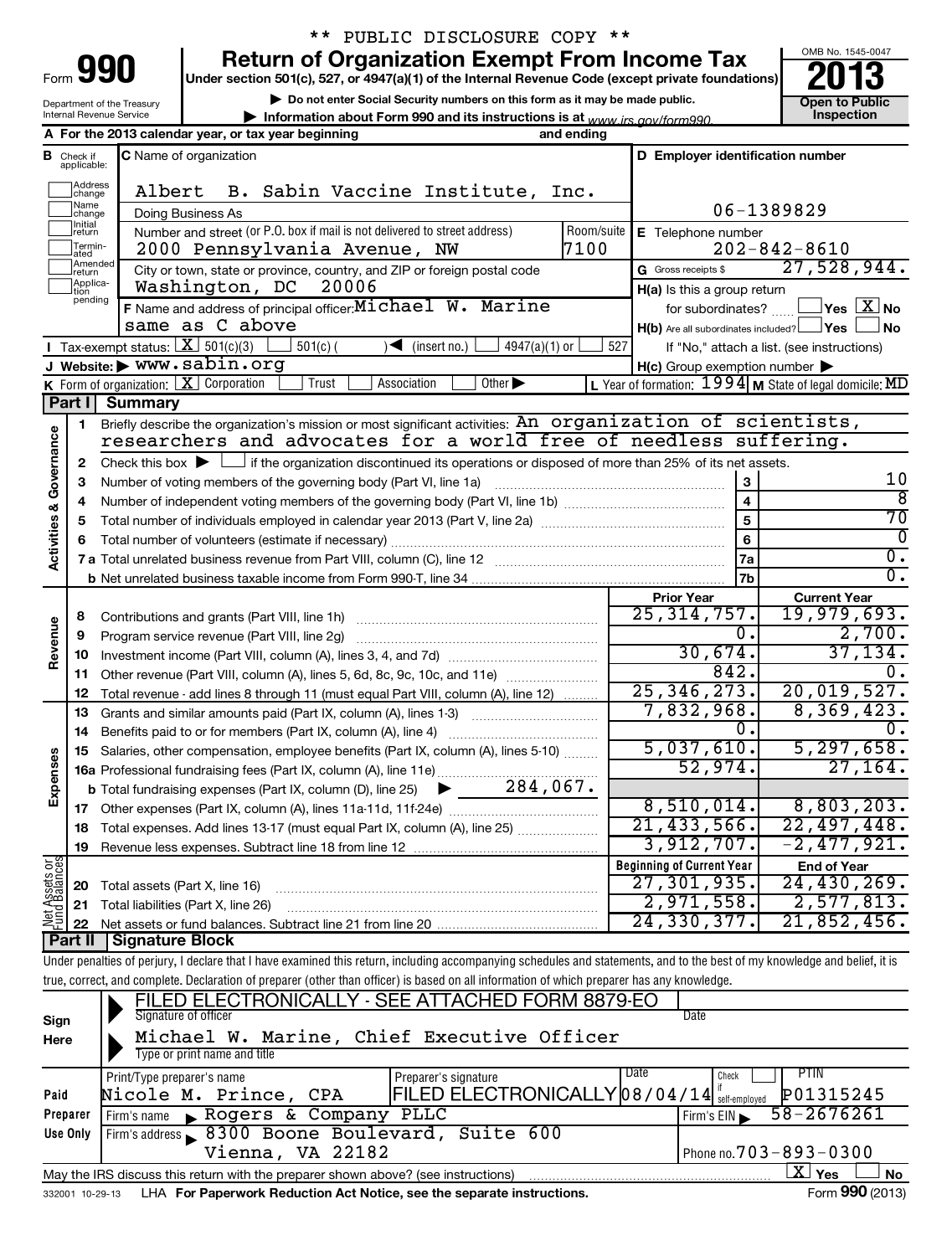\*\* PUBLIC DISCLOSURE COPY \*\*

# Form 990 — Return of Organization Exempt From Income Tax (2013)

Under section 501(c), 527, or 4947(a)(1) of the Internal Revenue Code (except private foundations)

▶ Do not enter Social Security numbers on this form as it may be made public.

▶ Information about Form 990 and its instructions is at www.irs.gov/form990.

Department of the Treasury, Internal Revenue Service | OMB No. 1545-0047 | Open to Public Inspection

**A** For the 2013 calendar year, or tax year beginning ___ and ending ___

**B** Check if applicable: Address change, Name change, Initial return, Terminated, Amended return, Application pending

**C** Name of organization: Albert B. Sabin Vaccine Institute, Inc.

Doing Business As

Number and street (or P.O. box if mail is not delivered to street address): 2000 Pennsylvania Avenue, NW — Room/suite: 7100

City or town, state or province, country, and ZIP or foreign postal code: Washington, DC 20006

**D** Employer identification number: 06-1389829

**E** Telephone number: 202-842-8610

**G** Gross receipts $ 27,528,944.

**F** Name and address of principal officer: Michael W. Marine, same as C above

**H(a)** Is this a group return for subordinates? Yes [ ] No [X]

**H(b)** Are all subordinates included? Yes [ ] No [ ] If "No," attach a list. (see instructions)

**H(c)** Group exemption number ▶

**I** Tax-exempt status: [X] 501(c)(3) [ ] 501(c) ( ) ◀ (insert no.) [ ] 4947(a)(1) or [ ] 527

**J** Website: ▶ www.sabin.org

**K** Form of organization: [X] Corporation [ ] Trust [ ] Association [ ] Other ▶

**L** Year of formation: 1994 **M** State of legal domicile: MD

## Part I Summary

**Activities & Governance**

1. Briefly describe the organization's mission or most significant activities: An organization of scientists, researchers and advocates for a world free of needless suffering.
2. Check this box ▶ [ ] if the organization discontinued its operations or disposed of more than 25% of its net assets.

| | | Line | |
|---|---|---|---|
| 3 | Number of voting members of the governing body (Part VI, line 1a) | 3 | 10 |
| 4 | Number of independent voting members of the governing body (Part VI, line 1b) | 4 | 8 |
| 5 | Total number of individuals employed in calendar year 2013 (Part V, line 2a) | 5 | 70 |
| 6 | Total number of volunteers (estimate if necessary) | 6 | 0 |
| 7a | Total unrelated business revenue from Part VIII, column (C), line 12 | 7a | 0. |
| 7b | Net unrelated business taxable income from Form 990-T, line 34 | 7b | 0. |

| | | Prior Year | Current Year |
|---|---|---|---|
| **Revenue** | | | |
| 8 | Contributions and grants (Part VIII, line 1h) | 25,314,757. | 19,979,693. |
| 9 | Program service revenue (Part VIII, line 2g) | 0. | 2,700. |
| 10 | Investment income (Part VIII, column (A), lines 3, 4, and 7d) | 30,674. | 37,134. |
| 11 | Other revenue (Part VIII, column (A), lines 5, 6d, 8c, 9c, 10c, and 11e) | 842. | 0. |
| 12 | Total revenue - add lines 8 through 11 (must equal Part VIII, column (A), line 12) | 25,346,273. | 20,019,527. |
| **Expenses** | | | |
| 13 | Grants and similar amounts paid (Part IX, column (A), lines 1-3) | 7,832,968. | 8,369,423. |
| 14 | Benefits paid to or for members (Part IX, column (A), line 4) | 0. | 0. |
| 15 | Salaries, other compensation, employee benefits (Part IX, column (A), lines 5-10) | 5,037,610. | 5,297,658. |
| 16a | Professional fundraising fees (Part IX, column (A), line 11e) | 52,974. | 27,164. |
| b | Total fundraising expenses (Part IX, column (D), line 25) ▶ 284,067. | | |
| 17 | Other expenses (Part IX, column (A), lines 11a-11d, 11f-24e) | 8,510,014. | 8,803,203. |
| 18 | Total expenses. Add lines 13-17 (must equal Part IX, column (A), line 25) | 21,433,566. | 22,497,448. |
| 19 | Revenue less expenses. Subtract line 18 from line 12 | 3,912,707. | -2,477,921. |

| **Net Assets or Fund Balances** | | Beginning of Current Year | End of Year |
|---|---|---|---|
| 20 | Total assets (Part X, line 16) | 27,301,935. | 24,430,269. |
| 21 | Total liabilities (Part X, line 26) | 2,971,558. | 2,577,813. |
| 22 | Net assets or fund balances. Subtract line 21 from line 20 | 24,330,377. | 21,852,456. |

## Part II Signature Block

Under penalties of perjury, I declare that I have examined this return, including accompanying schedules and statements, and to the best of my knowledge and belief, it is true, correct, and complete. Declaration of preparer (other than officer) is based on all information of which preparer has any knowledge.

**Sign Here**

Signature of officer: FILED ELECTRONICALLY - SEE ATTACHED FORM 8879-EO — Date

Type or print name and title: Michael W. Marine, Chief Executive Officer

**Paid Preparer Use Only**

| Print/Type preparer's name | Preparer's signature | Date | Check if self-employed | PTIN |
|---|---|---|---|---|
| Nicole M. Prince, CPA | FILED ELECTRONICALLY | 08/04/14 | [ ] | P01315245 |

Firm's name ▶ Rogers & Company PLLC — Firm's EIN ▶ 58-2676261

Firm's address ▶ 8300 Boone Boulevard, Suite 600, Vienna, VA 22182 — Phone no. 703-893-0300

May the IRS discuss this return with the preparer shown above? (see instructions) [X] Yes [ ] No

332001 10-29-13 LHA For Paperwork Reduction Act Notice, see the separate instructions. Form **990** (2013)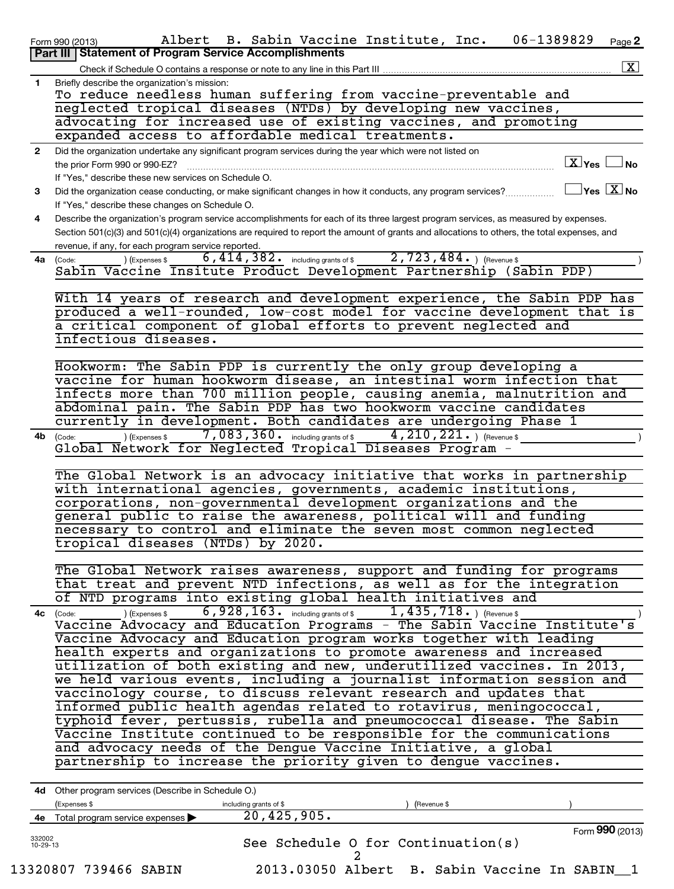Form 990 (2013) Albert B. Sabin Vaccine Institute, Inc. 06-1389829 Page 2

## Part III | Statement of Program Service Accomplishments

Check if Schedule O contains a response or note to any line in this Part III ..... [X]

**1** Briefly describe the organization's mission:

To reduce needless human suffering from vaccine-preventable and neglected tropical diseases (NTDs) by developing new vaccines, advocating for increased use of existing vaccines, and promoting expanded access to affordable medical treatments.

**2** Did the organization undertake any significant program services during the year which were not listed on the prior Form 990 or 990-EZ? ..... [X] Yes [ ] No

If "Yes," describe these new services on Schedule O.

**3** Did the organization cease conducting, or make significant changes in how it conducts, any program services? ..... [ ] Yes [X] No

If "Yes," describe these changes on Schedule O.

**4** Describe the organization's program service accomplishments for each of its three largest program services, as measured by expenses. Section 501(c)(3) and 501(c)(4) organizations are required to report the amount of grants and allocations to others, the total expenses, and revenue, if any, for each program service reported.

**4a** (Code: ) (Expenses $ 6,414,382. including grants of $ 2,723,484. ) (Revenue $ )

Sabin Vaccine Insitute Product Development Partnership (Sabin PDP)

With 14 years of research and development experience, the Sabin PDP has produced a well-rounded, low-cost model for vaccine development that is a critical component of global efforts to prevent neglected and infectious diseases.

Hookworm: The Sabin PDP is currently the only group developing a vaccine for human hookworm disease, an intestinal worm infection that infects more than 700 million people, causing anemia, malnutrition and abdominal pain. The Sabin PDP has two hookworm vaccine candidates currently in development. Both candidates are undergoing Phase 1

**4b** (Code: ) (Expenses $ 7,083,360. including grants of $ 4,210,221. ) (Revenue $ )

Global Network for Neglected Tropical Diseases Program -

The Global Network is an advocacy initiative that works in partnership with international agencies, governments, academic institutions, corporations, non-governmental development organizations and the general public to raise the awareness, political will and funding necessary to control and eliminate the seven most common neglected tropical diseases (NTDs) by 2020.

The Global Network raises awareness, support and funding for programs that treat and prevent NTD infections, as well as for the integration of NTD programs into existing global health initiatives and

**4c** (Code: ) (Expenses $ 6,928,163. including grants of $ 1,435,718. ) (Revenue $ )

Vaccine Advocacy and Education Programs - The Sabin Vaccine Institute's Vaccine Advocacy and Education program works together with leading health experts and organizations to promote awareness and increased utilization of both existing and new, underutilized vaccines. In 2013, we held various events, including a journalist information session and vaccinology course, to discuss relevant research and updates that informed public health agendas related to rotavirus, meningococcal, typhoid fever, pertussis, rubella and pneumococcal disease. The Sabin Vaccine Institute continued to be responsible for the communications and advocacy needs of the Dengue Vaccine Initiative, a global partnership to increase the priority given to dengue vaccines.

**4d** Other program services (Describe in Schedule O.)

(Expenses $ including grants of $ ) (Revenue $ )

**4e** Total program service expenses ▶ 20,425,905.

See Schedule O for Continuation(s)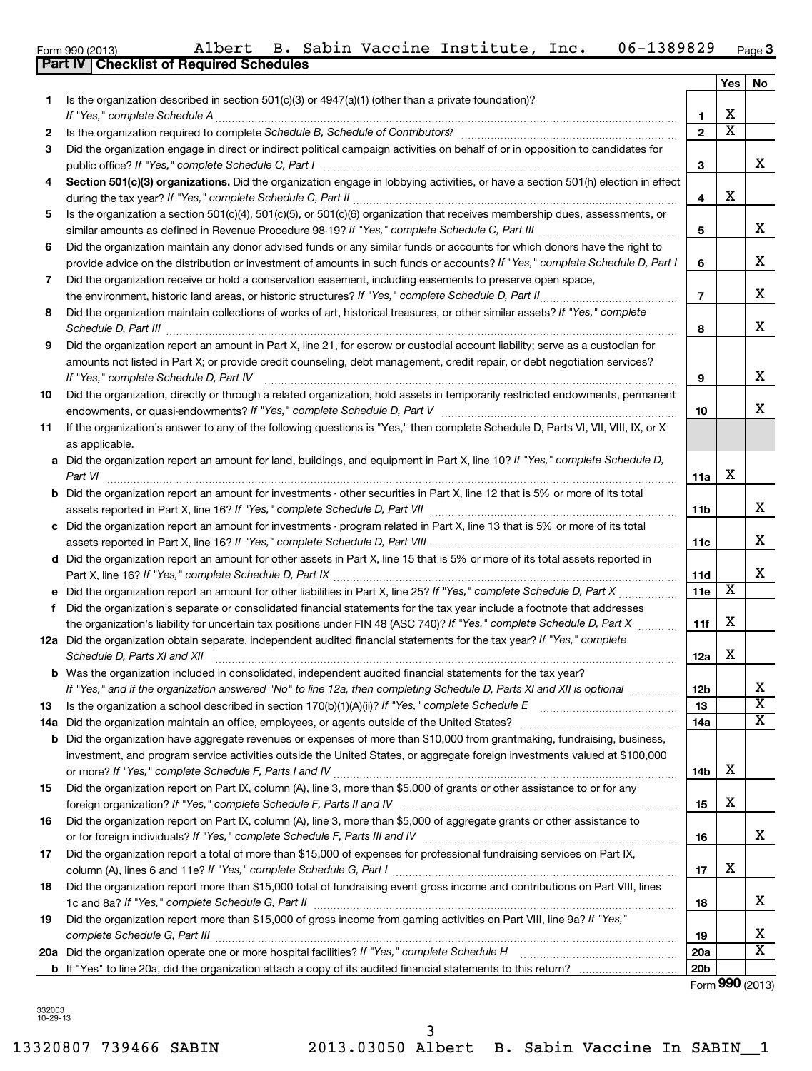Form 990 (2013) Albert B. Sabin Vaccine Institute, Inc. 06-1389829 Page 3

## Part IV Checklist of Required Schedules

| | | | Yes | No |
|---|---|---|---|---|
| 1 | Is the organization described in section 501(c)(3) or 4947(a)(1) (other than a private foundation)? *If "Yes," complete Schedule A* | 1 | X | |
| 2 | Is the organization required to complete *Schedule B, Schedule of Contributors*? | 2 | X | |
| 3 | Did the organization engage in direct or indirect political campaign activities on behalf of or in opposition to candidates for public office? *If "Yes," complete Schedule C, Part I* | 3 | | X |
| 4 | **Section 501(c)(3) organizations.** Did the organization engage in lobbying activities, or have a section 501(h) election in effect during the tax year? *If "Yes," complete Schedule C, Part II* | 4 | X | |
| 5 | Is the organization a section 501(c)(4), 501(c)(5), or 501(c)(6) organization that receives membership dues, assessments, or similar amounts as defined in Revenue Procedure 98-19? *If "Yes," complete Schedule C, Part III* | 5 | | X |
| 6 | Did the organization maintain any donor advised funds or any similar funds or accounts for which donors have the right to provide advice on the distribution or investment of amounts in such funds or accounts? *If "Yes," complete Schedule D, Part I* | 6 | | X |
| 7 | Did the organization receive or hold a conservation easement, including easements to preserve open space, the environment, historic land areas, or historic structures? *If "Yes," complete Schedule D, Part II* | 7 | | X |
| 8 | Did the organization maintain collections of works of art, historical treasures, or other similar assets? *If "Yes," complete Schedule D, Part III* | 8 | | X |
| 9 | Did the organization report an amount in Part X, line 21, for escrow or custodial account liability; serve as a custodian for amounts not listed in Part X; or provide credit counseling, debt management, credit repair, or debt negotiation services? *If "Yes," complete Schedule D, Part IV* | 9 | | X |
| 10 | Did the organization, directly or through a related organization, hold assets in temporarily restricted endowments, permanent endowments, or quasi-endowments? *If "Yes," complete Schedule D, Part V* | 10 | | X |
| 11 | If the organization's answer to any of the following questions is "Yes," then complete Schedule D, Parts VI, VII, VIII, IX, or X as applicable. | | | |
| a | Did the organization report an amount for land, buildings, and equipment in Part X, line 10? *If "Yes," complete Schedule D, Part VI* | 11a | X | |
| b | Did the organization report an amount for investments - other securities in Part X, line 12 that is 5% or more of its total assets reported in Part X, line 16? *If "Yes," complete Schedule D, Part VII* | 11b | | X |
| c | Did the organization report an amount for investments - program related in Part X, line 13 that is 5% or more of its total assets reported in Part X, line 16? *If "Yes," complete Schedule D, Part VIII* | 11c | | X |
| d | Did the organization report an amount for other assets in Part X, line 15 that is 5% or more of its total assets reported in Part X, line 16? *If "Yes," complete Schedule D, Part IX* | 11d | | X |
| e | Did the organization report an amount for other liabilities in Part X, line 25? *If "Yes," complete Schedule D, Part X* | 11e | X | |
| f | Did the organization's separate or consolidated financial statements for the tax year include a footnote that addresses the organization's liability for uncertain tax positions under FIN 48 (ASC 740)? *If "Yes," complete Schedule D, Part X* | 11f | X | |
| 12a | Did the organization obtain separate, independent audited financial statements for the tax year? *If "Yes," complete Schedule D, Parts XI and XII* | 12a | X | |
| b | Was the organization included in consolidated, independent audited financial statements for the tax year? *If "Yes," and if the organization answered "No" to line 12a, then completing Schedule D, Parts XI and XII is optional* | 12b | | X |
| 13 | Is the organization a school described in section 170(b)(1)(A)(ii)? *If "Yes," complete Schedule E* | 13 | | X |
| 14a | Did the organization maintain an office, employees, or agents outside of the United States? | 14a | | X |
| b | Did the organization have aggregate revenues or expenses of more than $10,000 from grantmaking, fundraising, business, investment, and program service activities outside the United States, or aggregate foreign investments valued at $100,000 or more? *If "Yes," complete Schedule F, Parts I and IV* | 14b | X | |
| 15 | Did the organization report on Part IX, column (A), line 3, more than $5,000 of grants or other assistance to or for any foreign organization? *If "Yes," complete Schedule F, Parts II and IV* | 15 | X | |
| 16 | Did the organization report on Part IX, column (A), line 3, more than $5,000 of aggregate grants or other assistance to or for foreign individuals? *If "Yes," complete Schedule F, Parts III and IV* | 16 | | X |
| 17 | Did the organization report a total of more than $15,000 of expenses for professional fundraising services on Part IX, column (A), lines 6 and 11e? *If "Yes," complete Schedule G, Part I* | 17 | X | |
| 18 | Did the organization report more than $15,000 total of fundraising event gross income and contributions on Part VIII, lines 1c and 8a? *If "Yes," complete Schedule G, Part II* | 18 | | X |
| 19 | Did the organization report more than $15,000 of gross income from gaming activities on Part VIII, line 9a? *If "Yes," complete Schedule G, Part III* | 19 | | X |
| 20a | Did the organization operate one or more hospital facilities? *If "Yes," complete Schedule H* | 20a | | X |
| b | If "Yes" to line 20a, did the organization attach a copy of its audited financial statements to this return? | 20b | | |

Form **990** (2013)

332003 10-29-13

13320807 739466 SABIN 2013.03050 Albert B. Sabin Vaccine In SABIN__1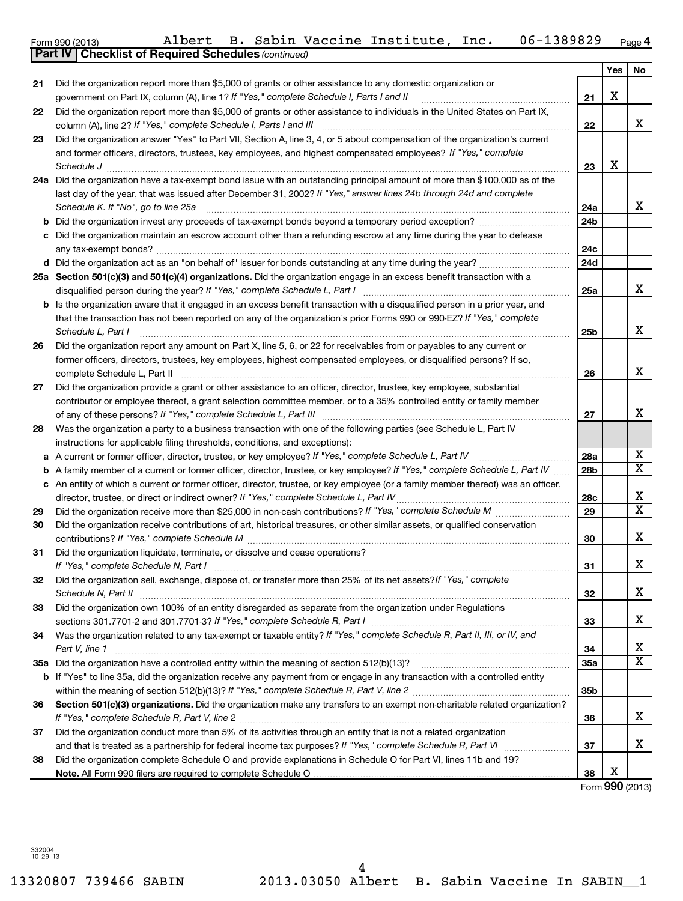Form 990 (2013) Albert B. Sabin Vaccine Institute, Inc. 06-1389829 Page 4

**Part IV Checklist of Required Schedules** *(continued)*

| | | | Yes | No |
|---|---|---|---|---|
| 21 | Did the organization report more than $5,000 of grants or other assistance to any domestic organization or government on Part IX, column (A), line 1? *If "Yes," complete Schedule I, Parts I and II* | 21 | X | |
| 22 | Did the organization report more than $5,000 of grants or other assistance to individuals in the United States on Part IX, column (A), line 2? *If "Yes," complete Schedule I, Parts I and III* | 22 | | X |
| 23 | Did the organization answer "Yes" to Part VII, Section A, line 3, 4, or 5 about compensation of the organization's current and former officers, directors, trustees, key employees, and highest compensated employees? *If "Yes," complete Schedule J* | 23 | X | |
| 24a | Did the organization have a tax-exempt bond issue with an outstanding principal amount of more than $100,000 as of the last day of the year, that was issued after December 31, 2002? *If "Yes," answer lines 24b through 24d and complete Schedule K. If "No", go to line 25a* | 24a | | X |
| b | Did the organization invest any proceeds of tax-exempt bonds beyond a temporary period exception? | 24b | | |
| c | Did the organization maintain an escrow account other than a refunding escrow at any time during the year to defease any tax-exempt bonds? | 24c | | |
| d | Did the organization act as an "on behalf of" issuer for bonds outstanding at any time during the year? | 24d | | |
| 25a | **Section 501(c)(3) and 501(c)(4) organizations.** Did the organization engage in an excess benefit transaction with a disqualified person during the year? *If "Yes," complete Schedule L, Part I* | 25a | | X |
| b | Is the organization aware that it engaged in an excess benefit transaction with a disqualified person in a prior year, and that the transaction has not been reported on any of the organization's prior Forms 990 or 990-EZ? *If "Yes," complete Schedule L, Part I* | 25b | | X |
| 26 | Did the organization report any amount on Part X, line 5, 6, or 22 for receivables from or payables to any current or former officers, directors, trustees, key employees, highest compensated employees, or disqualified persons? If so, complete Schedule L, Part II | 26 | | X |
| 27 | Did the organization provide a grant or other assistance to an officer, director, trustee, key employee, substantial contributor or employee thereof, a grant selection committee member, or to a 35% controlled entity or family member of any of these persons? *If "Yes," complete Schedule L, Part III* | 27 | | X |
| 28 | Was the organization a party to a business transaction with one of the following parties (see Schedule L, Part IV instructions for applicable filing thresholds, conditions, and exceptions): | | | |
| a | A current or former officer, director, trustee, or key employee? *If "Yes," complete Schedule L, Part IV* | 28a | | X |
| b | A family member of a current or former officer, director, trustee, or key employee? *If "Yes," complete Schedule L, Part IV* | 28b | | X |
| c | An entity of which a current or former officer, director, trustee, or key employee (or a family member thereof) was an officer, director, trustee, or direct or indirect owner? *If "Yes," complete Schedule L, Part IV* | 28c | | X |
| 29 | Did the organization receive more than $25,000 in non-cash contributions? *If "Yes," complete Schedule M* | 29 | | X |
| 30 | Did the organization receive contributions of art, historical treasures, or other similar assets, or qualified conservation contributions? *If "Yes," complete Schedule M* | 30 | | X |
| 31 | Did the organization liquidate, terminate, or dissolve and cease operations? *If "Yes," complete Schedule N, Part I* | 31 | | X |
| 32 | Did the organization sell, exchange, dispose of, or transfer more than 25% of its net assets? *If "Yes," complete Schedule N, Part II* | 32 | | X |
| 33 | Did the organization own 100% of an entity disregarded as separate from the organization under Regulations sections 301.7701-2 and 301.7701-3? *If "Yes," complete Schedule R, Part I* | 33 | | X |
| 34 | Was the organization related to any tax-exempt or taxable entity? *If "Yes," complete Schedule R, Part II, III, or IV, and Part V, line 1* | 34 | | X |
| 35a | Did the organization have a controlled entity within the meaning of section 512(b)(13)? | 35a | | X |
| b | If "Yes" to line 35a, did the organization receive any payment from or engage in any transaction with a controlled entity within the meaning of section 512(b)(13)? *If "Yes," complete Schedule R, Part V, line 2* | 35b | | |
| 36 | **Section 501(c)(3) organizations.** Did the organization make any transfers to an exempt non-charitable related organization? *If "Yes," complete Schedule R, Part V, line 2* | 36 | | X |
| 37 | Did the organization conduct more than 5% of its activities through an entity that is not a related organization and that is treated as a partnership for federal income tax purposes? *If "Yes," complete Schedule R, Part VI* | 37 | | X |
| 38 | Did the organization complete Schedule O and provide explanations in Schedule O for Part VI, lines 11b and 19? **Note.** All Form 990 filers are required to complete Schedule O | 38 | X | |

Form **990** (2013)

332004 10-29-13

13320807 739466 SABIN 2013.03050 Albert B. Sabin Vaccine In SABIN__1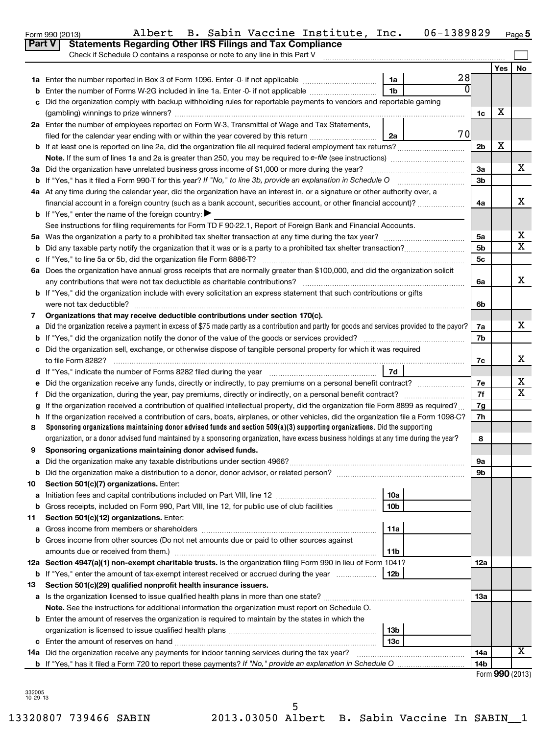Form 990 (2013) Albert B. Sabin Vaccine Institute, Inc. 06-1389829 Page 5

**Part V Statements Regarding Other IRS Filings and Tax Compliance**

Check if Schedule O contains a response or note to any line in this Part V

| | | | | | Yes | No |
|---|---|---|---|---|---|---|
| **1a** | Enter the number reported in Box 3 of Form 1096. Enter -0- if not applicable | 1a | 28 | | | |
| **b** | Enter the number of Forms W-2G included in line 1a. Enter -0- if not applicable | 1b | 0 | | | |
| **c** | Did the organization comply with backup withholding rules for reportable payments to vendors and reportable gaming (gambling) winnings to prize winners? | | | 1c | X | |
| **2a** | Enter the number of employees reported on Form W-3, Transmittal of Wage and Tax Statements, filed for the calendar year ending with or within the year covered by this return | 2a | 70 | | | |
| **b** | If at least one is reported on line 2a, did the organization file all required federal employment tax returns? | | | 2b | X | |
| | **Note.** If the sum of lines 1a and 2a is greater than 250, you may be required to *e-file* (see instructions) | | | | | |
| **3a** | Did the organization have unrelated business gross income of $1,000 or more during the year? | | | 3a | | X |
| **b** | If "Yes," has it filed a Form 990-T for this year? *If "No," to line 3b, provide an explanation in Schedule O* | | | 3b | | |
| **4a** | At any time during the calendar year, did the organization have an interest in, or a signature or other authority over, a financial account in a foreign country (such as a bank account, securities account, or other financial account)? | | | 4a | | X |
| **b** | If "Yes," enter the name of the foreign country: ▶ | | | | | |
| | See instructions for filing requirements for Form TD F 90-22.1, Report of Foreign Bank and Financial Accounts. | | | | | |
| **5a** | Was the organization a party to a prohibited tax shelter transaction at any time during the tax year? | | | 5a | | X |
| **b** | Did any taxable party notify the organization that it was or is a party to a prohibited tax shelter transaction? | | | 5b | | X |
| **c** | If "Yes," to line 5a or 5b, did the organization file Form 8886-T? | | | 5c | | |
| **6a** | Does the organization have annual gross receipts that are normally greater than $100,000, and did the organization solicit any contributions that were not tax deductible as charitable contributions? | | | 6a | | X |
| **b** | If "Yes," did the organization include with every solicitation an express statement that such contributions or gifts were not tax deductible? | | | 6b | | |
| **7** | **Organizations that may receive deductible contributions under section 170(c).** | | | | | |
| **a** | Did the organization receive a payment in excess of $75 made partly as a contribution and partly for goods and services provided to the payor? | | | 7a | | X |
| **b** | If "Yes," did the organization notify the donor of the value of the goods or services provided? | | | 7b | | |
| **c** | Did the organization sell, exchange, or otherwise dispose of tangible personal property for which it was required to file Form 8282? | | | 7c | | X |
| **d** | If "Yes," indicate the number of Forms 8282 filed during the year | 7d | | | | |
| **e** | Did the organization receive any funds, directly or indirectly, to pay premiums on a personal benefit contract? | | | 7e | | X |
| **f** | Did the organization, during the year, pay premiums, directly or indirectly, on a personal benefit contract? | | | 7f | | X |
| **g** | If the organization received a contribution of qualified intellectual property, did the organization file Form 8899 as required? | | | 7g | | |
| **h** | If the organization received a contribution of cars, boats, airplanes, or other vehicles, did the organization file a Form 1098-C? | | | 7h | | |
| **8** | **Sponsoring organizations maintaining donor advised funds and section 509(a)(3) supporting organizations.** Did the supporting organization, or a donor advised fund maintained by a sponsoring organization, have excess business holdings at any time during the year? | | | 8 | | |
| **9** | **Sponsoring organizations maintaining donor advised funds.** | | | | | |
| **a** | Did the organization make any taxable distributions under section 4966? | | | 9a | | |
| **b** | Did the organization make a distribution to a donor, donor advisor, or related person? | | | 9b | | |
| **10** | **Section 501(c)(7) organizations.** Enter: | | | | | |
| **a** | Initiation fees and capital contributions included on Part VIII, line 12 | 10a | | | | |
| **b** | Gross receipts, included on Form 990, Part VIII, line 12, for public use of club facilities | 10b | | | | |
| **11** | **Section 501(c)(12) organizations.** Enter: | | | | | |
| **a** | Gross income from members or shareholders | 11a | | | | |
| **b** | Gross income from other sources (Do not net amounts due or paid to other sources against amounts due or received from them.) | 11b | | | | |
| **12a** | **Section 4947(a)(1) non-exempt charitable trusts.** Is the organization filing Form 990 in lieu of Form 1041? | | | 12a | | |
| **b** | If "Yes," enter the amount of tax-exempt interest received or accrued during the year | 12b | | | | |
| **13** | **Section 501(c)(29) qualified nonprofit health insurance issuers.** | | | | | |
| **a** | Is the organization licensed to issue qualified health plans in more than one state? | | | 13a | | |
| | **Note.** See the instructions for additional information the organization must report on Schedule O. | | | | | |
| **b** | Enter the amount of reserves the organization is required to maintain by the states in which the organization is licensed to issue qualified health plans | 13b | | | | |
| **c** | Enter the amount of reserves on hand | 13c | | | | |
| **14a** | Did the organization receive any payments for indoor tanning services during the tax year? | | | 14a | | X |
| **b** | If "Yes," has it filed a Form 720 to report these payments? *If "No," provide an explanation in Schedule O* | | | 14b | | |

Form **990** (2013)

332005
10-29-13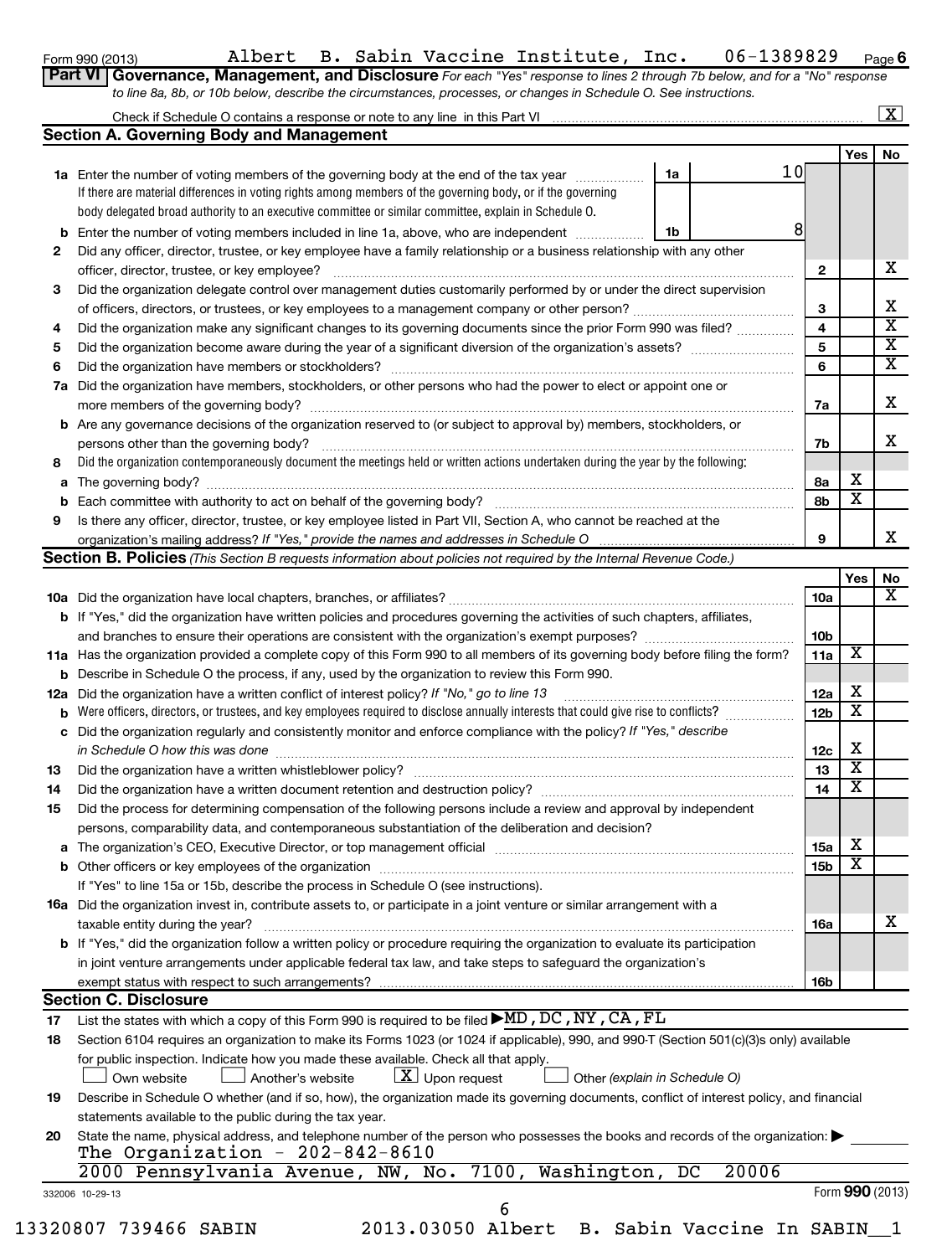Form 990 (2013) Albert B. Sabin Vaccine Institute, Inc. 06-1389829 Page 6

**Part VI Governance, Management, and Disclosure** *For each "Yes" response to lines 2 through 7b below, and for a "No" response to line 8a, 8b, or 10b below, describe the circumstances, processes, or changes in Schedule O. See instructions.*

Check if Schedule O contains a response or note to any line in this Part VI ... [X]

## Section A. Governing Body and Management

| | | | | Yes | No |
|---|---|---|---|---|---|
| **1a** | Enter the number of voting members of the governing body at the end of the tax year. If there are material differences in voting rights among members of the governing body, or if the governing body delegated broad authority to an executive committee or similar committee, explain in Schedule O. | 1a 10 | | | |
| **b** | Enter the number of voting members included in line 1a, above, who are independent | 1b 8 | | | |
| **2** | Did any officer, director, trustee, or key employee have a family relationship or a business relationship with any other officer, director, trustee, or key employee? | | 2 | | X |
| **3** | Did the organization delegate control over management duties customarily performed by or under the direct supervision of officers, directors, or trustees, or key employees to a management company or other person? | | 3 | | X |
| **4** | Did the organization make any significant changes to its governing documents since the prior Form 990 was filed? | | 4 | | X |
| **5** | Did the organization become aware during the year of a significant diversion of the organization's assets? | | 5 | | X |
| **6** | Did the organization have members or stockholders? | | 6 | | X |
| **7a** | Did the organization have members, stockholders, or other persons who had the power to elect or appoint one or more members of the governing body? | | 7a | | X |
| **b** | Are any governance decisions of the organization reserved to (or subject to approval by) members, stockholders, or persons other than the governing body? | | 7b | | X |
| **8** | Did the organization contemporaneously document the meetings held or written actions undertaken during the year by the following: | | | | |
| **a** | The governing body? | | 8a | X | |
| **b** | Each committee with authority to act on behalf of the governing body? | | 8b | X | |
| **9** | Is there any officer, director, trustee, or key employee listed in Part VII, Section A, who cannot be reached at the organization's mailing address? *If "Yes," provide the names and addresses in Schedule O* | | 9 | | X |

## Section B. Policies *(This Section B requests information about policies not required by the Internal Revenue Code.)*

| | | | Yes | No |
|---|---|---|---|---|
| **10a** | Did the organization have local chapters, branches, or affiliates? | 10a | | X |
| **b** | If "Yes," did the organization have written policies and procedures governing the activities of such chapters, affiliates, and branches to ensure their operations are consistent with the organization's exempt purposes? | 10b | | |
| **11a** | Has the organization provided a complete copy of this Form 990 to all members of its governing body before filing the form? | 11a | X | |
| **b** | Describe in Schedule O the process, if any, used by the organization to review this Form 990. | | | |
| **12a** | Did the organization have a written conflict of interest policy? *If "No," go to line 13* | 12a | X | |
| **b** | Were officers, directors, or trustees, and key employees required to disclose annually interests that could give rise to conflicts? | 12b | X | |
| **c** | Did the organization regularly and consistently monitor and enforce compliance with the policy? *If "Yes," describe in Schedule O how this was done* | 12c | X | |
| **13** | Did the organization have a written whistleblower policy? | 13 | X | |
| **14** | Did the organization have a written document retention and destruction policy? | 14 | X | |
| **15** | Did the process for determining compensation of the following persons include a review and approval by independent persons, comparability data, and contemporaneous substantiation of the deliberation and decision? | | | |
| **a** | The organization's CEO, Executive Director, or top management official | 15a | X | |
| **b** | Other officers or key employees of the organization | 15b | X | |
| | If "Yes" to line 15a or 15b, describe the process in Schedule O (see instructions). | | | |
| **16a** | Did the organization invest in, contribute assets to, or participate in a joint venture or similar arrangement with a taxable entity during the year? | 16a | | X |
| **b** | If "Yes," did the organization follow a written policy or procedure requiring the organization to evaluate its participation in joint venture arrangements under applicable federal tax law, and take steps to safeguard the organization's exempt status with respect to such arrangements? | 16b | | |

## Section C. Disclosure

**17** List the states with which a copy of this Form 990 is required to be filed ▶ MD,DC,NY,CA,FL

**18** Section 6104 requires an organization to make its Forms 1023 (or 1024 if applicable), 990, and 990-T (Section 501(c)(3)s only) available for public inspection. Indicate how you made these available. Check all that apply.

[ ] Own website [ ] Another's website [X] Upon request [ ] Other *(explain in Schedule O)*

**19** Describe in Schedule O whether (and if so, how), the organization made its governing documents, conflict of interest policy, and financial statements available to the public during the tax year.

**20** State the name, physical address, and telephone number of the person who possesses the books and records of the organization: ▶
The Organization - 202-842-8610
2000 Pennsylvania Avenue, NW, No. 7100, Washington, DC 20006

332006 10-29-13 Form **990** (2013)

13320807 739466 SABIN 2013.03050 Albert B. Sabin Vaccine In SABIN__1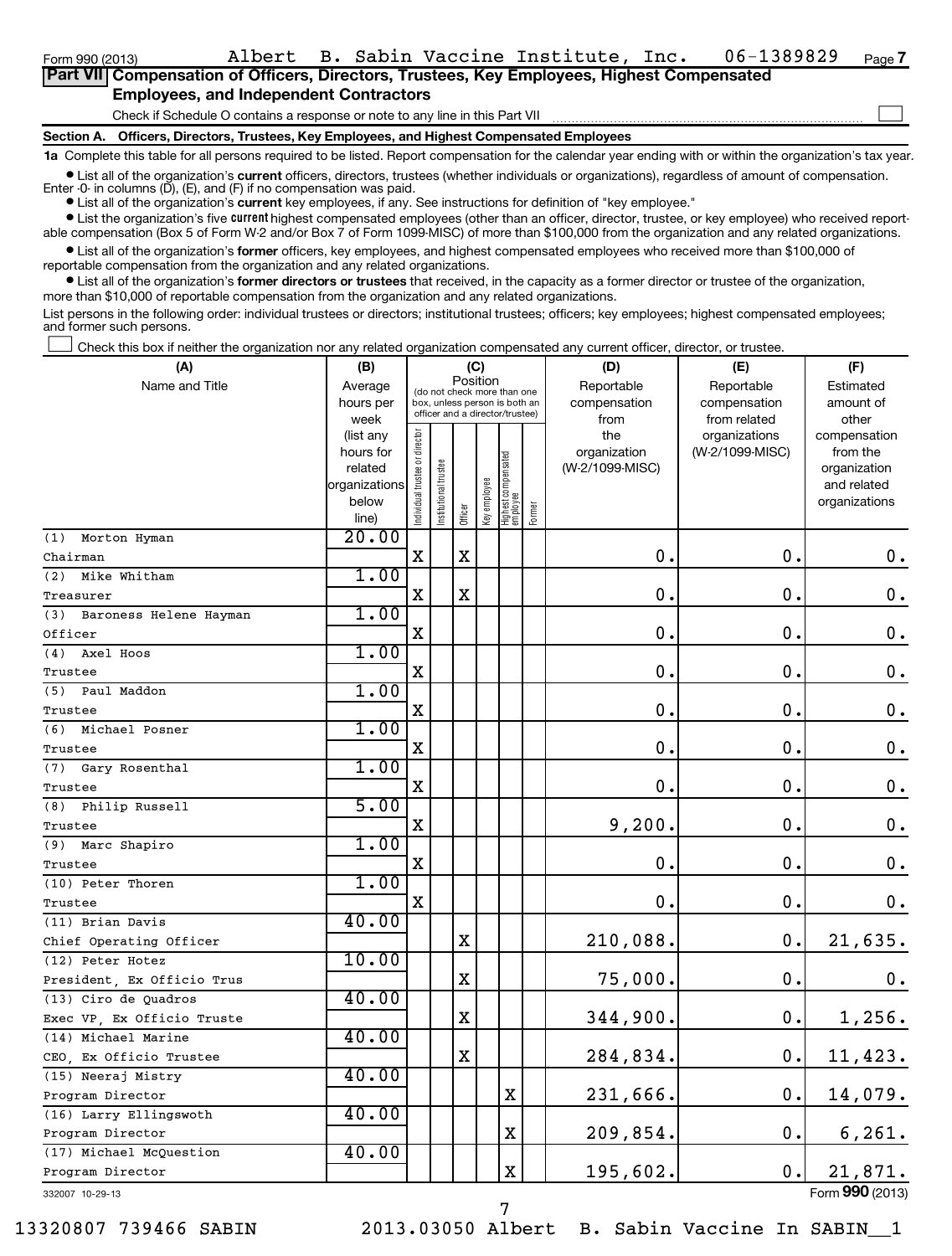Form 990 (2013) Albert B. Sabin Vaccine Institute, Inc. 06-1389829 Page 7

## Part VII Compensation of Officers, Directors, Trustees, Key Employees, Highest Compensated Employees, and Independent Contractors

Check if Schedule O contains a response or note to any line in this Part VII

### Section A. Officers, Directors, Trustees, Key Employees, and Highest Compensated Employees

**1a** Complete this table for all persons required to be listed. Report compensation for the calendar year ending with or within the organization's tax year.

- List all of the organization's **current** officers, directors, trustees (whether individuals or organizations), regardless of amount of compensation. Enter -0- in columns (D), (E), and (F) if no compensation was paid.
- List all of the organization's **current** key employees, if any. See instructions for definition of "key employee."
- List the organization's five **current** highest compensated employees (other than an officer, director, trustee, or key employee) who received reportable compensation (Box 5 of Form W-2 and/or Box 7 of Form 1099-MISC) of more than $100,000 from the organization and any related organizations.
- List all of the organization's **former** officers, key employees, and highest compensated employees who received more than $100,000 of reportable compensation from the organization and any related organizations.
- List all of the organization's **former directors or trustees** that received, in the capacity as a former director or trustee of the organization, more than $10,000 of reportable compensation from the organization and any related organizations.

List persons in the following order: individual trustees or directors; institutional trustees; officers; key employees; highest compensated employees; and former such persons.

Check this box if neither the organization nor any related organization compensated any current officer, director, or trustee.

| (A) Name and Title | (B) Average hours per week (list any hours for related organizations below line) | (C) Position: Individual trustee or director | Institutional trustee | Officer | Key employee | Highest compensated employee | Former | (D) Reportable compensation from the organization (W-2/1099-MISC) | (E) Reportable compensation from related organizations (W-2/1099-MISC) | (F) Estimated amount of other compensation from the organization and related organizations |
|---|---|---|---|---|---|---|---|---|---|---|
| (1) Morton Hyman<br>Chairman | 20.00 | X | | X | | | | 0. | 0. | 0. |
| (2) Mike Whitham<br>Treasurer | 1.00 | X | | X | | | | 0. | 0. | 0. |
| (3) Baroness Helene Hayman<br>Officer | 1.00 | X | | | | | | 0. | 0. | 0. |
| (4) Axel Hoos<br>Trustee | 1.00 | X | | | | | | 0. | 0. | 0. |
| (5) Paul Maddon<br>Trustee | 1.00 | X | | | | | | 0. | 0. | 0. |
| (6) Michael Posner<br>Trustee | 1.00 | X | | | | | | 0. | 0. | 0. |
| (7) Gary Rosenthal<br>Trustee | 1.00 | X | | | | | | 0. | 0. | 0. |
| (8) Philip Russell<br>Trustee | 5.00 | X | | | | | | 9,200. | 0. | 0. |
| (9) Marc Shapiro<br>Trustee | 1.00 | X | | | | | | 0. | 0. | 0. |
| (10) Peter Thoren<br>Trustee | 1.00 | X | | | | | | 0. | 0. | 0. |
| (11) Brian Davis<br>Chief Operating Officer | 40.00 | | | X | | | | 210,088. | 0. | 21,635. |
| (12) Peter Hotez<br>President, Ex Officio Trus | 10.00 | | | X | | | | 75,000. | 0. | 0. |
| (13) Ciro de Quadros<br>Exec VP, Ex Officio Truste | 40.00 | | | X | | | | 344,900. | 0. | 1,256. |
| (14) Michael Marine<br>CEO, Ex Officio Trustee | 40.00 | | | X | | | | 284,834. | 0. | 11,423. |
| (15) Neeraj Mistry<br>Program Director | 40.00 | | | | | X | | 231,666. | 0. | 14,079. |
| (16) Larry Ellingswoth<br>Program Director | 40.00 | | | | | X | | 209,854. | 0. | 6,261. |
| (17) Michael McQuestion<br>Program Director | 40.00 | | | | | X | | 195,602. | 0. | 21,871. |

332007 10-29-13

Form **990** (2013)

13320807 739466 SABIN 2013.03050 Albert B. Sabin Vaccine In SABIN__1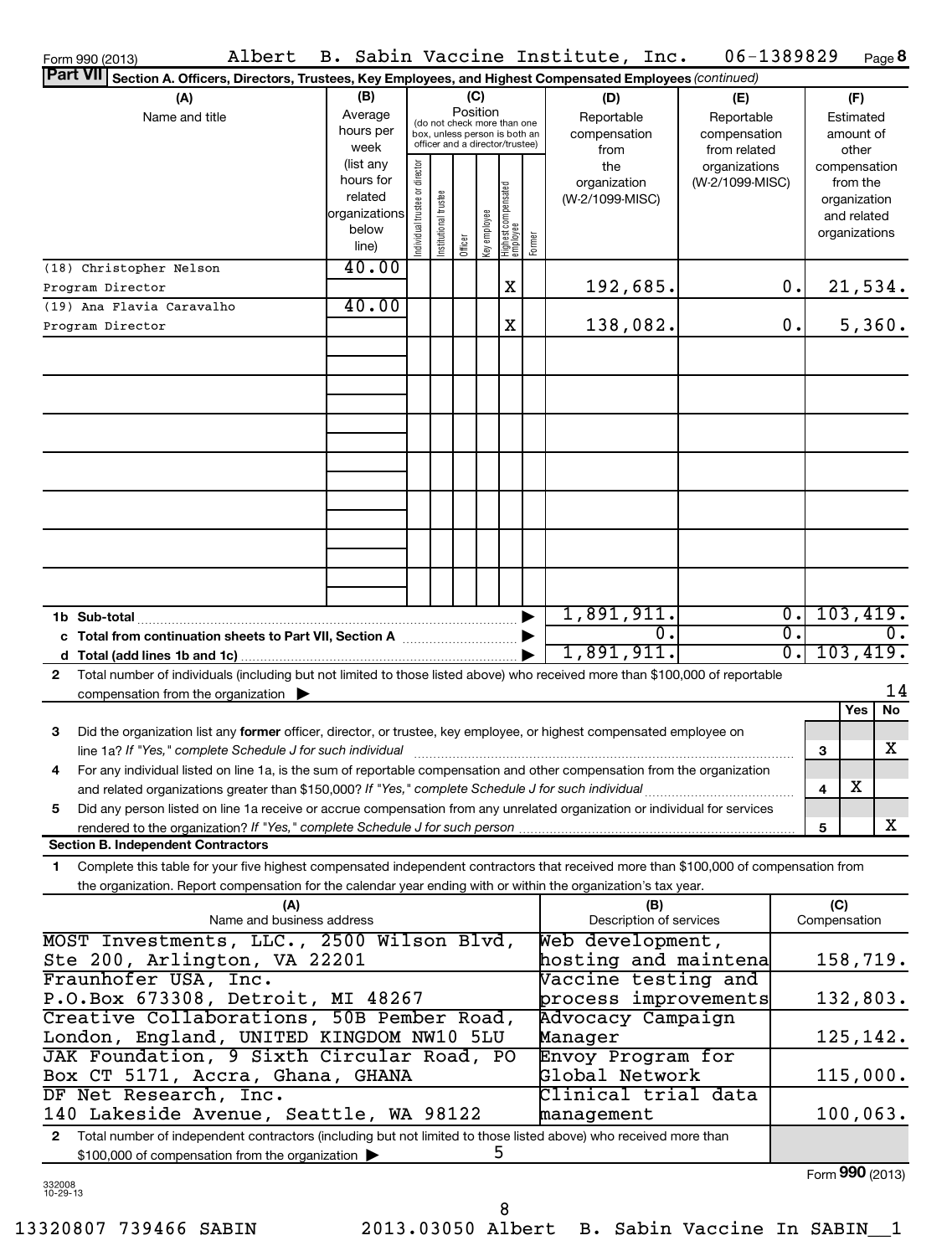Form 990 (2013) Albert B. Sabin Vaccine Institute, Inc. 06-1389829 Page 8

**Part VII Section A. Officers, Directors, Trustees, Key Employees, and Highest Compensated Employees** *(continued)*

| (A) Name and title | (B) Average hours per week (list any hours for related organizations below line) | (C) Position: Individual trustee or director | Institutional trustee | Officer | Key employee | Highest compensated employee | Former | (D) Reportable compensation from the organization (W-2/1099-MISC) | (E) Reportable compensation from related organizations (W-2/1099-MISC) | (F) Estimated amount of other compensation from the organization and related organizations |
|---|---|---|---|---|---|---|---|---|---|---|
| (18) Christopher Nelson<br>Program Director | 40.00 | | | | | X | | 192,685. | 0. | 21,534. |
| (19) Ana Flavia Caravalho<br>Program Director | 40.00 | | | | | X | | 138,082. | 0. | 5,360. |
| **1b Sub-total** | | | | | | | | 1,891,911. | 0. | 103,419. |
| **c Total from continuation sheets to Part VII, Section A** | | | | | | | | 0. | 0. | 0. |
| **d Total (add lines 1b and 1c)** | | | | | | | | 1,891,911. | 0. | 103,419. |

**2** Total number of individuals (including but not limited to those listed above) who received more than $100,000 of reportable compensation from the organization ▶ 14

| | | | Yes | No |
|---|---|---|---|---|
| **3** | Did the organization list any **former** officer, director, or trustee, key employee, or highest compensated employee on line 1a? *If "Yes," complete Schedule J for such individual* | 3 | | X |
| **4** | For any individual listed on line 1a, is the sum of reportable compensation and other compensation from the organization and related organizations greater than $150,000? *If "Yes," complete Schedule J for such individual* | 4 | X | |
| **5** | Did any person listed on line 1a receive or accrue compensation from any unrelated organization or individual for services rendered to the organization? *If "Yes," complete Schedule J for such person* | 5 | | X |

**Section B. Independent Contractors**

**1** Complete this table for your five highest compensated independent contractors that received more than $100,000 of compensation from the organization. Report compensation for the calendar year ending with or within the organization's tax year.

| (A) Name and business address | (B) Description of services | (C) Compensation |
|---|---|---|
| MOST Investments, LLC., 2500 Wilson Blvd, Ste 200, Arlington, VA 22201 | Web development, hosting and maintena | 158,719. |
| Fraunhofer USA, Inc. P.O.Box 673308, Detroit, MI 48267 | Vaccine testing and process improvements | 132,803. |
| Creative Collaborations, 50B Pember Road, London, England, UNITED KINGDOM NW10 5LU | Advocacy Campaign Manager | 125,142. |
| JAK Foundation, 9 Sixth Circular Road, PO Box CT 5171, Accra, Ghana, GHANA | Envoy Program for Global Network | 115,000. |
| DF Net Research, Inc. 140 Lakeside Avenue, Seattle, WA 98122 | Clinical trial data management | 100,063. |

**2** Total number of independent contractors (including but not limited to those listed above) who received more than $100,000 of compensation from the organization ▶ 5

Form **990** (2013)

332008 10-29-13

13320807 739466 SABIN 2013.03050 Albert B. Sabin Vaccine In SABIN__1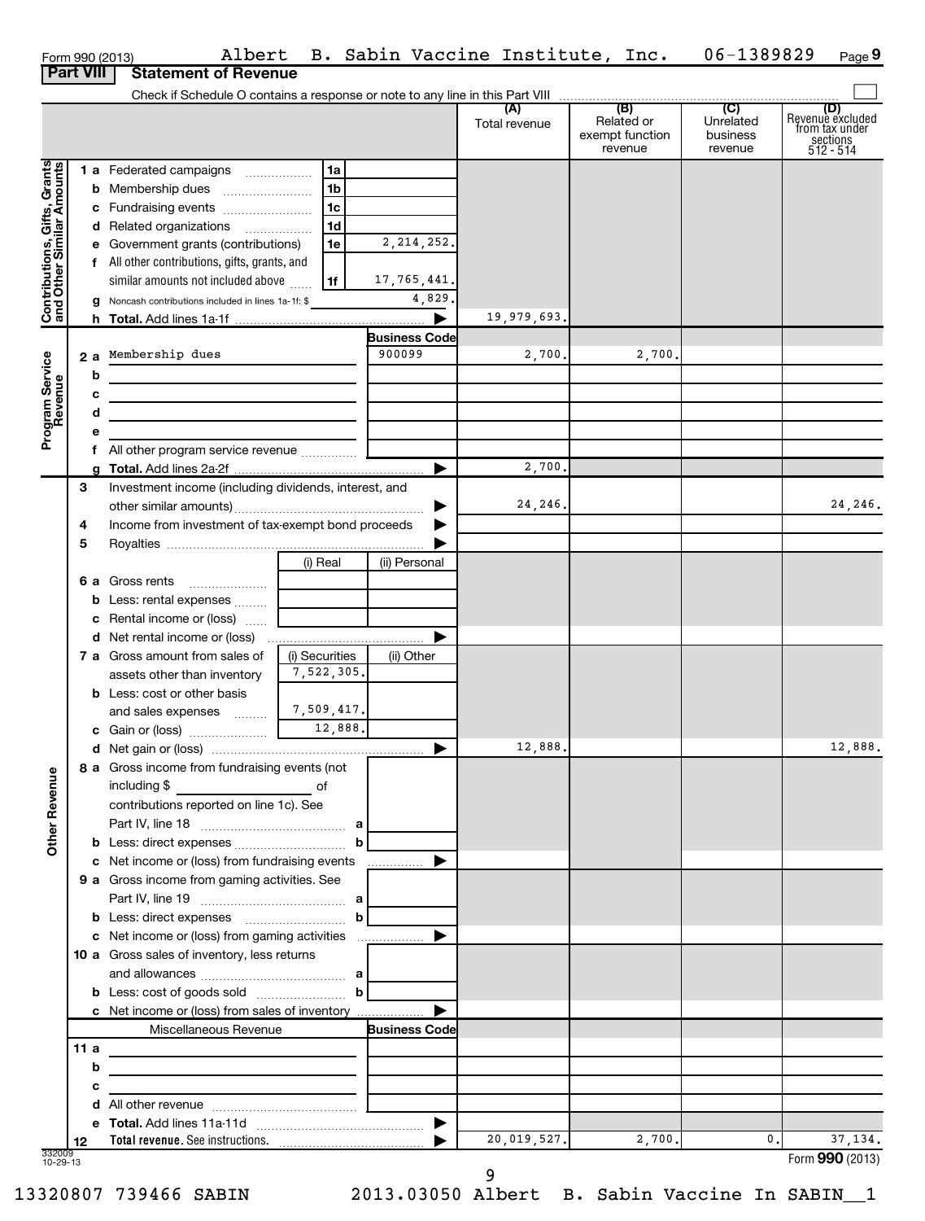Form 990 (2013) Albert B. Sabin Vaccine Institute, Inc. 06-1389829 Page 9

## Part VIII Statement of Revenue

Check if Schedule O contains a response or note to any line in this Part VIII ☐

| | | | (A) Total revenue | (B) Related or exempt function revenue | (C) Unrelated business revenue | (D) Revenue excluded from tax under sections 512 - 514 |
|---|---|---|---|---|---|---|
| **Contributions, Gifts, Grants and Other Similar Amounts** | 1a Federated campaigns | 1a | | | | |
| | b Membership dues | 1b | | | | |
| | c Fundraising events | 1c | | | | |
| | d Related organizations | 1d | | | | |
| | e Government grants (contributions) | 1e 2,214,252. | | | | |
| | f All other contributions, gifts, grants, and similar amounts not included above | 1f 17,765,441. | | | | |
| | g Noncash contributions included in lines 1a-1f: $ | 4,829. | | | | |
| | h **Total.** Add lines 1a-1f | ▶ | 19,979,693. | | | |
| **Program Service Revenue** | | **Business Code** | | | | |
| | 2a Membership dues | 900099 | 2,700. | 2,700. | | |
| | b | | | | | |
| | c | | | | | |
| | d | | | | | |
| | e | | | | | |
| | f All other program service revenue | | | | | |
| | g **Total.** Add lines 2a-2f | ▶ | 2,700. | | | |
| **Other Revenue** | 3 Investment income (including dividends, interest, and other similar amounts) | ▶ | 24,246. | | | 24,246. |
| | 4 Income from investment of tax-exempt bond proceeds | ▶ | | | | |
| | 5 Royalties | ▶ | | | | |
| | | (i) Real / (ii) Personal | | | | |
| | 6a Gross rents | | | | | |
| | b Less: rental expenses | | | | | |
| | c Rental income or (loss) | | | | | |
| | d Net rental income or (loss) | ▶ | | | | |
| | | (i) Securities / (ii) Other | | | | |
| | 7a Gross amount from sales of assets other than inventory | (i) 7,522,305. | | | | |
| | b Less: cost or other basis and sales expenses | (i) 7,509,417. | | | | |
| | c Gain or (loss) | (i) 12,888. | | | | |
| | d Net gain or (loss) | ▶ | 12,888. | | | 12,888. |
| | 8a Gross income from fundraising events (not including $ ____ of contributions reported on line 1c). See Part IV, line 18 | a | | | | |
| | b Less: direct expenses | b | | | | |
| | c Net income or (loss) from fundraising events | ▶ | | | | |
| | 9a Gross income from gaming activities. See Part IV, line 19 | a | | | | |
| | b Less: direct expenses | b | | | | |
| | c Net income or (loss) from gaming activities | ▶ | | | | |
| | 10a Gross sales of inventory, less returns and allowances | a | | | | |
| | b Less: cost of goods sold | b | | | | |
| | c Net income or (loss) from sales of inventory | ▶ | | | | |
| | Miscellaneous Revenue | **Business Code** | | | | |
| | 11a | | | | | |
| | b | | | | | |
| | c | | | | | |
| | d All other revenue | | | | | |
| | e **Total.** Add lines 11a-11d | ▶ | | | | |
| | 12 **Total revenue.** See instructions. | ▶ | 20,019,527. | 2,700. | 0. | 37,134. |

332009 10-29-13

Form **990** (2013)

13320807 739466 SABIN 2013.03050 Albert B. Sabin Vaccine In SABIN__1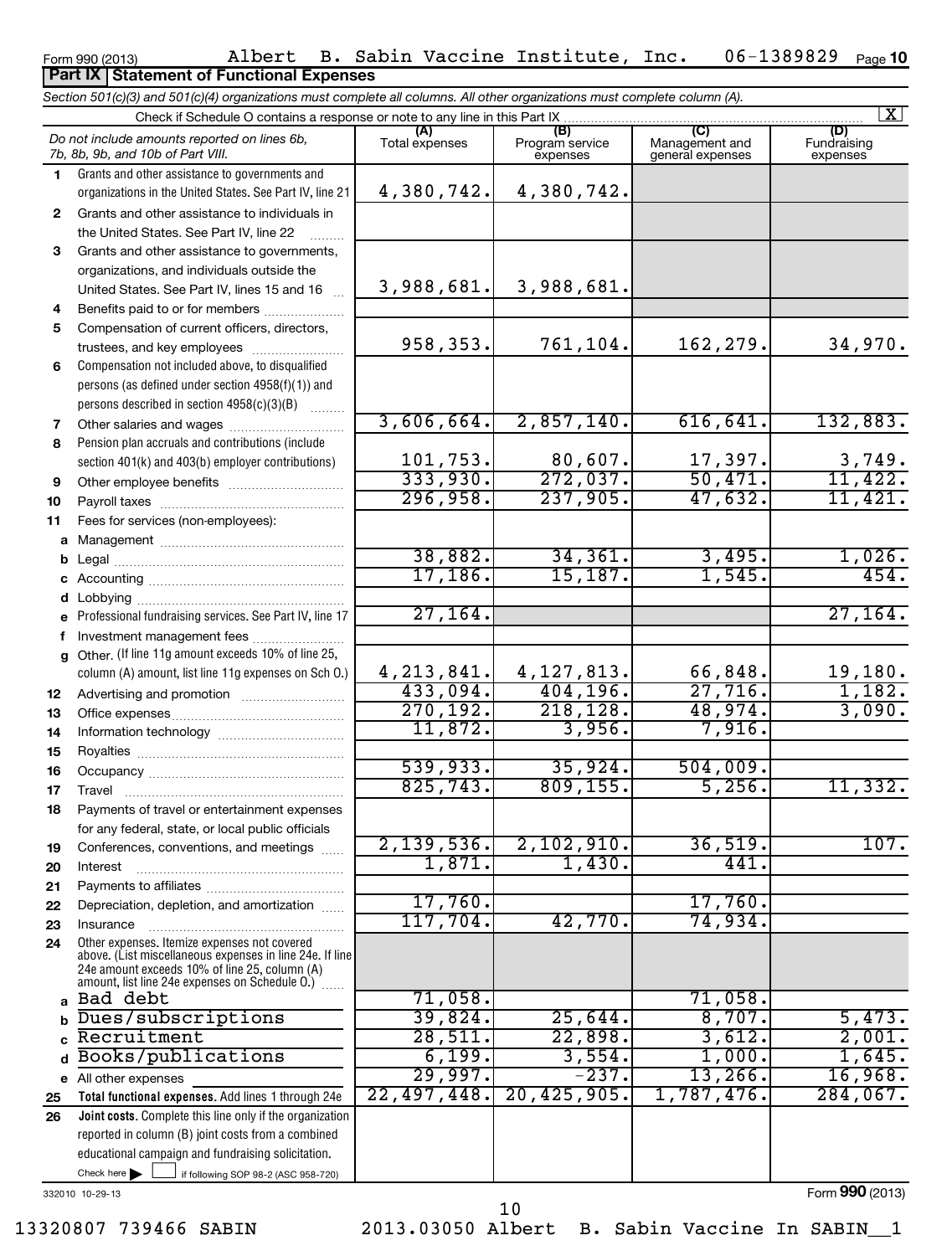Form 990 (2013) Albert B. Sabin Vaccine Institute, Inc. 06-1389829 Page 10

## Part IX Statement of Functional Expenses

*Section 501(c)(3) and 501(c)(4) organizations must complete all columns. All other organizations must complete column (A).*

Check if Schedule O contains a response or note to any line in this Part IX ..... [X]

| *Do not include amounts reported on lines 6b, 7b, 8b, 9b, and 10b of Part VIII.* | (A) Total expenses | (B) Program service expenses | (C) Management and general expenses | (D) Fundraising expenses |
|---|---|---|---|---|
| 1 Grants and other assistance to governments and organizations in the United States. See Part IV, line 21 | 4,380,742. | 4,380,742. | | |
| 2 Grants and other assistance to individuals in the United States. See Part IV, line 22 | | | | |
| 3 Grants and other assistance to governments, organizations, and individuals outside the United States. See Part IV, lines 15 and 16 | 3,988,681. | 3,988,681. | | |
| 4 Benefits paid to or for members | | | | |
| 5 Compensation of current officers, directors, trustees, and key employees | 958,353. | 761,104. | 162,279. | 34,970. |
| 6 Compensation not included above, to disqualified persons (as defined under section 4958(f)(1)) and persons described in section 4958(c)(3)(B) | | | | |
| 7 Other salaries and wages | 3,606,664. | 2,857,140. | 616,641. | 132,883. |
| 8 Pension plan accruals and contributions (include section 401(k) and 403(b) employer contributions) | 101,753. | 80,607. | 17,397. | 3,749. |
| 9 Other employee benefits | 333,930. | 272,037. | 50,471. | 11,422. |
| 10 Payroll taxes | 296,958. | 237,905. | 47,632. | 11,421. |
| 11 Fees for services (non-employees): | | | | |
| a Management | | | | |
| b Legal | 38,882. | 34,361. | 3,495. | 1,026. |
| c Accounting | 17,186. | 15,187. | 1,545. | 454. |
| d Lobbying | | | | |
| e Professional fundraising services. See Part IV, line 17 | 27,164. | | | 27,164. |
| f Investment management fees | | | | |
| g Other. (If line 11g amount exceeds 10% of line 25, column (A) amount, list line 11g expenses on Sch O.) | 4,213,841. | 4,127,813. | 66,848. | 19,180. |
| 12 Advertising and promotion | 433,094. | 404,196. | 27,716. | 1,182. |
| 13 Office expenses | 270,192. | 218,128. | 48,974. | 3,090. |
| 14 Information technology | 11,872. | 3,956. | 7,916. | |
| 15 Royalties | | | | |
| 16 Occupancy | 539,933. | 35,924. | 504,009. | |
| 17 Travel | 825,743. | 809,155. | 5,256. | 11,332. |
| 18 Payments of travel or entertainment expenses for any federal, state, or local public officials | | | | |
| 19 Conferences, conventions, and meetings | 2,139,536. | 2,102,910. | 36,519. | 107. |
| 20 Interest | 1,871. | 1,430. | 441. | |
| 21 Payments to affiliates | | | | |
| 22 Depreciation, depletion, and amortization | 17,760. | | 17,760. | |
| 23 Insurance | 117,704. | 42,770. | 74,934. | |
| 24 Other expenses. Itemize expenses not covered above. (List miscellaneous expenses in line 24e. If line 24e amount exceeds 10% of line 25, column (A) amount, list line 24e expenses on Schedule O.) | | | | |
| a Bad debt | 71,058. | | 71,058. | |
| b Dues/subscriptions | 39,824. | 25,644. | 8,707. | 5,473. |
| c Recruitment | 28,511. | 22,898. | 3,612. | 2,001. |
| d Books/publications | 6,199. | 3,554. | 1,000. | 1,645. |
| e All other expenses | 29,997. | -237. | 13,266. | 16,968. |
| 25 **Total functional expenses.** Add lines 1 through 24e | 22,497,448. | 20,425,905. | 1,787,476. | 284,067. |
| 26 **Joint costs.** Complete this line only if the organization reported in column (B) joint costs from a combined educational campaign and fundraising solicitation. Check here [ ] if following SOP 98-2 (ASC 958-720) | | | | |

332010 10-29-13

Form 990 (2013)

13320807 739466 SABIN 2013.03050 Albert B. Sabin Vaccine In SABIN__1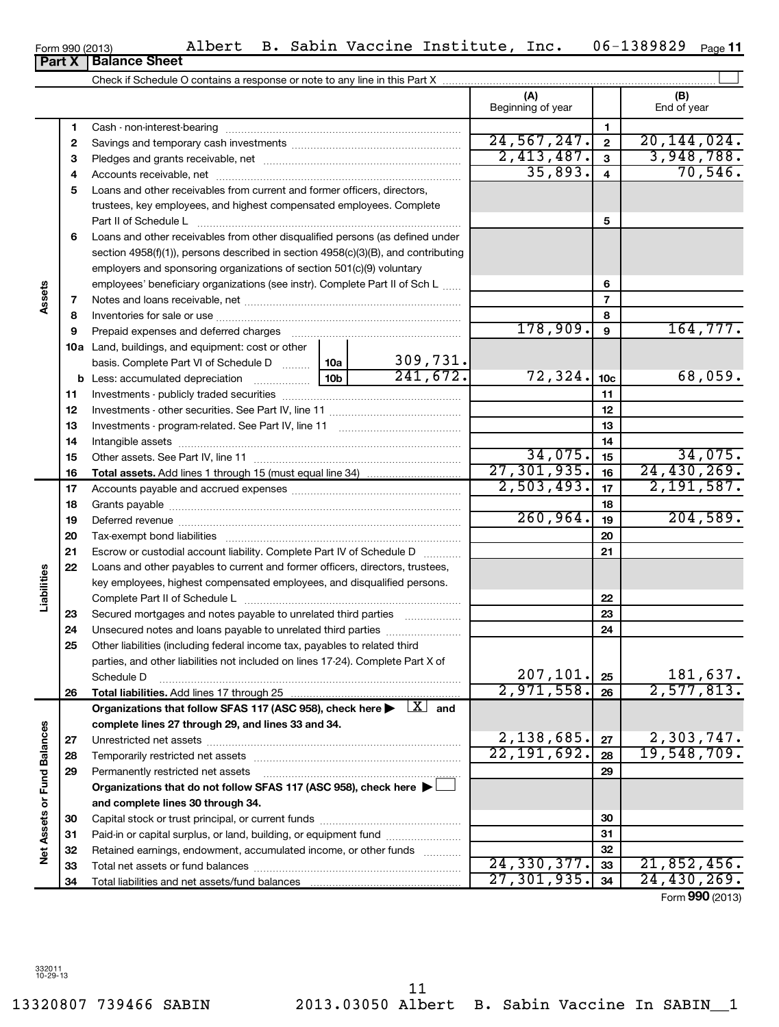Form 990 (2013) Albert B. Sabin Vaccine Institute, Inc. 06-1389829 Page 11

## Part X Balance Sheet

Check if Schedule O contains a response or note to any line in this Part X

| | | | | | (A) Beginning of year | | (B) End of year |
|---|---|---|---|---|---|---|---|
| **Assets** | 1 | Cash - non-interest-bearing | | | | 1 | |
| | 2 | Savings and temporary cash investments | | | 24,567,247. | 2 | 20,144,024. |
| | 3 | Pledges and grants receivable, net | | | 2,413,487. | 3 | 3,948,788. |
| | 4 | Accounts receivable, net | | | 35,893. | 4 | 70,546. |
| | 5 | Loans and other receivables from current and former officers, directors, trustees, key employees, and highest compensated employees. Complete Part II of Schedule L | | | | 5 | |
| | 6 | Loans and other receivables from other disqualified persons (as defined under section 4958(f)(1)), persons described in section 4958(c)(3)(B), and contributing employers and sponsoring organizations of section 501(c)(9) voluntary employees' beneficiary organizations (see instr). Complete Part II of Sch L | | | | 6 | |
| | 7 | Notes and loans receivable, net | | | | 7 | |
| | 8 | Inventories for sale or use | | | | 8 | |
| | 9 | Prepaid expenses and deferred charges | | | 178,909. | 9 | 164,777. |
| | 10a | Land, buildings, and equipment: cost or other basis. Complete Part VI of Schedule D | 10a | 309,731. | | | |
| | b | Less: accumulated depreciation | 10b | 241,672. | 72,324. | 10c | 68,059. |
| | 11 | Investments - publicly traded securities | | | | 11 | |
| | 12 | Investments - other securities. See Part IV, line 11 | | | | 12 | |
| | 13 | Investments - program-related. See Part IV, line 11 | | | | 13 | |
| | 14 | Intangible assets | | | | 14 | |
| | 15 | Other assets. See Part IV, line 11 | | | 34,075. | 15 | 34,075. |
| | 16 | **Total assets.** Add lines 1 through 15 (must equal line 34) | | | 27,301,935. | 16 | 24,430,269. |
| **Liabilities** | 17 | Accounts payable and accrued expenses | | | 2,503,493. | 17 | 2,191,587. |
| | 18 | Grants payable | | | | 18 | |
| | 19 | Deferred revenue | | | 260,964. | 19 | 204,589. |
| | 20 | Tax-exempt bond liabilities | | | | 20 | |
| | 21 | Escrow or custodial account liability. Complete Part IV of Schedule D | | | | 21 | |
| | 22 | Loans and other payables to current and former officers, directors, trustees, key employees, highest compensated employees, and disqualified persons. Complete Part II of Schedule L | | | | 22 | |
| | 23 | Secured mortgages and notes payable to unrelated third parties | | | | 23 | |
| | 24 | Unsecured notes and loans payable to unrelated third parties | | | | 24 | |
| | 25 | Other liabilities (including federal income tax, payables to related third parties, and other liabilities not included on lines 17-24). Complete Part X of Schedule D | | | 207,101. | 25 | 181,637. |
| | 26 | **Total liabilities.** Add lines 17 through 25 | | | 2,971,558. | 26 | 2,577,813. |
| **Net Assets or Fund Balances** | | **Organizations that follow SFAS 117 (ASC 958), check here ▶ [X] and complete lines 27 through 29, and lines 33 and 34.** | | | | | |
| | 27 | Unrestricted net assets | | | 2,138,685. | 27 | 2,303,747. |
| | 28 | Temporarily restricted net assets | | | 22,191,692. | 28 | 19,548,709. |
| | 29 | Permanently restricted net assets | | | | 29 | |
| | | **Organizations that do not follow SFAS 117 (ASC 958), check here ▶ [ ] and complete lines 30 through 34.** | | | | | |
| | 30 | Capital stock or trust principal, or current funds | | | | 30 | |
| | 31 | Paid-in or capital surplus, or land, building, or equipment fund | | | | 31 | |
| | 32 | Retained earnings, endowment, accumulated income, or other funds | | | | 32 | |
| | 33 | Total net assets or fund balances | | | 24,330,377. | 33 | 21,852,456. |
| | 34 | Total liabilities and net assets/fund balances | | | 27,301,935. | 34 | 24,430,269. |

Form 990 (2013)

332011 10-29-13

13320807 739466 SABIN 2013.03050 Albert B. Sabin Vaccine In SABIN__1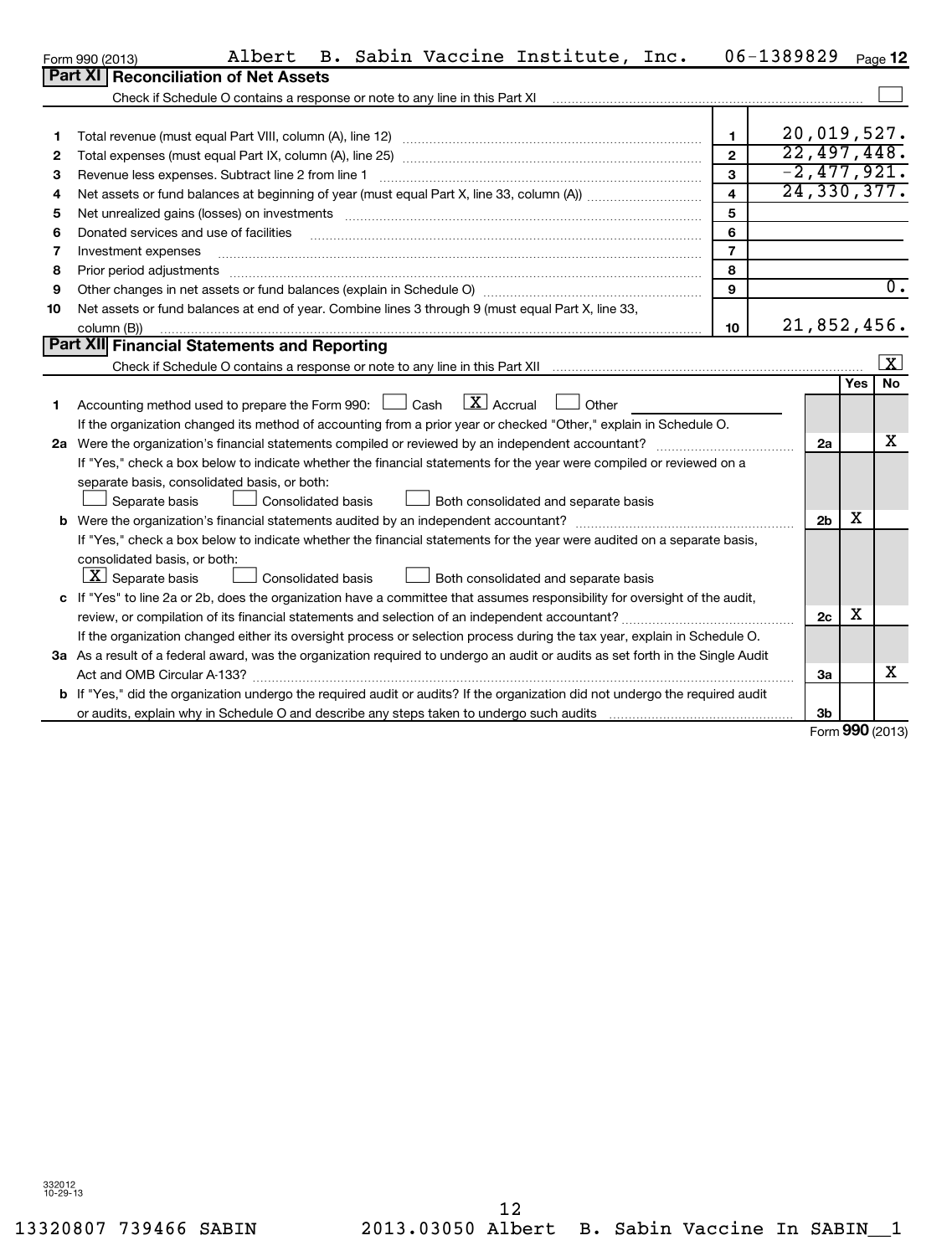Form 990 (2013) Albert B. Sabin Vaccine Institute, Inc. 06-1389829 Page 12

## Part XI Reconciliation of Net Assets

Check if Schedule O contains a response or note to any line in this Part XI ☐

| | | | |
|---|---|---|---|
| 1 | Total revenue (must equal Part VIII, column (A), line 12) | 1 | 20,019,527. |
| 2 | Total expenses (must equal Part IX, column (A), line 25) | 2 | 22,497,448. |
| 3 | Revenue less expenses. Subtract line 2 from line 1 | 3 | -2,477,921. |
| 4 | Net assets or fund balances at beginning of year (must equal Part X, line 33, column (A)) | 4 | 24,330,377. |
| 5 | Net unrealized gains (losses) on investments | 5 | |
| 6 | Donated services and use of facilities | 6 | |
| 7 | Investment expenses | 7 | |
| 8 | Prior period adjustments | 8 | |
| 9 | Other changes in net assets or fund balances (explain in Schedule O) | 9 | 0. |
| 10 | Net assets or fund balances at end of year. Combine lines 3 through 9 (must equal Part X, line 33, column (B)) | 10 | 21,852,456. |

## Part XII Financial Statements and Reporting

Check if Schedule O contains a response or note to any line in this Part XII ☒

| | | | Yes | No |
|---|---|---|---|---|
| 1 | Accounting method used to prepare the Form 990: ☐ Cash ☒ Accrual ☐ Other<br>If the organization changed its method of accounting from a prior year or checked "Other," explain in Schedule O. | | | |
| 2a | Were the organization's financial statements compiled or reviewed by an independent accountant?<br>If "Yes," check a box below to indicate whether the financial statements for the year were compiled or reviewed on a separate basis, consolidated basis, or both:<br>☐ Separate basis ☐ Consolidated basis ☐ Both consolidated and separate basis | 2a | | X |
| b | Were the organization's financial statements audited by an independent accountant?<br>If "Yes," check a box below to indicate whether the financial statements for the year were audited on a separate basis, consolidated basis, or both:<br>☒ Separate basis ☐ Consolidated basis ☐ Both consolidated and separate basis | 2b | X | |
| c | If "Yes" to line 2a or 2b, does the organization have a committee that assumes responsibility for oversight of the audit, review, or compilation of its financial statements and selection of an independent accountant?<br>If the organization changed either its oversight process or selection process during the tax year, explain in Schedule O. | 2c | X | |
| 3a | As a result of a federal award, was the organization required to undergo an audit or audits as set forth in the Single Audit Act and OMB Circular A-133? | 3a | | X |
| b | If "Yes," did the organization undergo the required audit or audits? If the organization did not undergo the required audit or audits, explain why in Schedule O and describe any steps taken to undergo such audits | 3b | | |

Form **990** (2013)

332012 10-29-13

13320807 739466 SABIN 2013.03050 Albert B. Sabin Vaccine In SABIN__1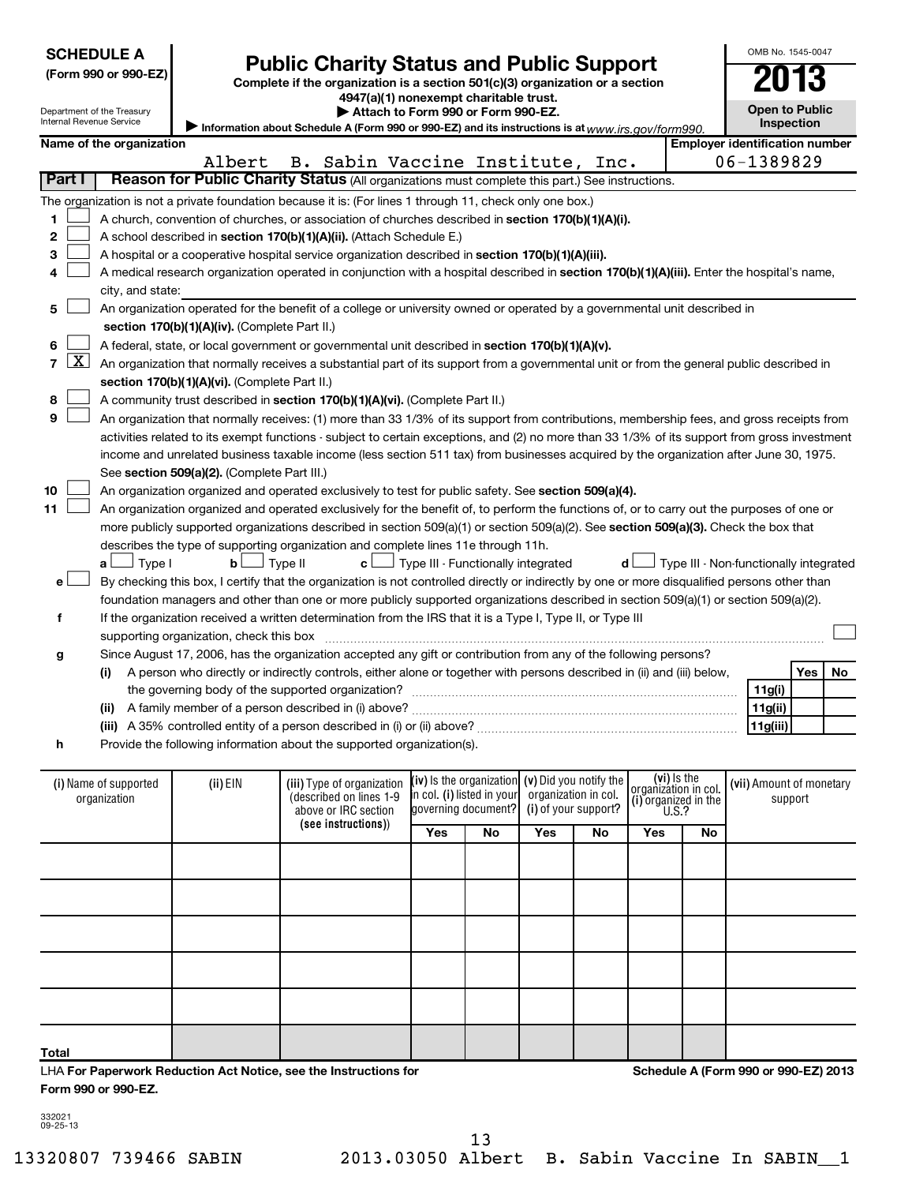**SCHEDULE A**
**(Form 990 or 990-EZ)**

Department of the Treasury
Internal Revenue Service

# Public Charity Status and Public Support

**Complete if the organization is a section 501(c)(3) organization or a section 4947(a)(1) nonexempt charitable trust.**
▶ **Attach to Form 990 or Form 990-EZ.**
▶ **Information about Schedule A (Form 990 or 990-EZ) and its instructions is at** *www.irs.gov/form990.*

OMB No. 1545-0047
**2013**
**Open to Public Inspection**

| Name of the organization | Employer identification number |
|---|---|
| Albert B. Sabin Vaccine Institute, Inc. | 06-1389829 |

**Part I** **Reason for Public Charity Status** (All organizations must complete this part.) See instructions.

The organization is not a private foundation because it is: (For lines 1 through 11, check only one box.)

1. ☐ A church, convention of churches, or association of churches described in **section 170(b)(1)(A)(i).**
2. ☐ A school described in **section 170(b)(1)(A)(ii).** (Attach Schedule E.)
3. ☐ A hospital or a cooperative hospital service organization described in **section 170(b)(1)(A)(iii).**
4. ☐ A medical research organization operated in conjunction with a hospital described in **section 170(b)(1)(A)(iii).** Enter the hospital's name, city, and state:
5. ☐ An organization operated for the benefit of a college or university owned or operated by a governmental unit described in **section 170(b)(1)(A)(iv).** (Complete Part II.)
6. ☐ A federal, state, or local government or governmental unit described in **section 170(b)(1)(A)(v).**
7. ☒ An organization that normally receives a substantial part of its support from a governmental unit or from the general public described in **section 170(b)(1)(A)(vi).** (Complete Part II.)
8. ☐ A community trust described in **section 170(b)(1)(A)(vi).** (Complete Part II.)
9. ☐ An organization that normally receives: (1) more than 33 1/3% of its support from contributions, membership fees, and gross receipts from activities related to its exempt functions - subject to certain exceptions, and (2) no more than 33 1/3% of its support from gross investment income and unrelated business taxable income (less section 511 tax) from businesses acquired by the organization after June 30, 1975. See **section 509(a)(2).** (Complete Part III.)
10. ☐ An organization organized and operated exclusively to test for public safety. See **section 509(a)(4).**
11. ☐ An organization organized and operated exclusively for the benefit of, to perform the functions of, or to carry out the purposes of one or more publicly supported organizations described in section 509(a)(1) or section 509(a)(2). See **section 509(a)(3).** Check the box that describes the type of supporting organization and complete lines 11e through 11h.
   **a** ☐ Type I **b** ☐ Type II **c** ☐ Type III - Functionally integrated **d** ☐ Type III - Non-functionally integrated
   **e** ☐ By checking this box, I certify that the organization is not controlled directly or indirectly by one or more disqualified persons other than foundation managers and other than one or more publicly supported organizations described in section 509(a)(1) or section 509(a)(2).
   **f** If the organization received a written determination from the IRS that it is a Type I, Type II, or Type III supporting organization, check this box ☐
   **g** Since August 17, 2006, has the organization accepted any gift or contribution from any of the following persons?

| | | | Yes | No |
|---|---|---|---|---|
| **(i)** | A person who directly or indirectly controls, either alone or together with persons described in (ii) and (iii) below, the governing body of the supported organization? | **11g(i)** | | |
| **(ii)** | A family member of a person described in (i) above? | **11g(ii)** | | |
| **(iii)** | A 35% controlled entity of a person described in (i) or (ii) above? | **11g(iii)** | | |

   **h** Provide the following information about the supported organization(s).

| (i) Name of supported organization | (ii) EIN | (iii) Type of organization (described on lines 1-9 above or IRC section (see instructions)) | (iv) Is the organization in col. (i) listed in your governing document? | | (v) Did you notify the organization in col. (i) of your support? | | (vi) Is the organization in col. (i) organized in the U.S.? | | (vii) Amount of monetary support |
|---|---|---|---|---|---|---|---|---|---|
| | | | Yes | No | Yes | No | Yes | No | |
| | | | | | | | | | |
| | | | | | | | | | |
| | | | | | | | | | |
| | | | | | | | | | |
| | | | | | | | | | |
| **Total** | | | | | | | | | |

LHA **For Paperwork Reduction Act Notice, see the Instructions for Form 990 or 990-EZ.** **Schedule A (Form 990 or 990-EZ) 2013**

332021
09-25-13

13320807 739466 SABIN 2013.03050 Albert B. Sabin Vaccine In SABIN__1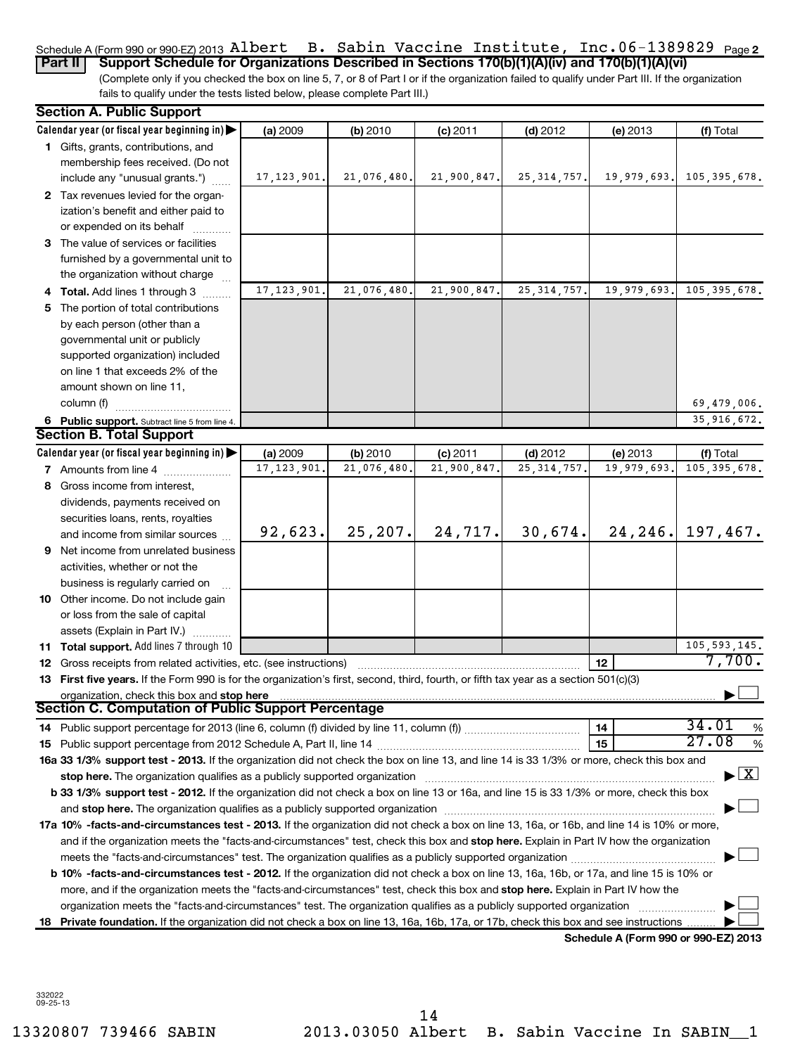Schedule A (Form 990 or 990-EZ) 2013 Albert B. Sabin Vaccine Institute, Inc. 06-1389829 Page 2

**Part II** **Support Schedule for Organizations Described in Sections 170(b)(1)(A)(iv) and 170(b)(1)(A)(vi)**

(Complete only if you checked the box on line 5, 7, or 8 of Part I or if the organization failed to qualify under Part III. If the organization fails to qualify under the tests listed below, please complete Part III.)

## Section A. Public Support

| Calendar year (or fiscal year beginning in) | (a) 2009 | (b) 2010 | (c) 2011 | (d) 2012 | (e) 2013 | (f) Total |
|---|---|---|---|---|---|---|
| 1 Gifts, grants, contributions, and membership fees received. (Do not include any "unusual grants.") | 17,123,901. | 21,076,480. | 21,900,847. | 25,314,757. | 19,979,693. | 105,395,678. |
| 2 Tax revenues levied for the organization's benefit and either paid to or expended on its behalf | | | | | | |
| 3 The value of services or facilities furnished by a governmental unit to the organization without charge | | | | | | |
| 4 **Total.** Add lines 1 through 3 | 17,123,901. | 21,076,480. | 21,900,847. | 25,314,757. | 19,979,693. | 105,395,678. |
| 5 The portion of total contributions by each person (other than a governmental unit or publicly supported organization) included on line 1 that exceeds 2% of the amount shown on line 11, column (f) | | | | | | 69,479,006. |
| 6 **Public support.** Subtract line 5 from line 4. | | | | | | 35,916,672. |

## Section B. Total Support

| Calendar year (or fiscal year beginning in) | (a) 2009 | (b) 2010 | (c) 2011 | (d) 2012 | (e) 2013 | (f) Total |
|---|---|---|---|---|---|---|
| 7 Amounts from line 4 | 17,123,901. | 21,076,480. | 21,900,847. | 25,314,757. | 19,979,693. | 105,395,678. |
| 8 Gross income from interest, dividends, payments received on securities loans, rents, royalties and income from similar sources | 92,623. | 25,207. | 24,717. | 30,674. | 24,246. | 197,467. |
| 9 Net income from unrelated business activities, whether or not the business is regularly carried on | | | | | | |
| 10 Other income. Do not include gain or loss from the sale of capital assets (Explain in Part IV.) | | | | | | |
| 11 **Total support.** Add lines 7 through 10 | | | | | | 105,593,145. |

12 Gross receipts from related activities, etc. (see instructions) | 12 | 7,700.

13 **First five years.** If the Form 990 is for the organization's first, second, third, fourth, or fifth tax year as a section 501(c)(3) organization, check this box and **stop here** ☐

## Section C. Computation of Public Support Percentage

14 Public support percentage for 2013 (line 6, column (f) divided by line 11, column (f)) | 14 | 34.01 %

15 Public support percentage from 2012 Schedule A, Part II, line 14 | 15 | 27.08 %

**16a 33 1/3% support test - 2013.** If the organization did not check the box on line 13, and line 14 is 33 1/3% or more, check this box and **stop here.** The organization qualifies as a publicly supported organization ☒

**b 33 1/3% support test - 2012.** If the organization did not check a box on line 13 or 16a, and line 15 is 33 1/3% or more, check this box and **stop here.** The organization qualifies as a publicly supported organization ☐

**17a 10% -facts-and-circumstances test - 2013.** If the organization did not check a box on line 13, 16a, or 16b, and line 14 is 10% or more, and if the organization meets the "facts-and-circumstances" test, check this box and **stop here.** Explain in Part IV how the organization meets the "facts-and-circumstances" test. The organization qualifies as a publicly supported organization ☐

**b 10% -facts-and-circumstances test - 2012.** If the organization did not check a box on line 13, 16a, 16b, or 17a, and line 15 is 10% or more, and if the organization meets the "facts-and-circumstances" test, check this box and **stop here.** Explain in Part IV how the organization meets the "facts-and-circumstances" test. The organization qualifies as a publicly supported organization ☐

**18 Private foundation.** If the organization did not check a box on line 13, 16a, 16b, 17a, or 17b, check this box and see instructions ☐

**Schedule A (Form 990 or 990-EZ) 2013**

332022
09-25-13

13320807 739466 SABIN 2013.03050 Albert B. Sabin Vaccine In SABIN__1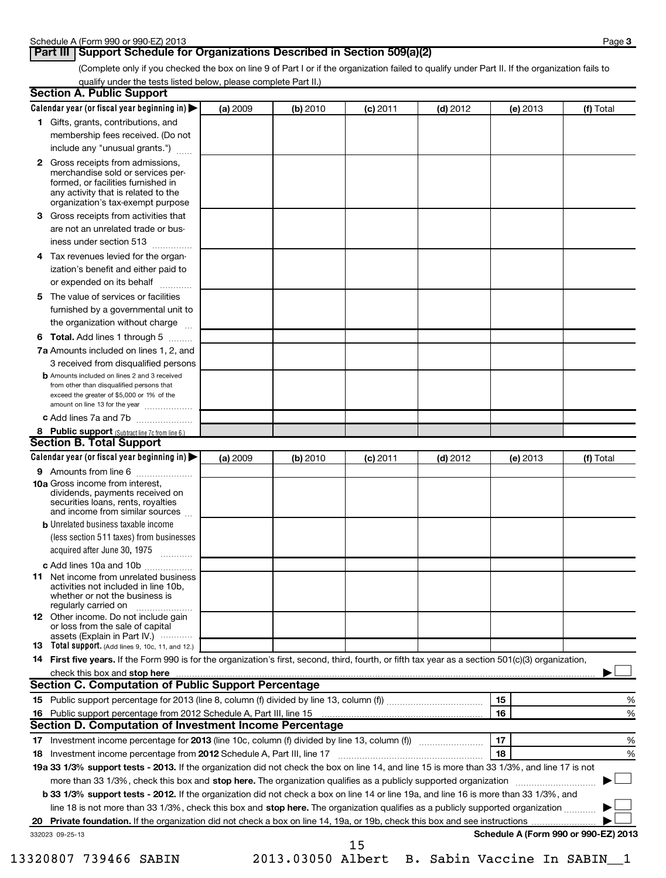Schedule A (Form 990 or 990-EZ) 2013

## Part III Support Schedule for Organizations Described in Section 509(a)(2)

(Complete only if you checked the box on line 9 of Part I or if the organization failed to qualify under Part II. If the organization fails to qualify under the tests listed below, please complete Part II.)

### Section A. Public Support

| Calendar year (or fiscal year beginning in) ▶ | (a) 2009 | (b) 2010 | (c) 2011 | (d) 2012 | (e) 2013 | (f) Total |
|---|---|---|---|---|---|---|
| **1** Gifts, grants, contributions, and membership fees received. (Do not include any "unusual grants.") | | | | | | |
| **2** Gross receipts from admissions, merchandise sold or services performed, or facilities furnished in any activity that is related to the organization's tax-exempt purpose | | | | | | |
| **3** Gross receipts from activities that are not an unrelated trade or business under section 513 | | | | | | |
| **4** Tax revenues levied for the organization's benefit and either paid to or expended on its behalf | | | | | | |
| **5** The value of services or facilities furnished by a governmental unit to the organization without charge | | | | | | |
| **6 Total.** Add lines 1 through 5 | | | | | | |
| **7a** Amounts included on lines 1, 2, and 3 received from disqualified persons | | | | | | |
| **b** Amounts included on lines 2 and 3 received from other than disqualified persons that exceed the greater of $5,000 or 1% of the amount on line 13 for the year | | | | | | |
| **c** Add lines 7a and 7b | | | | | | |
| **8 Public support** (Subtract line 7c from line 6.) | | | | | | |

### Section B. Total Support

| Calendar year (or fiscal year beginning in) ▶ | (a) 2009 | (b) 2010 | (c) 2011 | (d) 2012 | (e) 2013 | (f) Total |
|---|---|---|---|---|---|---|
| **9** Amounts from line 6 | | | | | | |
| **10a** Gross income from interest, dividends, payments received on securities loans, rents, royalties and income from similar sources | | | | | | |
| **b** Unrelated business taxable income (less section 511 taxes) from businesses acquired after June 30, 1975 | | | | | | |
| **c** Add lines 10a and 10b | | | | | | |
| **11** Net income from unrelated business activities not included in line 10b, whether or not the business is regularly carried on | | | | | | |
| **12** Other income. Do not include gain or loss from the sale of capital assets (Explain in Part IV.) | | | | | | |
| **13 Total support.** (Add lines 9, 10c, 11, and 12.) | | | | | | |

**14 First five years.** If the Form 990 is for the organization's first, second, third, fourth, or fifth tax year as a section 501(c)(3) organization, check this box and **stop here** ▶ ☐

### Section C. Computation of Public Support Percentage

| | | | |
|---|---|---|---|
| **15** Public support percentage for 2013 (line 8, column (f) divided by line 13, column (f)) | 15 | | % |
| **16** Public support percentage from 2012 Schedule A, Part III, line 15 | 16 | | % |

### Section D. Computation of Investment Income Percentage

| | | | |
|---|---|---|---|
| **17** Investment income percentage for **2013** (line 10c, column (f) divided by line 13, column (f)) | 17 | | % |
| **18** Investment income percentage from **2012** Schedule A, Part III, line 17 | 18 | | % |

**19a 33 1/3% support tests - 2013.** If the organization did not check the box on line 14, and line 15 is more than 33 1/3%, and line 17 is not more than 33 1/3%, check this box and **stop here.** The organization qualifies as a publicly supported organization ▶ ☐

**b 33 1/3% support tests - 2012.** If the organization did not check a box on line 14 or line 19a, and line 16 is more than 33 1/3%, and line 18 is not more than 33 1/3%, check this box and **stop here.** The organization qualifies as a publicly supported organization ▶ ☐

**20 Private foundation.** If the organization did not check a box on line 14, 19a, or 19b, check this box and see instructions ▶ ☐

332023 09-25-13

**Schedule A (Form 990 or 990-EZ) 2013**

13320807 739466 SABIN 2013.03050 Albert B. Sabin Vaccine In SABIN__1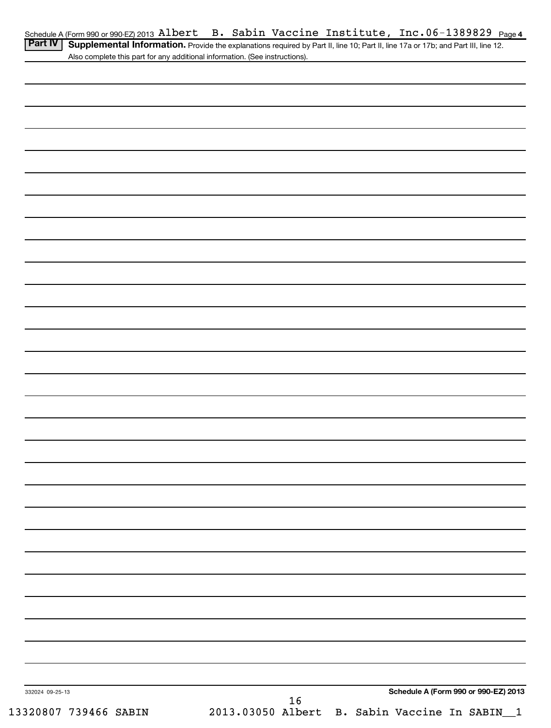Schedule A (Form 990 or 990-EZ) 2013 Albert B. Sabin Vaccine Institute, Inc. 06-1389829 Page 4

**Part IV** **Supplemental Information.** Provide the explanations required by Part II, line 10; Part II, line 17a or 17b; and Part III, line 12. Also complete this part for any additional information. (See instructions).

332024 09-25-13

**Schedule A (Form 990 or 990-EZ) 2013**

13320807 739466 SABIN 2013.03050 Albert B. Sabin Vaccine In SABIN__1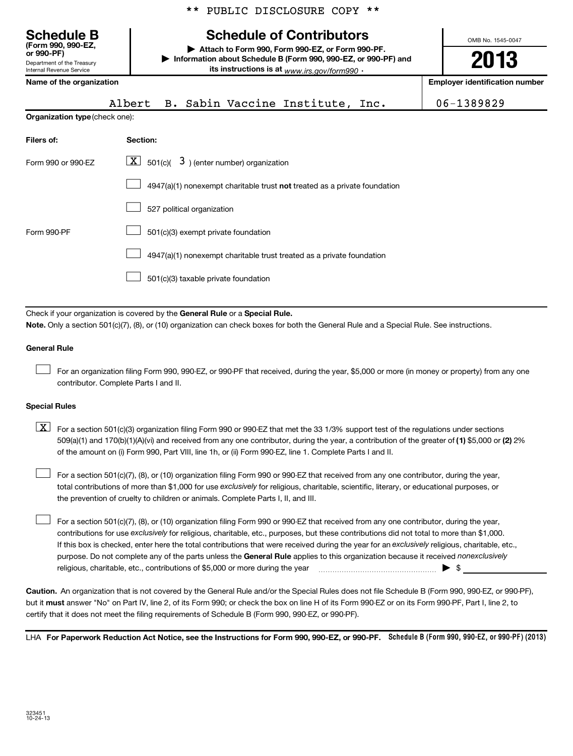\*\* PUBLIC DISCLOSURE COPY \*\*

# Schedule B

**(Form 990, 990-EZ, or 990-PF)**

Department of the Treasury
Internal Revenue Service

## Schedule of Contributors

▶ **Attach to Form 990, Form 990-EZ, or Form 990-PF.**

▶ **Information about Schedule B (Form 990, 990-EZ, or 990-PF) and its instructions is at** *www.irs.gov/form990* .

OMB No. 1545-0047

**2013**

**Name of the organization:** Albert B. Sabin Vaccine Institute, Inc.

**Employer identification number:** 06-1389829

**Organization type** (check one):

| Filers of: | Section: |
|---|---|
| Form 990 or 990-EZ | [X] 501(c)( 3 ) (enter number) organization |
| | [ ] 4947(a)(1) nonexempt charitable trust **not** treated as a private foundation |
| | [ ] 527 political organization |
| Form 990-PF | [ ] 501(c)(3) exempt private foundation |
| | [ ] 4947(a)(1) nonexempt charitable trust treated as a private foundation |
| | [ ] 501(c)(3) taxable private foundation |

Check if your organization is covered by the **General Rule** or a **Special Rule.**

**Note.** Only a section 501(c)(7), (8), or (10) organization can check boxes for both the General Rule and a Special Rule. See instructions.

**General Rule**

[ ] For an organization filing Form 990, 990-EZ, or 990-PF that received, during the year, $5,000 or more (in money or property) from any one contributor. Complete Parts I and II.

**Special Rules**

[X] For a section 501(c)(3) organization filing Form 990 or 990-EZ that met the 33 1/3% support test of the regulations under sections 509(a)(1) and 170(b)(1)(A)(vi) and received from any one contributor, during the year, a contribution of the greater of **(1)** $5,000 or **(2)** 2% of the amount on (i) Form 990, Part VIII, line 1h, or (ii) Form 990-EZ, line 1. Complete Parts I and II.

[ ] For a section 501(c)(7), (8), or (10) organization filing Form 990 or 990-EZ that received from any one contributor, during the year, total contributions of more than $1,000 for use *exclusively* for religious, charitable, scientific, literary, or educational purposes, or the prevention of cruelty to children or animals. Complete Parts I, II, and III.

[ ] For a section 501(c)(7), (8), or (10) organization filing Form 990 or 990-EZ that received from any one contributor, during the year, contributions for use *exclusively* for religious, charitable, etc., purposes, but these contributions did not total to more than $1,000. If this box is checked, enter here the total contributions that were received during the year for an *exclusively* religious, charitable, etc., purpose. Do not complete any of the parts unless the **General Rule** applies to this organization because it received *nonexclusively* religious, charitable, etc., contributions of $5,000 or more during the year ▶ $

**Caution.** An organization that is not covered by the General Rule and/or the Special Rules does not file Schedule B (Form 990, 990-EZ, or 990-PF), but it **must** answer "No" on Part IV, line 2, of its Form 990; or check the box on line H of its Form 990-EZ or on its Form 990-PF, Part I, line 2, to certify that it does not meet the filing requirements of Schedule B (Form 990, 990-EZ, or 990-PF).

LHA **For Paperwork Reduction Act Notice, see the Instructions for Form 990, 990-EZ, or 990-PF.** **Schedule B (Form 990, 990-EZ, or 990-PF) (2013)**

323451
10-24-13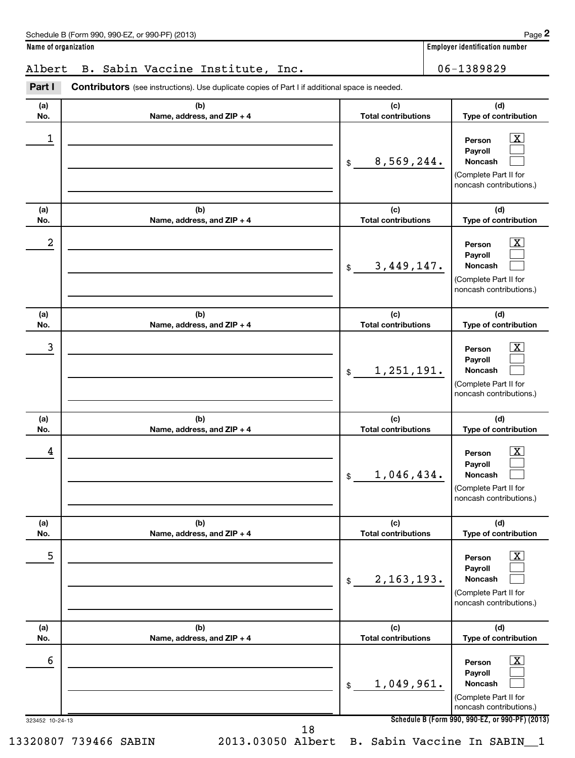Schedule B (Form 990, 990-EZ, or 990-PF) (2013) Page **2**

**Name of organization**

Albert B. Sabin Vaccine Institute, Inc.

**Employer identification number**

06-1389829

**Part I** **Contributors** (see instructions). Use duplicate copies of Part I if additional space is needed.

| (a) No. | (b) Name, address, and ZIP + 4 | (c) Total contributions | (d) Type of contribution |
|---|---|---|---|
| 1 | | $ 8,569,244. | Person [X] Payroll [ ] Noncash [ ] (Complete Part II for noncash contributions.) |
| 2 | | $ 3,449,147. | Person [X] Payroll [ ] Noncash [ ] (Complete Part II for noncash contributions.) |
| 3 | | $ 1,251,191. | Person [X] Payroll [ ] Noncash [ ] (Complete Part II for noncash contributions.) |
| 4 | | $ 1,046,434. | Person [X] Payroll [ ] Noncash [ ] (Complete Part II for noncash contributions.) |
| 5 | | $ 2,163,193. | Person [X] Payroll [ ] Noncash [ ] (Complete Part II for noncash contributions.) |
| 6 | | $ 1,049,961. | Person [X] Payroll [ ] Noncash [ ] (Complete Part II for noncash contributions.) |

323452 10-24-13

**Schedule B (Form 990, 990-EZ, or 990-PF) (2013)**

13320807 739466 SABIN 2013.03050 Albert B. Sabin Vaccine In SABIN__1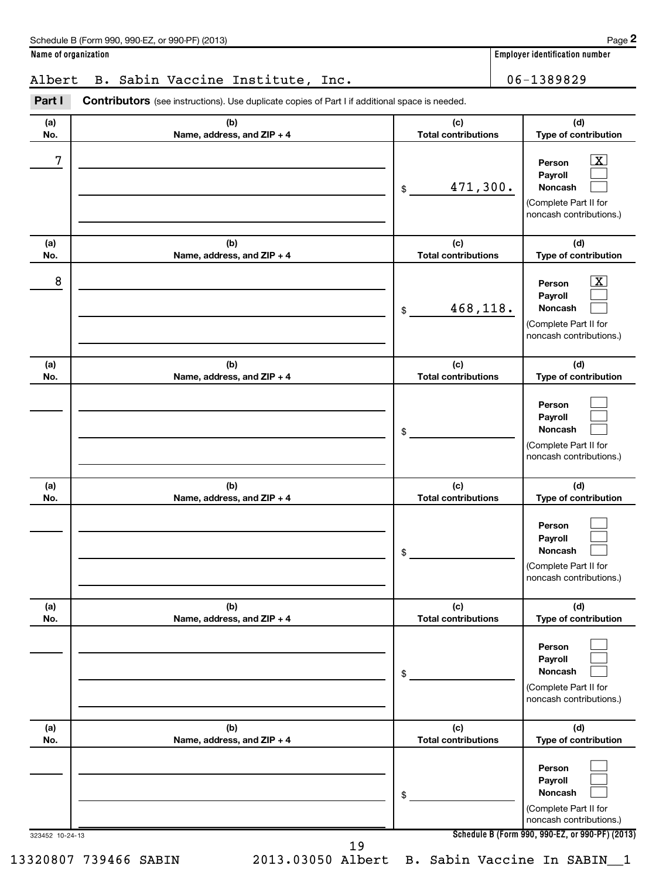Schedule B (Form 990, 990-EZ, or 990-PF) (2013)

**Name of organization**

Albert B. Sabin Vaccine Institute, Inc.

**Employer identification number**

06-1389829

**Part I** **Contributors** (see instructions). Use duplicate copies of Part I if additional space is needed.

| (a) No. | (b) Name, address, and ZIP + 4 | (c) Total contributions | (d) Type of contribution |
|---|---|---|---|
| 7 | | $ 471,300. | Person [X] Payroll [ ] Noncash [ ] (Complete Part II for noncash contributions.) |
| 8 | | $ 468,118. | Person [X] Payroll [ ] Noncash [ ] (Complete Part II for noncash contributions.) |
| | | $ | Person [ ] Payroll [ ] Noncash [ ] (Complete Part II for noncash contributions.) |
| | | $ | Person [ ] Payroll [ ] Noncash [ ] (Complete Part II for noncash contributions.) |
| | | $ | Person [ ] Payroll [ ] Noncash [ ] (Complete Part II for noncash contributions.) |
| | | $ | Person [ ] Payroll [ ] Noncash [ ] (Complete Part II for noncash contributions.) |

323452 10-24-13

Schedule B (Form 990, 990-EZ, or 990-PF) (2013)

13320807 739466 SABIN 2013.03050 Albert B. Sabin Vaccine In SABIN__1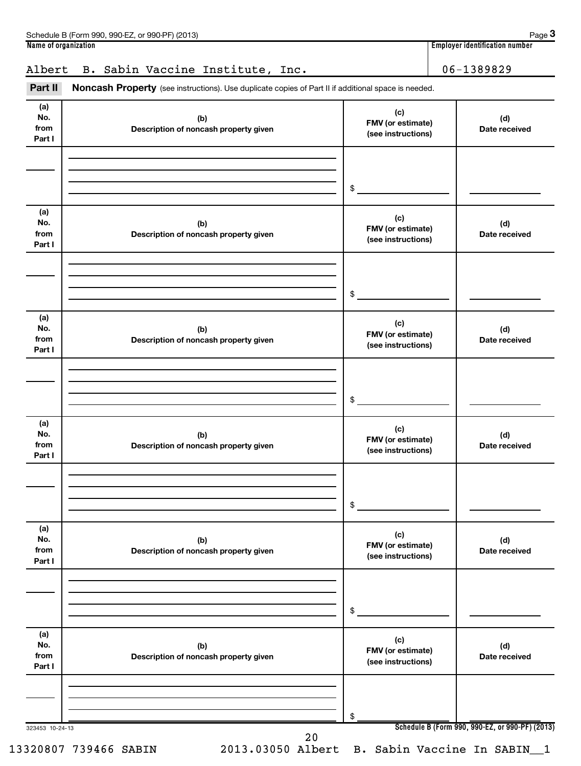Name of organization: Albert B. Sabin Vaccine Institute, Inc.

Employer identification number: 06-1389829

**Part II Noncash Property** (see instructions). Use duplicate copies of Part II if additional space is needed.

| (a) No. from Part I | (b) Description of noncash property given | (c) FMV (or estimate) (see instructions) | (d) Date received |
|---|---|---|---|
| | | $ | |

| (a) No. from Part I | (b) Description of noncash property given | (c) FMV (or estimate) (see instructions) | (d) Date received |
|---|---|---|---|
| | | $ | |

| (a) No. from Part I | (b) Description of noncash property given | (c) FMV (or estimate) (see instructions) | (d) Date received |
|---|---|---|---|
| | | $ | |

| (a) No. from Part I | (b) Description of noncash property given | (c) FMV (or estimate) (see instructions) | (d) Date received |
|---|---|---|---|
| | | $ | |

| (a) No. from Part I | (b) Description of noncash property given | (c) FMV (or estimate) (see instructions) | (d) Date received |
|---|---|---|---|
| | | $ | |

| (a) No. from Part I | (b) Description of noncash property given | (c) FMV (or estimate) (see instructions) | (d) Date received |
|---|---|---|---|
| | | $ | |

323453 10-24-13

13320807 739466 SABIN 2013.03050 Albert B. Sabin Vaccine In SABIN__1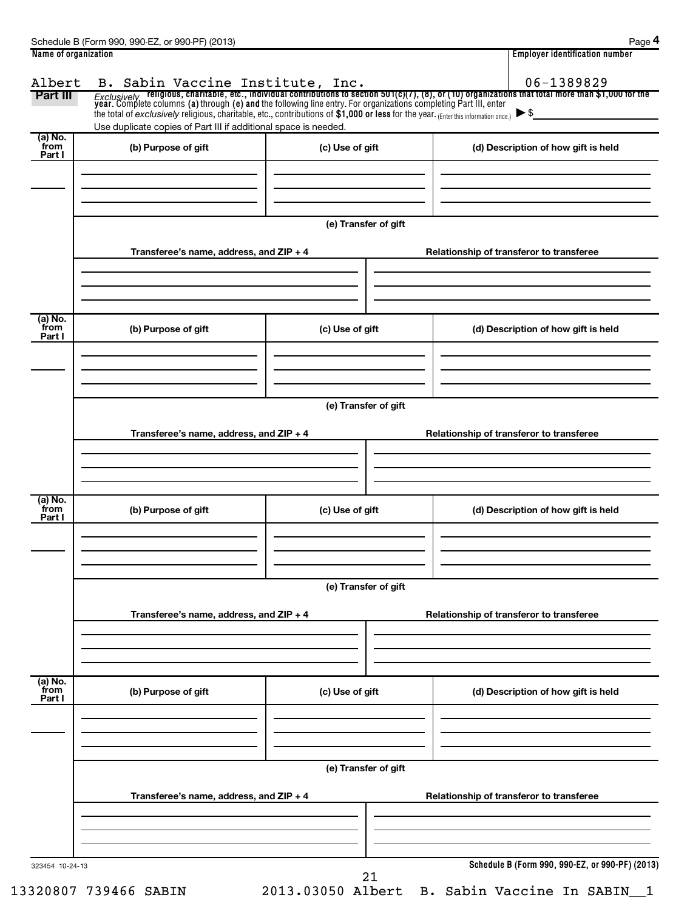Schedule B (Form 990, 990-EZ, or 990-PF) (2013)

**Name of organization**

Albert B. Sabin Vaccine Institute, Inc.

**Employer identification number**

06-1389829

**Part III** *Exclusively* **religious, charitable, etc., individual contributions to section 501(c)(7), (8), or (10) organizations that total more than $1,000 for the year.** Complete columns **(a)** through **(e)** and the following line entry. For organizations completing Part III, enter the total of *exclusively* religious, charitable, etc., contributions of **$1,000 or less** for the year. (Enter this information once.) ▶ $

Use duplicate copies of Part III if additional space is needed.

| (a) No. from Part I | (b) Purpose of gift | (c) Use of gift | (d) Description of how gift is held |
|---|---|---|---|
| | | | |

**(e) Transfer of gift**

| Transferee's name, address, and ZIP + 4 | Relationship of transferor to transferee |
|---|---|
| | |

| (a) No. from Part I | (b) Purpose of gift | (c) Use of gift | (d) Description of how gift is held |
|---|---|---|---|
| | | | |

**(e) Transfer of gift**

| Transferee's name, address, and ZIP + 4 | Relationship of transferor to transferee |
|---|---|
| | |

| (a) No. from Part I | (b) Purpose of gift | (c) Use of gift | (d) Description of how gift is held |
|---|---|---|---|
| | | | |

**(e) Transfer of gift**

| Transferee's name, address, and ZIP + 4 | Relationship of transferor to transferee |
|---|---|
| | |

| (a) No. from Part I | (b) Purpose of gift | (c) Use of gift | (d) Description of how gift is held |
|---|---|---|---|
| | | | |

**(e) Transfer of gift**

| Transferee's name, address, and ZIP + 4 | Relationship of transferor to transferee |
|---|---|
| | |

323454 10-24-13

**Schedule B (Form 990, 990-EZ, or 990-PF) (2013)**

13320807 739466 SABIN 2013.03050 Albert B. Sabin Vaccine In SABIN__1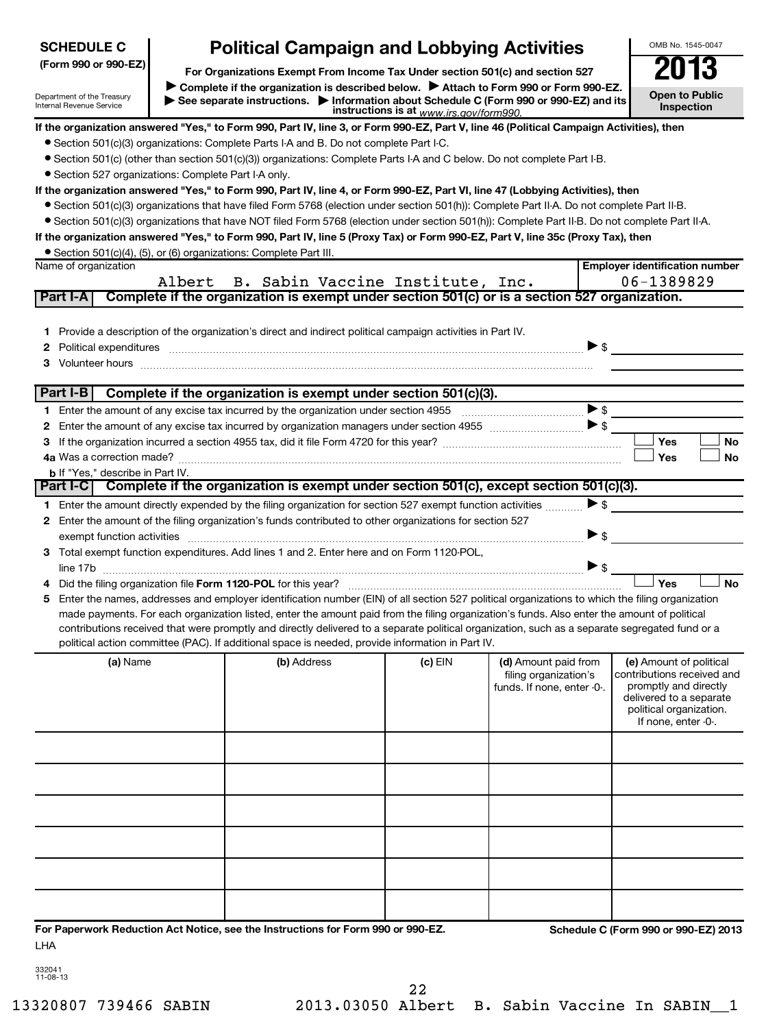# SCHEDULE C (Form 990 or 990-EZ)

Department of the Treasury
Internal Revenue Service

## Political Campaign and Lobbying Activities

**For Organizations Exempt From Income Tax Under section 501(c) and section 527**

▶ **Complete if the organization is described below.** ▶ **Attach to Form 990 or Form 990-EZ.**
▶ **See separate instructions.** ▶ **Information about Schedule C (Form 990 or 990-EZ) and its instructions is at** *www.irs.gov/form990.*

OMB No. 1545-0047

**2013**

**Open to Public Inspection**

**If the organization answered "Yes," to Form 990, Part IV, line 3, or Form 990-EZ, Part V, line 46 (Political Campaign Activities), then**

- Section 501(c)(3) organizations: Complete Parts I-A and B. Do not complete Part I-C.
- Section 501(c) (other than section 501(c)(3)) organizations: Complete Parts I-A and C below. Do not complete Part I-B.
- Section 527 organizations: Complete Part I-A only.

**If the organization answered "Yes," to Form 990, Part IV, line 4, or Form 990-EZ, Part VI, line 47 (Lobbying Activities), then**

- Section 501(c)(3) organizations that have filed Form 5768 (election under section 501(h)): Complete Part II-A. Do not complete Part II-B.
- Section 501(c)(3) organizations that have NOT filed Form 5768 (election under section 501(h)): Complete Part II-B. Do not complete Part II-A.

**If the organization answered "Yes," to Form 990, Part IV, line 5 (Proxy Tax) or Form 990-EZ, Part V, line 35c (Proxy Tax), then**

- Section 501(c)(4), (5), or (6) organizations: Complete Part III.

| Name of organization | Employer identification number |
|---|---|
| Albert B. Sabin Vaccine Institute, Inc. | 06-1389829 |

### Part I-A Complete if the organization is exempt under section 501(c) or is a section 527 organization.

1. Provide a description of the organization's direct and indirect political campaign activities in Part IV.
2. Political expenditures ▶ $
3. Volunteer hours

### Part I-B Complete if the organization is exempt under section 501(c)(3).

1. Enter the amount of any excise tax incurred by the organization under section 4955 ▶ $
2. Enter the amount of any excise tax incurred by organization managers under section 4955 ▶ $
3. If the organization incurred a section 4955 tax, did it file Form 4720 for this year? ☐ Yes ☐ No

4a Was a correction made? ☐ Yes ☐ No

b If "Yes," describe in Part IV.

### Part I-C Complete if the organization is exempt under section 501(c), except section 501(c)(3).

1. Enter the amount directly expended by the filing organization for section 527 exempt function activities ▶ $
2. Enter the amount of the filing organization's funds contributed to other organizations for section 527 exempt function activities ▶ $
3. Total exempt function expenditures. Add lines 1 and 2. Enter here and on Form 1120-POL, line 17b ▶ $
4. Did the filing organization file **Form 1120-POL** for this year? ☐ Yes ☐ No
5. Enter the names, addresses and employer identification number (EIN) of all section 527 political organizations to which the filing organization made payments. For each organization listed, enter the amount paid from the filing organization's funds. Also enter the amount of political contributions received that were promptly and directly delivered to a separate political organization, such as a separate segregated fund or a political action committee (PAC). If additional space is needed, provide information in Part IV.

| (a) Name | (b) Address | (c) EIN | (d) Amount paid from filing organization's funds. If none, enter -0-. | (e) Amount of political contributions received and promptly and directly delivered to a separate political organization. If none, enter -0-. |
|---|---|---|---|---|
| | | | | |
| | | | | |
| | | | | |
| | | | | |
| | | | | |
| | | | | |

**For Paperwork Reduction Act Notice, see the Instructions for Form 990 or 990-EZ.** LHA

**Schedule C (Form 990 or 990-EZ) 2013**

332041
11-08-13

13320807 739466 SABIN 2013.03050 Albert B. Sabin Vaccine In SABIN__1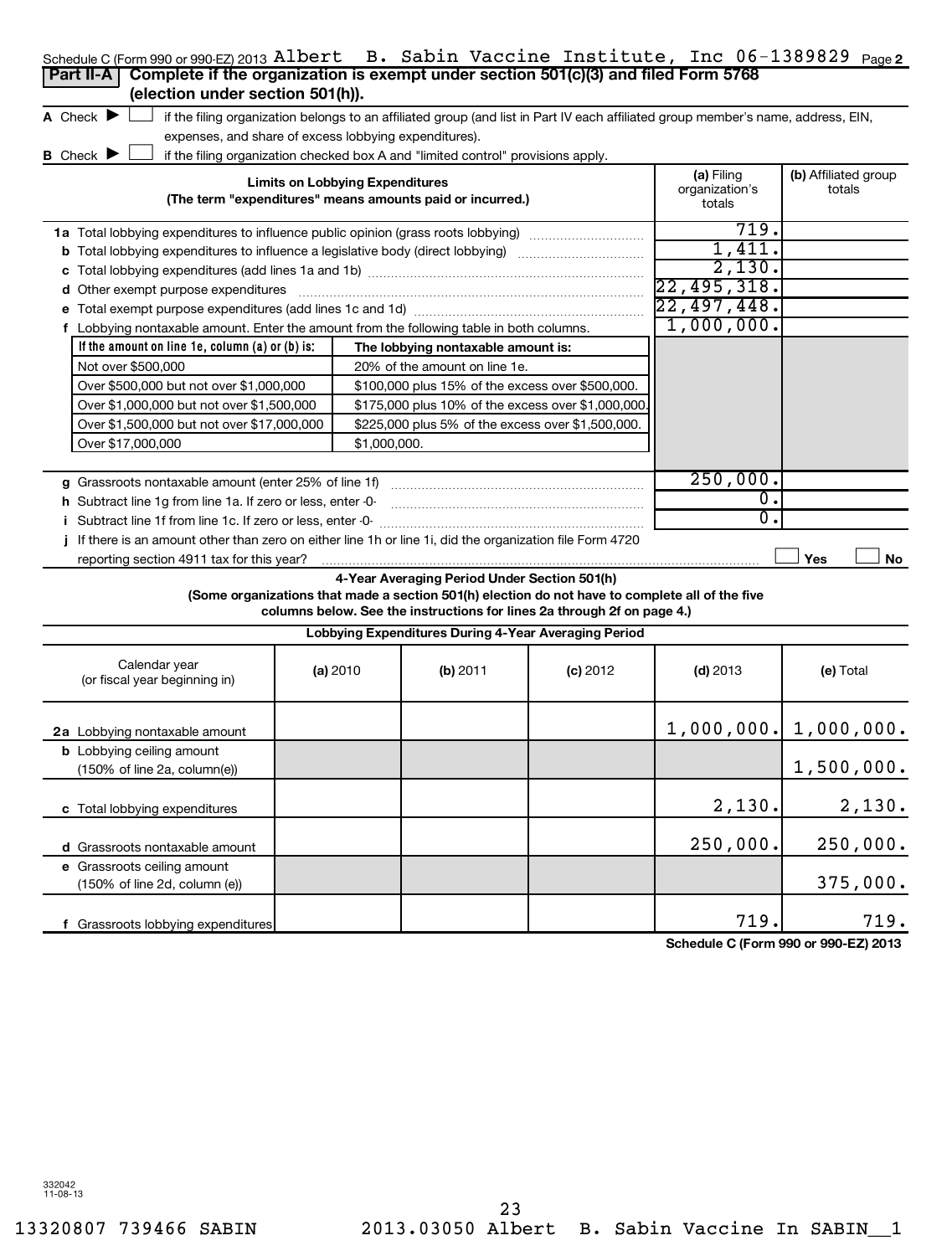Schedule C (Form 990 or 990-EZ) 2013 Albert B. Sabin Vaccine Institute, Inc 06-1389829

**Part II-A** **Complete if the organization is exempt under section 501(c)(3) and filed Form 5768 (election under section 501(h)).**

A Check ▶ ☐ if the filing organization belongs to an affiliated group (and list in Part IV each affiliated group member's name, address, EIN, expenses, and share of excess lobbying expenditures).

B Check ▶ ☐ if the filing organization checked box A and "limited control" provisions apply.

| Limits on Lobbying Expenditures (The term "expenditures" means amounts paid or incurred.) | (a) Filing organization's totals | (b) Affiliated group totals |
|---|---|---|
| 1a Total lobbying expenditures to influence public opinion (grass roots lobbying) | 719. | |
| b Total lobbying expenditures to influence a legislative body (direct lobbying) | 1,411. | |
| c Total lobbying expenditures (add lines 1a and 1b) | 2,130. | |
| d Other exempt purpose expenditures | 22,495,318. | |
| e Total exempt purpose expenditures (add lines 1c and 1d) | 22,497,448. | |
| f Lobbying nontaxable amount. Enter the amount from the following table in both columns. | 1,000,000. | |

| If the amount on line 1e, column (a) or (b) is: | The lobbying nontaxable amount is: |
|---|---|
| Not over $500,000 | 20% of the amount on line 1e. |
| Over $500,000 but not over $1,000,000 | $100,000 plus 15% of the excess over $500,000. |
| Over $1,000,000 but not over $1,500,000 | $175,000 plus 10% of the excess over $1,000,000. |
| Over $1,500,000 but not over $17,000,000 | $225,000 plus 5% of the excess over $1,500,000. |
| Over $17,000,000 | $1,000,000. |

| | (a) Filing organization's totals | (b) Affiliated group totals |
|---|---|---|
| g Grassroots nontaxable amount (enter 25% of line 1f) | 250,000. | |
| h Subtract line 1g from line 1a. If zero or less, enter -0- | 0. | |
| i Subtract line 1f from line 1c. If zero or less, enter -0- | 0. | |

j If there is an amount other than zero on either line 1h or line 1i, did the organization file Form 4720 reporting section 4911 tax for this year? ☐ Yes ☐ No

**4-Year Averaging Period Under Section 501(h)**

**(Some organizations that made a section 501(h) election do not have to complete all of the five columns below. See the instructions for lines 2a through 2f on page 4.)**

**Lobbying Expenditures During 4-Year Averaging Period**

| Calendar year (or fiscal year beginning in) | (a) 2010 | (b) 2011 | (c) 2012 | (d) 2013 | (e) Total |
|---|---|---|---|---|---|
| 2a Lobbying nontaxable amount | | | | 1,000,000. | 1,000,000. |
| b Lobbying ceiling amount (150% of line 2a, column(e)) | | | | | 1,500,000. |
| c Total lobbying expenditures | | | | 2,130. | 2,130. |
| d Grassroots nontaxable amount | | | | 250,000. | 250,000. |
| e Grassroots ceiling amount (150% of line 2d, column (e)) | | | | | 375,000. |
| f Grassroots lobbying expenditures | | | | 719. | 719. |

Schedule C (Form 990 or 990-EZ) 2013

332042
11-08-13

13320807 739466 SABIN 2013.03050 Albert B. Sabin Vaccine In SABIN__1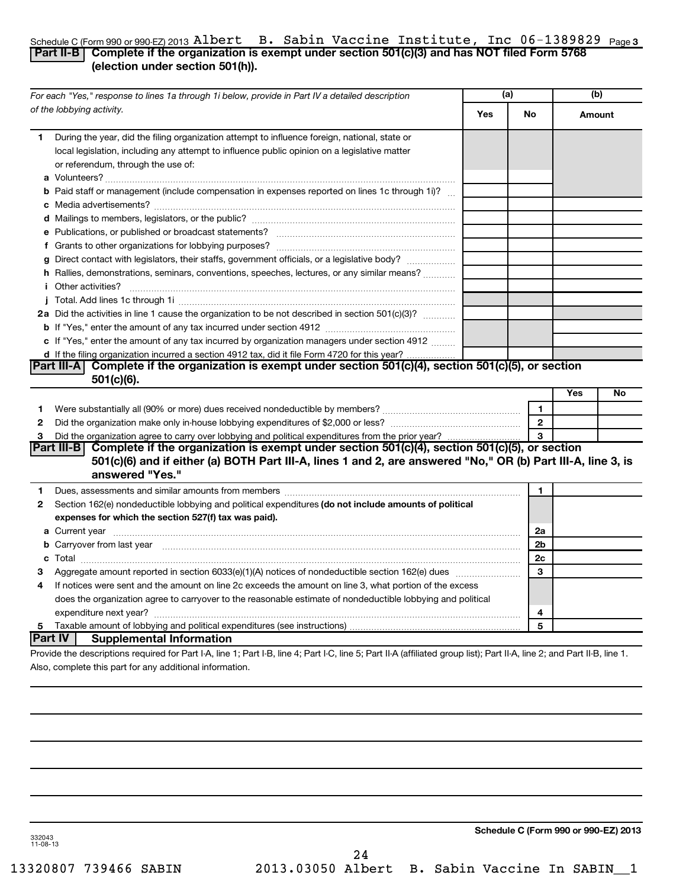Schedule C (Form 990 or 990-EZ) 2013 Albert B. Sabin Vaccine Institute, Inc 06-1389829 Page 3

## Part II-B Complete if the organization is exempt under section 501(c)(3) and has NOT filed Form 5768 (election under section 501(h)).

| For each "Yes," response to lines 1a through 1i below, provide in Part IV a detailed description of the lobbying activity. | (a) Yes | (a) No | (b) Amount |
|---|---|---|---|
| **1** During the year, did the filing organization attempt to influence foreign, national, state or local legislation, including any attempt to influence public opinion on a legislative matter or referendum, through the use of: | | | |
| **a** Volunteers? | | | |
| **b** Paid staff or management (include compensation in expenses reported on lines 1c through 1i)? | | | |
| **c** Media advertisements? | | | |
| **d** Mailings to members, legislators, or the public? | | | |
| **e** Publications, or published or broadcast statements? | | | |
| **f** Grants to other organizations for lobbying purposes? | | | |
| **g** Direct contact with legislators, their staffs, government officials, or a legislative body? | | | |
| **h** Rallies, demonstrations, seminars, conventions, speeches, lectures, or any similar means? | | | |
| **i** Other activities? | | | |
| **j** Total. Add lines 1c through 1i | | | |
| **2a** Did the activities in line 1 cause the organization to be not described in section 501(c)(3)? | | | |
| **b** If "Yes," enter the amount of any tax incurred under section 4912 | | | |
| **c** If "Yes," enter the amount of any tax incurred by organization managers under section 4912 | | | |
| **d** If the filing organization incurred a section 4912 tax, did it file Form 4720 for this year? | | | |

## Part III-A Complete if the organization is exempt under section 501(c)(4), section 501(c)(5), or section 501(c)(6).

| | | | Yes | No |
|---|---|---|---|---|
| **1** | Were substantially all (90% or more) dues received nondeductible by members? | 1 | | |
| **2** | Did the organization make only in-house lobbying expenditures of $2,000 or less? | 2 | | |
| **3** | Did the organization agree to carry over lobbying and political expenditures from the prior year? | 3 | | |

## Part III-B Complete if the organization is exempt under section 501(c)(4), section 501(c)(5), or section 501(c)(6) and if either (a) BOTH Part III-A, lines 1 and 2, are answered "No," OR (b) Part III-A, line 3, is answered "Yes."

| | | | |
|---|---|---|---|
| **1** | Dues, assessments and similar amounts from members | 1 | |
| **2** | Section 162(e) nondeductible lobbying and political expenditures **(do not include amounts of political expenses for which the section 527(f) tax was paid).** | | |
| **a** | Current year | 2a | |
| **b** | Carryover from last year | 2b | |
| **c** | Total | 2c | |
| **3** | Aggregate amount reported in section 6033(e)(1)(A) notices of nondeductible section 162(e) dues | 3 | |
| **4** | If notices were sent and the amount on line 2c exceeds the amount on line 3, what portion of the excess does the organization agree to carryover to the reasonable estimate of nondeductible lobbying and political expenditure next year? | 4 | |
| **5** | Taxable amount of lobbying and political expenditures (see instructions) | 5 | |

## Part IV Supplemental Information

Provide the descriptions required for Part I-A, line 1; Part I-B, line 4; Part I-C, line 5; Part II-A (affiliated group list); Part II-A, line 2; and Part II-B, line 1. Also, complete this part for any additional information.

332043 11-08-13

**Schedule C (Form 990 or 990-EZ) 2013**

13320807 739466 SABIN 2013.03050 Albert B. Sabin Vaccine In SABIN__1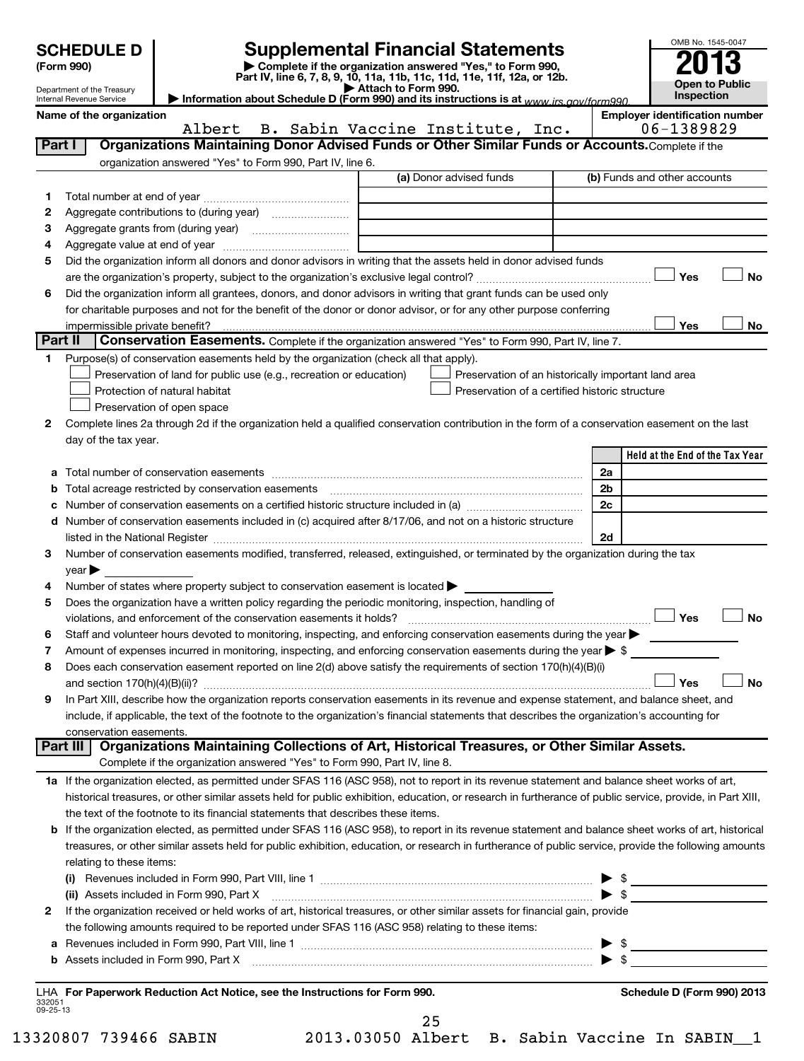**SCHEDULE D** (Form 990)

Department of the Treasury
Internal Revenue Service

# Supplemental Financial Statements

▶ Complete if the organization answered "Yes," to Form 990, Part IV, line 6, 7, 8, 9, 10, 11a, 11b, 11c, 11d, 11e, 11f, 12a, or 12b.
▶ Attach to Form 990.
▶ Information about Schedule D (Form 990) and its instructions is at www.irs.gov/form990.

OMB No. 1545-0047
**2013**
**Open to Public Inspection**

**Name of the organization**
Albert B. Sabin Vaccine Institute, Inc.

**Employer identification number**
06-1389829

## Part I — Organizations Maintaining Donor Advised Funds or Other Similar Funds or Accounts.

Complete if the organization answered "Yes" to Form 990, Part IV, line 6.

| | | (a) Donor advised funds | (b) Funds and other accounts |
|---|---|---|---|
| 1 | Total number at end of year | | |
| 2 | Aggregate contributions to (during year) | | |
| 3 | Aggregate grants from (during year) | | |
| 4 | Aggregate value at end of year | | |

5 Did the organization inform all donors and donor advisors in writing that the assets held in donor advised funds are the organization's property, subject to the organization's exclusive legal control? ☐ Yes ☐ No

6 Did the organization inform all grantees, donors, and donor advisors in writing that grant funds can be used only for charitable purposes and not for the benefit of the donor or donor advisor, or for any other purpose conferring impermissible private benefit? ☐ Yes ☐ No

## Part II — Conservation Easements.

Complete if the organization answered "Yes" to Form 990, Part IV, line 7.

1 Purpose(s) of conservation easements held by the organization (check all that apply).

- ☐ Preservation of land for public use (e.g., recreation or education)
- ☐ Preservation of an historically important land area
- ☐ Protection of natural habitat
- ☐ Preservation of a certified historic structure
- ☐ Preservation of open space

2 Complete lines 2a through 2d if the organization held a qualified conservation contribution in the form of a conservation easement on the last day of the tax year.

| | | | Held at the End of the Tax Year |
|---|---|---|---|
| a | Total number of conservation easements | 2a | |
| b | Total acreage restricted by conservation easements | 2b | |
| c | Number of conservation easements on a certified historic structure included in (a) | 2c | |
| d | Number of conservation easements included in (c) acquired after 8/17/06, and not on a historic structure listed in the National Register | 2d | |

3 Number of conservation easements modified, transferred, released, extinguished, or terminated by the organization during the tax year ▶

4 Number of states where property subject to conservation easement is located ▶

5 Does the organization have a written policy regarding the periodic monitoring, inspection, handling of violations, and enforcement of the conservation easements it holds? ☐ Yes ☐ No

6 Staff and volunteer hours devoted to monitoring, inspecting, and enforcing conservation easements during the year ▶

7 Amount of expenses incurred in monitoring, inspecting, and enforcing conservation easements during the year ▶ $

8 Does each conservation easement reported on line 2(d) above satisfy the requirements of section 170(h)(4)(B)(i) and section 170(h)(4)(B)(ii)? ☐ Yes ☐ No

9 In Part XIII, describe how the organization reports conservation easements in its revenue and expense statement, and balance sheet, and include, if applicable, the text of the footnote to the organization's financial statements that describes the organization's accounting for conservation easements.

## Part III — Organizations Maintaining Collections of Art, Historical Treasures, or Other Similar Assets.

Complete if the organization answered "Yes" to Form 990, Part IV, line 8.

1a If the organization elected, as permitted under SFAS 116 (ASC 958), not to report in its revenue statement and balance sheet works of art, historical treasures, or other similar assets held for public exhibition, education, or research in furtherance of public service, provide, in Part XIII, the text of the footnote to its financial statements that describes these items.

b If the organization elected, as permitted under SFAS 116 (ASC 958), to report in its revenue statement and balance sheet works of art, historical treasures, or other similar assets held for public exhibition, education, or research in furtherance of public service, provide the following amounts relating to these items:

(i) Revenues included in Form 990, Part VIII, line 1 ▶ $

(ii) Assets included in Form 990, Part X ▶ $

2 If the organization received or held works of art, historical treasures, or other similar assets for financial gain, provide the following amounts required to be reported under SFAS 116 (ASC 958) relating to these items:

a Revenues included in Form 990, Part VIII, line 1 ▶ $

b Assets included in Form 990, Part X ▶ $

LHA **For Paperwork Reduction Act Notice, see the Instructions for Form 990.** **Schedule D (Form 990) 2013**

332051
09-25-13

13320807 739466 SABIN 2013.03050 Albert B. Sabin Vaccine In SABIN__1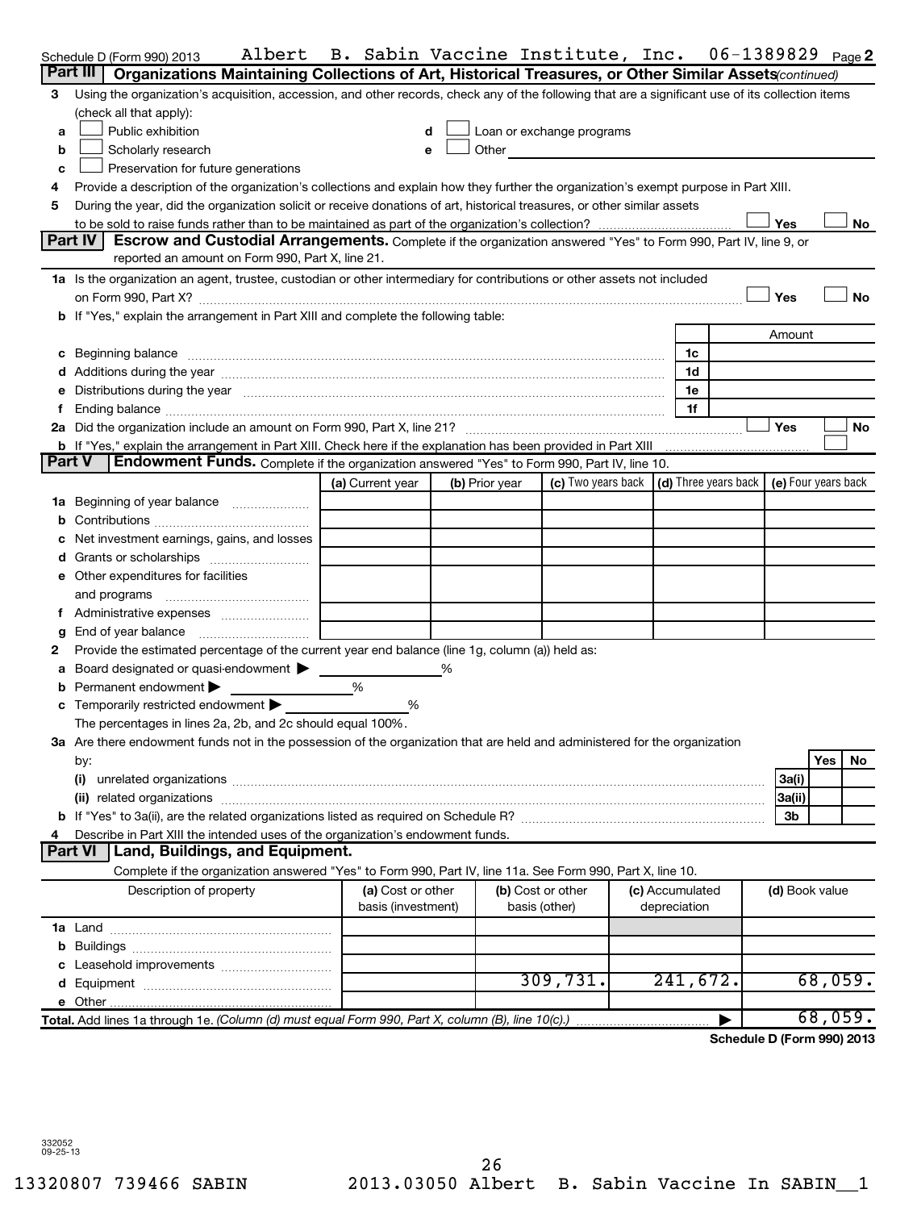Schedule D (Form 990) 2013 Albert B. Sabin Vaccine Institute, Inc. 06-1389829 Page 2

## Part III Organizations Maintaining Collections of Art, Historical Treasures, or Other Similar Assets *(continued)*

3 Using the organization's acquisition, accession, and other records, check any of the following that are a significant use of its collection items (check all that apply):

- a ☐ Public exhibition
- b ☐ Scholarly research
- c ☐ Preservation for future generations
- d ☐ Loan or exchange programs
- e ☐ Other

4 Provide a description of the organization's collections and explain how they further the organization's exempt purpose in Part XIII.

5 During the year, did the organization solicit or receive donations of art, historical treasures, or other similar assets to be sold to raise funds rather than to be maintained as part of the organization's collection? ☐ Yes ☐ No

## Part IV Escrow and Custodial Arrangements.

Complete if the organization answered "Yes" to Form 990, Part IV, line 9, or reported an amount on Form 990, Part X, line 21.

1a Is the organization an agent, trustee, custodian or other intermediary for contributions or other assets not included on Form 990, Part X? ☐ Yes ☐ No

b If "Yes," explain the arrangement in Part XIII and complete the following table:

| | | Amount |
|---|---|---|
| c Beginning balance | 1c | |
| d Additions during the year | 1d | |
| e Distributions during the year | 1e | |
| f Ending balance | 1f | |

2a Did the organization include an amount on Form 990, Part X, line 21? ☐ Yes ☐ No

b If "Yes," explain the arrangement in Part XIII. Check here if the explanation has been provided in Part XIII ☐

## Part V Endowment Funds.

Complete if the organization answered "Yes" to Form 990, Part IV, line 10.

| | (a) Current year | (b) Prior year | (c) Two years back | (d) Three years back | (e) Four years back |
|---|---|---|---|---|---|
| 1a Beginning of year balance | | | | | |
| b Contributions | | | | | |
| c Net investment earnings, gains, and losses | | | | | |
| d Grants or scholarships | | | | | |
| e Other expenditures for facilities and programs | | | | | |
| f Administrative expenses | | | | | |
| g End of year balance | | | | | |

2 Provide the estimated percentage of the current year end balance (line 1g, column (a)) held as:

a Board designated or quasi-endowment ▶ %

b Permanent endowment ▶ %

c Temporarily restricted endowment ▶ %

The percentages in lines 2a, 2b, and 2c should equal 100%.

3a Are there endowment funds not in the possession of the organization that are held and administered for the organization by:

| | | Yes | No |
|---|---|---|---|
| (i) unrelated organizations | 3a(i) | | |
| (ii) related organizations | 3a(ii) | | |
| b If "Yes" to 3a(ii), are the related organizations listed as required on Schedule R? | 3b | | |

4 Describe in Part XIII the intended uses of the organization's endowment funds.

## Part VI Land, Buildings, and Equipment.

Complete if the organization answered "Yes" to Form 990, Part IV, line 11a. See Form 990, Part X, line 10.

| Description of property | (a) Cost or other basis (investment) | (b) Cost or other basis (other) | (c) Accumulated depreciation | (d) Book value |
|---|---|---|---|---|
| 1a Land | | | | |
| b Buildings | | | | |
| c Leasehold improvements | | | | |
| d Equipment | | 309,731. | 241,672. | 68,059. |
| e Other | | | | |
| **Total.** Add lines 1a through 1e. *(Column (d) must equal Form 990, Part X, column (B), line 10(c).)* ▶ | | | | 68,059. |

**Schedule D (Form 990) 2013**

332052 09-25-13

13320807 739466 SABIN 2013.03050 Albert B. Sabin Vaccine In SABIN__1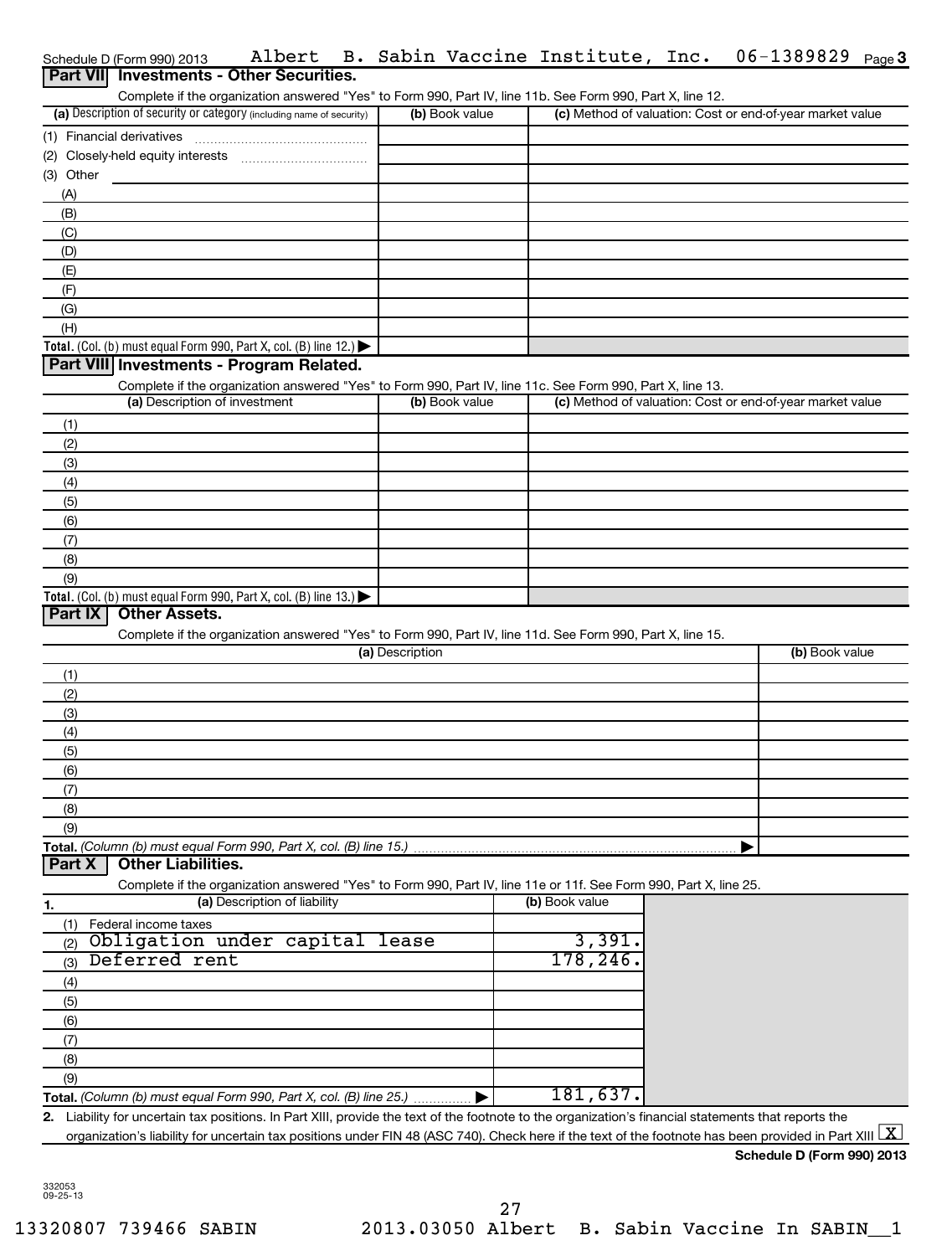Schedule D (Form 990) 2013 Albert B. Sabin Vaccine Institute, Inc. 06-1389829 Page 3

## Part VII Investments - Other Securities.

Complete if the organization answered "Yes" to Form 990, Part IV, line 11b. See Form 990, Part X, line 12.

| (a) Description of security or category (including name of security) | (b) Book value | (c) Method of valuation: Cost or end-of-year market value |
|---|---|---|
| (1) Financial derivatives | | |
| (2) Closely-held equity interests | | |
| (3) Other | | |
| (A) | | |
| (B) | | |
| (C) | | |
| (D) | | |
| (E) | | |
| (F) | | |
| (G) | | |
| (H) | | |
| **Total.** (Col. (b) must equal Form 990, Part X, col. (B) line 12.) ▶ | | |

## Part VIII Investments - Program Related.

Complete if the organization answered "Yes" to Form 990, Part IV, line 11c. See Form 990, Part X, line 13.

| (a) Description of investment | (b) Book value | (c) Method of valuation: Cost or end-of-year market value |
|---|---|---|
| (1) | | |
| (2) | | |
| (3) | | |
| (4) | | |
| (5) | | |
| (6) | | |
| (7) | | |
| (8) | | |
| (9) | | |
| **Total.** (Col. (b) must equal Form 990, Part X, col. (B) line 13.) ▶ | | |

## Part IX Other Assets.

Complete if the organization answered "Yes" to Form 990, Part IV, line 11d. See Form 990, Part X, line 15.

| (a) Description | (b) Book value |
|---|---|
| (1) | |
| (2) | |
| (3) | |
| (4) | |
| (5) | |
| (6) | |
| (7) | |
| (8) | |
| (9) | |
| **Total.** *(Column (b) must equal Form 990, Part X, col. (B) line 15.)* ▶ | |

## Part X Other Liabilities.

Complete if the organization answered "Yes" to Form 990, Part IV, line 11e or 11f. See Form 990, Part X, line 25.

| 1. (a) Description of liability | (b) Book value |
|---|---|
| (1) Federal income taxes | |
| (2) Obligation under capital lease | 3,391. |
| (3) Deferred rent | 178,246. |
| (4) | |
| (5) | |
| (6) | |
| (7) | |
| (8) | |
| (9) | |
| **Total.** *(Column (b) must equal Form 990, Part X, col. (B) line 25.)* ▶ | 181,637. |

**2.** Liability for uncertain tax positions. In Part XIII, provide the text of the footnote to the organization's financial statements that reports the organization's liability for uncertain tax positions under FIN 48 (ASC 740). Check here if the text of the footnote has been provided in Part XIII [X]

**Schedule D (Form 990) 2013**

332053 09-25-13

13320807 739466 SABIN 2013.03050 Albert B. Sabin Vaccine In SABIN__1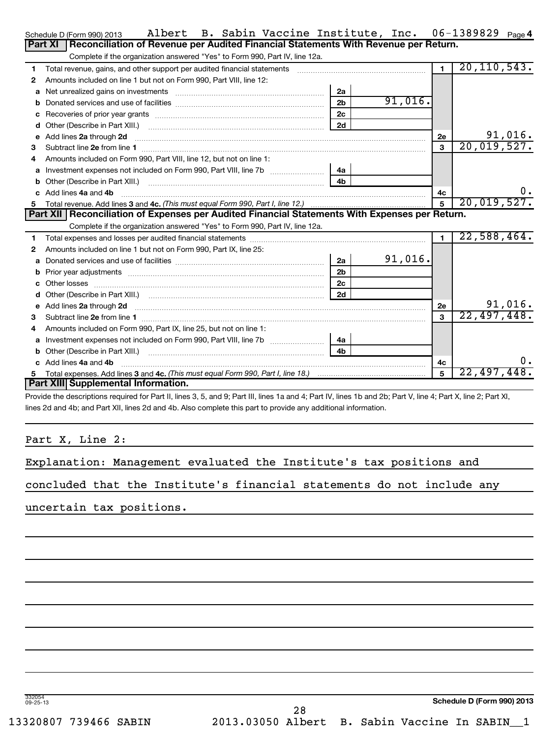Schedule D (Form 990) 2013 Albert B. Sabin Vaccine Institute, Inc. 06-1389829 Page 4

## Part XI Reconciliation of Revenue per Audited Financial Statements With Revenue per Return.

Complete if the organization answered "Yes" to Form 990, Part IV, line 12a.

| | | | | | |
|---|---|---|---|---|---|
| 1 | Total revenue, gains, and other support per audited financial statements | | | 1 | 20,110,543. |
| 2 | Amounts included on line 1 but not on Form 990, Part VIII, line 12: | | | | |
| a | Net unrealized gains on investments | 2a | | | |
| b | Donated services and use of facilities | 2b | 91,016. | | |
| c | Recoveries of prior year grants | 2c | | | |
| d | Other (Describe in Part XIII.) | 2d | | | |
| e | Add lines 2a through 2d | | | 2e | 91,016. |
| 3 | Subtract line 2e from line 1 | | | 3 | 20,019,527. |
| 4 | Amounts included on Form 990, Part VIII, line 12, but not on line 1: | | | | |
| a | Investment expenses not included on Form 990, Part VIII, line 7b | 4a | | | |
| b | Other (Describe in Part XIII.) | 4b | | | |
| c | Add lines 4a and 4b | | | 4c | 0. |
| 5 | Total revenue. Add lines 3 and 4c. *(This must equal Form 990, Part I, line 12.)* | | | 5 | 20,019,527. |

## Part XII Reconciliation of Expenses per Audited Financial Statements With Expenses per Return.

Complete if the organization answered "Yes" to Form 990, Part IV, line 12a.

| | | | | | |
|---|---|---|---|---|---|
| 1 | Total expenses and losses per audited financial statements | | | 1 | 22,588,464. |
| 2 | Amounts included on line 1 but not on Form 990, Part IX, line 25: | | | | |
| a | Donated services and use of facilities | 2a | 91,016. | | |
| b | Prior year adjustments | 2b | | | |
| c | Other losses | 2c | | | |
| d | Other (Describe in Part XIII.) | 2d | | | |
| e | Add lines 2a through 2d | | | 2e | 91,016. |
| 3 | Subtract line 2e from line 1 | | | 3 | 22,497,448. |
| 4 | Amounts included on Form 990, Part IX, line 25, but not on line 1: | | | | |
| a | Investment expenses not included on Form 990, Part VIII, line 7b | 4a | | | |
| b | Other (Describe in Part XIII.) | 4b | | | |
| c | Add lines 4a and 4b | | | 4c | 0. |
| 5 | Total expenses. Add lines 3 and 4c. *(This must equal Form 990, Part I, line 18.)* | | | 5 | 22,497,448. |

## Part XIII Supplemental Information.

Provide the descriptions required for Part II, lines 3, 5, and 9; Part III, lines 1a and 4; Part IV, lines 1b and 2b; Part V, line 4; Part X, line 2; Part XI, lines 2d and 4b; and Part XII, lines 2d and 4b. Also complete this part to provide any additional information.

Part X, Line 2:

Explanation: Management evaluated the Institute's tax positions and concluded that the Institute's financial statements do not include any uncertain tax positions.

332054 09-25-13

**Schedule D (Form 990) 2013**

13320807 739466 SABIN 2013.03050 Albert B. Sabin Vaccine In SABIN__1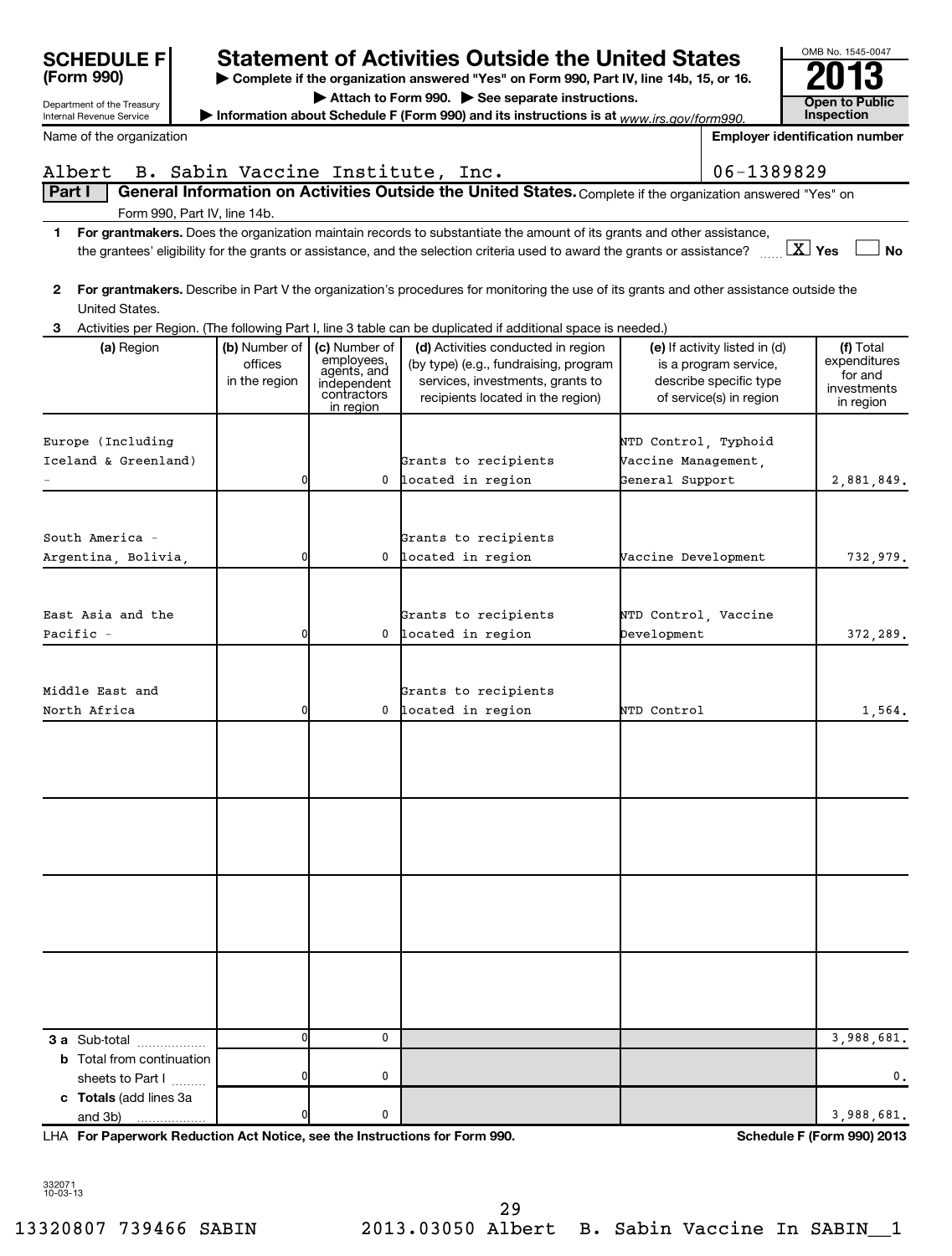**SCHEDULE F (Form 990)**

Department of the Treasury
Internal Revenue Service

# Statement of Activities Outside the United States

▶ Complete if the organization answered "Yes" on Form 990, Part IV, line 14b, 15, or 16.
▶ Attach to Form 990. ▶ See separate instructions.
▶ Information about Schedule F (Form 990) and its instructions is at www.irs.gov/form990.

OMB No. 1545-0047
**2013**
**Open to Public Inspection**

Name of the organization: Albert B. Sabin Vaccine Institute, Inc.
Employer identification number: 06-1389829

## Part I General Information on Activities Outside the United States. Complete if the organization answered "Yes" on Form 990, Part IV, line 14b.

1 **For grantmakers.** Does the organization maintain records to substantiate the amount of its grants and other assistance, the grantees' eligibility for the grants or assistance, and the selection criteria used to award the grants or assistance? [X] Yes [ ] No

2 **For grantmakers.** Describe in Part V the organization's procedures for monitoring the use of its grants and other assistance outside the United States.

3 Activities per Region. (The following Part I, line 3 table can be duplicated if additional space is needed.)

| (a) Region | (b) Number of offices in the region | (c) Number of employees, agents, and independent contractors in region | (d) Activities conducted in region (by type) (e.g., fundraising, program services, investments, grants to recipients located in the region) | (e) If activity listed in (d) is a program service, describe specific type of service(s) in region | (f) Total expenditures for and investments in region |
|---|---|---|---|---|---|
| Europe (Including Iceland & Greenland) - | 0 | 0 | Grants to recipients located in region | NTD Control, Typhoid Vaccine Management, General Support | 2,881,849. |
| South America - Argentina, Bolivia, | 0 | 0 | Grants to recipients located in region | Vaccine Development | 732,979. |
| East Asia and the Pacific - | 0 | 0 | Grants to recipients located in region | NTD Control, Vaccine Development | 372,289. |
| Middle East and North Africa | 0 | 0 | Grants to recipients located in region | NTD Control | 1,564. |
| | | | | | |
| | | | | | |
| | | | | | |
| | | | | | |
| **3 a** Sub-total | 0 | 0 | | | 3,988,681. |
| **b** Total from continuation sheets to Part I | 0 | 0 | | | 0. |
| **c Totals** (add lines 3a and 3b) | 0 | 0 | | | 3,988,681. |

LHA **For Paperwork Reduction Act Notice, see the Instructions for Form 990.** **Schedule F (Form 990) 2013**

332071
10-03-13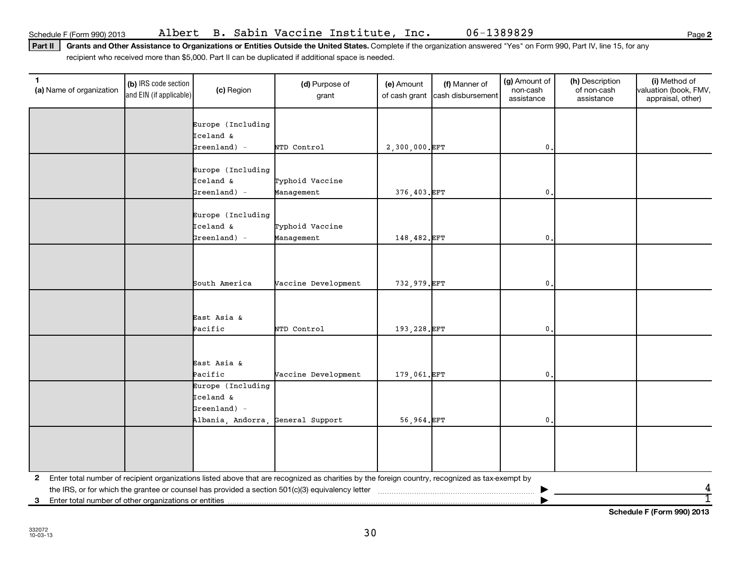Schedule F (Form 990) 2013 Albert B. Sabin Vaccine Institute, Inc. 06-1389829

**Part II** **Grants and Other Assistance to Organizations or Entities Outside the United States.** Complete if the organization answered "Yes" on Form 990, Part IV, line 15, for any recipient who received more than $5,000. Part II can be duplicated if additional space is needed.

| 1 (a) Name of organization | (b) IRS code section and EIN (if applicable) | (c) Region | (d) Purpose of grant | (e) Amount of cash grant | (f) Manner of cash disbursement | (g) Amount of non-cash assistance | (h) Description of non-cash assistance | (i) Method of valuation (book, FMV, appraisal, other) |
|---|---|---|---|---|---|---|---|---|
| | | Europe (Including Iceland & Greenland) - | NTD Control | 2,300,000. | EFT | 0. | | |
| | | Europe (Including Iceland & Greenland) - | Typhoid Vaccine Management | 376,403. | EFT | 0. | | |
| | | Europe (Including Iceland & Greenland) - | Typhoid Vaccine Management | 148,482. | EFT | 0. | | |
| | | South America | Vaccine Development | 732,979. | EFT | 0. | | |
| | | East Asia & Pacific | NTD Control | 193,228. | EFT | 0. | | |
| | | East Asia & Pacific | Vaccine Development | 179,061. | EFT | 0. | | |
| | | Europe (Including Iceland & Greenland) - Albania, Andorra, | General Support | 56,964. | EFT | 0. | | |
| | | | | | | | | |

**2** Enter total number of recipient organizations listed above that are recognized as charities by the foreign country, recognized as tax-exempt by the IRS, or for which the grantee or counsel has provided a section 501(c)(3) equivalency letter ▶ 4

**3** Enter total number of other organizations or entities ▶ 1

**Schedule F (Form 990) 2013**

332072 10-03-13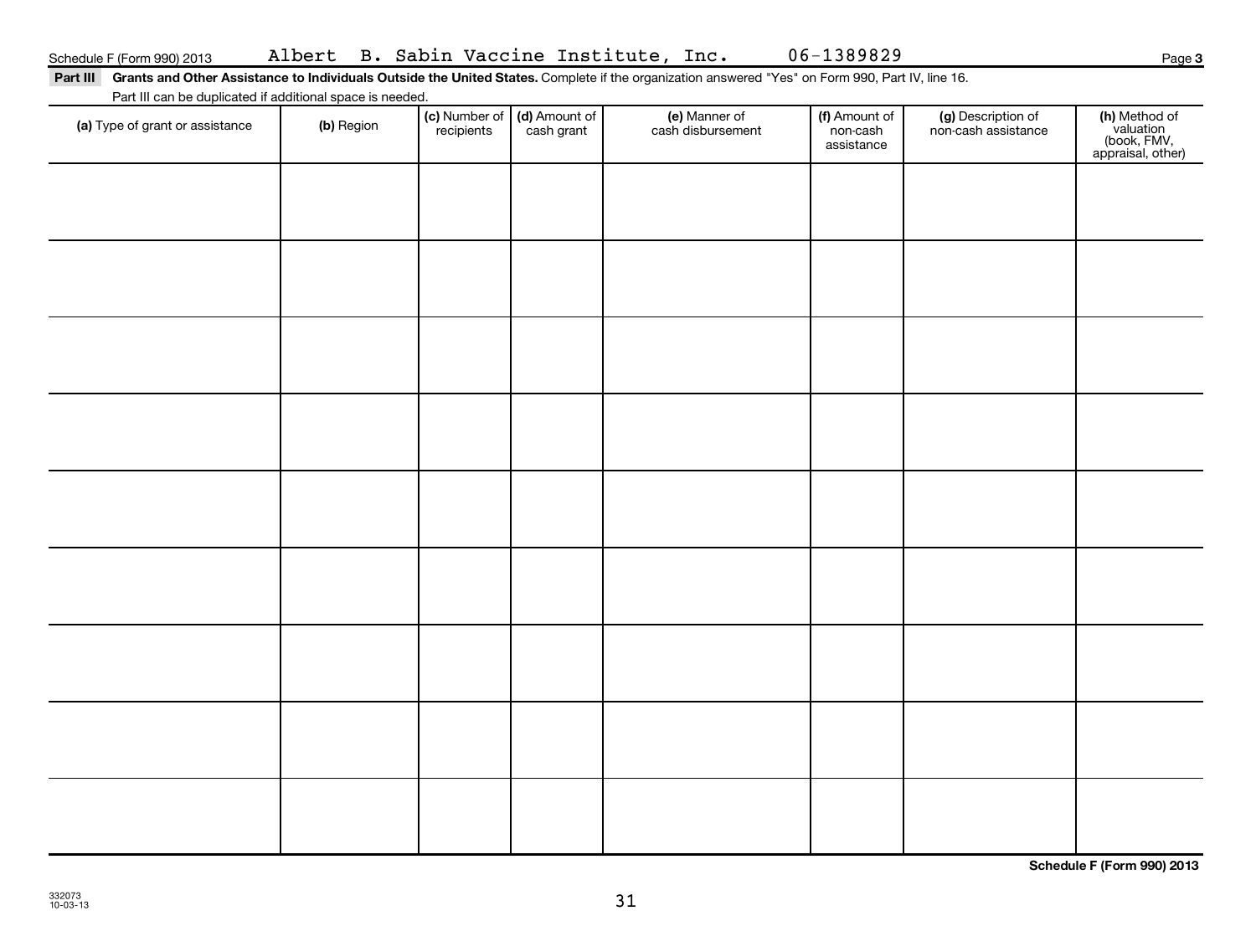Schedule F (Form 990) 2013 Albert B. Sabin Vaccine Institute, Inc. 06-1389829

**Part III** **Grants and Other Assistance to Individuals Outside the United States.** Complete if the organization answered "Yes" on Form 990, Part IV, line 16.

Part III can be duplicated if additional space is needed.

| (a) Type of grant or assistance | (b) Region | (c) Number of recipients | (d) Amount of cash grant | (e) Manner of cash disbursement | (f) Amount of non-cash assistance | (g) Description of non-cash assistance | (h) Method of valuation (book, FMV, appraisal, other) |
|---|---|---|---|---|---|---|---|
| | | | | | | | |
| | | | | | | | |
| | | | | | | | |
| | | | | | | | |
| | | | | | | | |
| | | | | | | | |
| | | | | | | | |
| | | | | | | | |
| | | | | | | | |

**Schedule F (Form 990) 2013**

332073
10-03-13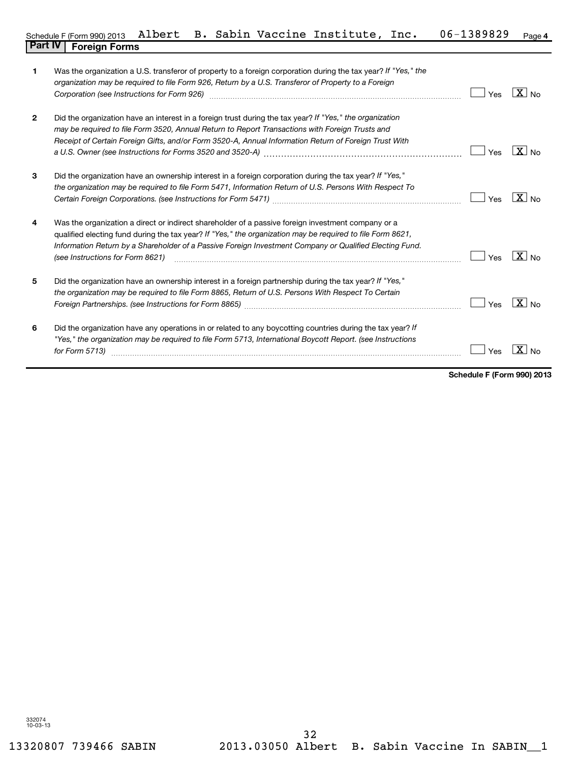Schedule F (Form 990) 2013 Albert B. Sabin Vaccine Institute, Inc. 06-1389829 Page 4

## Part IV | Foreign Forms

| | | Yes | No |
|---|---|---|---|
| 1 | Was the organization a U.S. transferor of property to a foreign corporation during the tax year? *If "Yes," the organization may be required to file Form 926, Return by a U.S. Transferor of Property to a Foreign Corporation (see Instructions for Form 926)* | | X |
| 2 | Did the organization have an interest in a foreign trust during the tax year? *If "Yes," the organization may be required to file Form 3520, Annual Return to Report Transactions with Foreign Trusts and Receipt of Certain Foreign Gifts, and/or Form 3520-A, Annual Information Return of Foreign Trust With a U.S. Owner (see Instructions for Forms 3520 and 3520-A)* | | X |
| 3 | Did the organization have an ownership interest in a foreign corporation during the tax year? *If "Yes," the organization may be required to file Form 5471, Information Return of U.S. Persons With Respect To Certain Foreign Corporations. (see Instructions for Form 5471)* | | X |
| 4 | Was the organization a direct or indirect shareholder of a passive foreign investment company or a qualified electing fund during the tax year? *If "Yes," the organization may be required to file Form 8621, Information Return by a Shareholder of a Passive Foreign Investment Company or Qualified Electing Fund. (see Instructions for Form 8621)* | | X |
| 5 | Did the organization have an ownership interest in a foreign partnership during the tax year? *If "Yes," the organization may be required to file Form 8865, Return of U.S. Persons With Respect To Certain Foreign Partnerships. (see Instructions for Form 8865)* | | X |
| 6 | Did the organization have any operations in or related to any boycotting countries during the tax year? *If "Yes," the organization may be required to file Form 5713, International Boycott Report. (see Instructions for Form 5713)* | | X |

**Schedule F (Form 990) 2013**

332074
10-03-13

13320807 739466 SABIN 2013.03050 Albert B. Sabin Vaccine In SABIN__1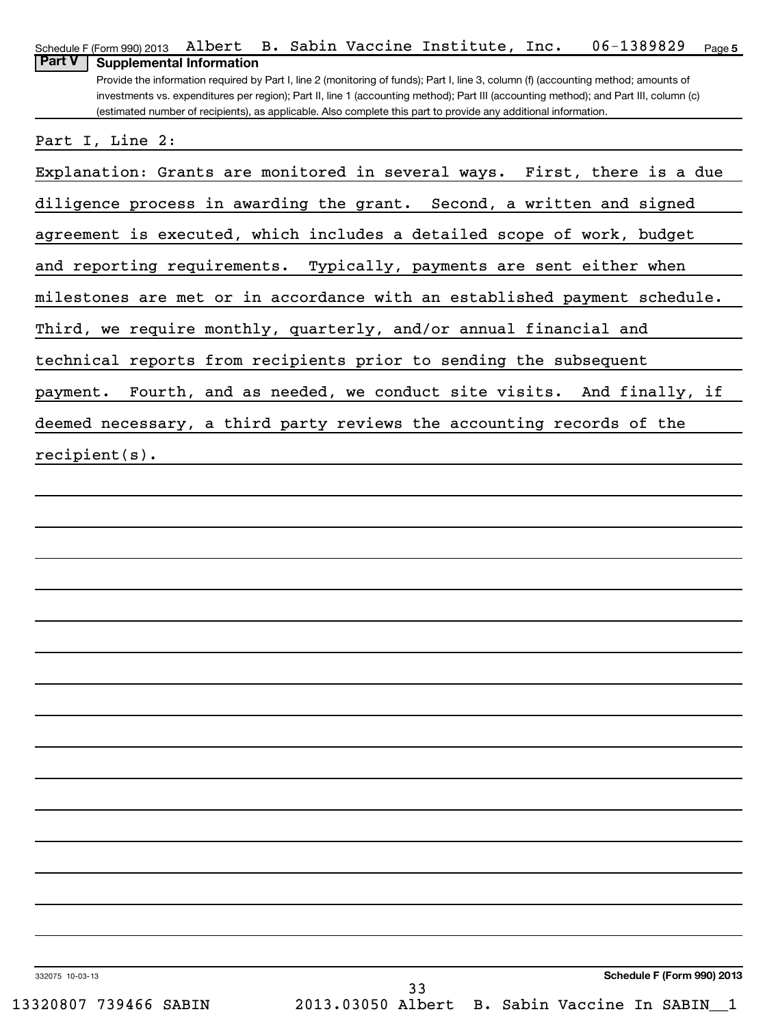Schedule F (Form 990) 2013 Albert B. Sabin Vaccine Institute, Inc. 06-1389829 Page 5

**Part V Supplemental Information**

Provide the information required by Part I, line 2 (monitoring of funds); Part I, line 3, column (f) (accounting method; amounts of investments vs. expenditures per region); Part II, line 1 (accounting method); Part III (accounting method); and Part III, column (c) (estimated number of recipients), as applicable. Also complete this part to provide any additional information.

Part I, Line 2:

Explanation: Grants are monitored in several ways. First, there is a due diligence process in awarding the grant. Second, a written and signed agreement is executed, which includes a detailed scope of work, budget and reporting requirements. Typically, payments are sent either when milestones are met or in accordance with an established payment schedule. Third, we require monthly, quarterly, and/or annual financial and technical reports from recipients prior to sending the subsequent payment. Fourth, and as needed, we conduct site visits. And finally, if deemed necessary, a third party reviews the accounting records of the recipient(s).

332075 10-03-13 **Schedule F (Form 990) 2013**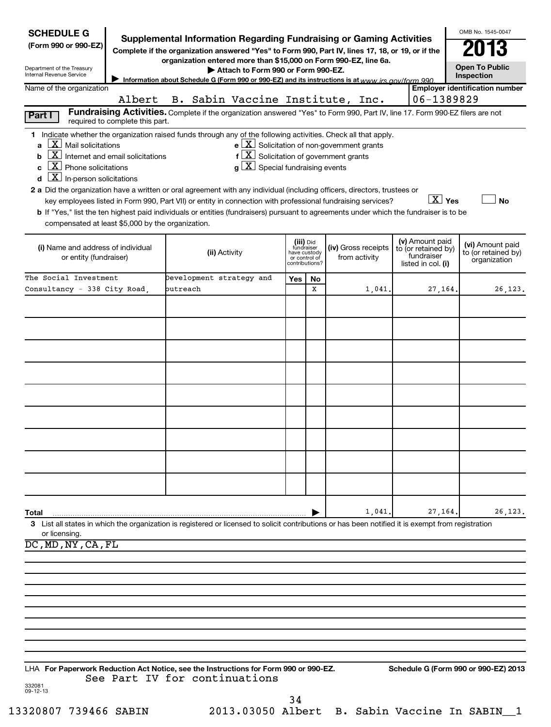**SCHEDULE G**
**(Form 990 or 990-EZ)**

Department of the Treasury
Internal Revenue Service

# Supplemental Information Regarding Fundraising or Gaming Activities

**Complete if the organization answered "Yes" to Form 990, Part IV, lines 17, 18, or 19, or if the organization entered more than $15,000 on Form 990-EZ, line 6a.**

**▶ Attach to Form 990 or Form 990-EZ.**

▶ Information about Schedule G (Form 990 or 990-EZ) and its instructions is at www.irs.gov/form 990.

OMB No. 1545-0047

**2013**

**Open To Public Inspection**

Name of the organization: Albert B. Sabin Vaccine Institute, Inc.

Employer identification number: 06-1389829

**Part I** **Fundraising Activities.** Complete if the organization answered "Yes" to Form 990, Part IV, line 17. Form 990-EZ filers are not required to complete this part.

1 Indicate whether the organization raised funds through any of the following activities. Check all that apply.

- a [X] Mail solicitations
- b [X] Internet and email solicitations
- c [X] Phone solicitations
- d [X] In-person solicitations
- e [X] Solicitation of non-government grants
- f [X] Solicitation of government grants
- g [X] Special fundraising events

2 a Did the organization have a written or oral agreement with any individual (including officers, directors, trustees or key employees listed in Form 990, Part VII) or entity in connection with professional fundraising services? [X] Yes [ ] No

b If "Yes," list the ten highest paid individuals or entities (fundraisers) pursuant to agreements under which the fundraiser is to be compensated at least $5,000 by the organization.

| (i) Name and address of individual or entity (fundraiser) | (ii) Activity | (iii) Did fundraiser have custody or control of contributions? Yes | No | (iv) Gross receipts from activity | (v) Amount paid to (or retained by) fundraiser listed in col. (i) | (vi) Amount paid to (or retained by) organization |
|---|---|---|---|---|---|---|
| The Social Investment Consultancy - 338 City Road, | Development strategy and outreach | | X | 1,041. | 27,164. | 26,123. |
| | | | | | | |
| | | | | | | |
| | | | | | | |
| | | | | | | |
| | | | | | | |
| | | | | | | |
| | | | | | | |
| | | | | | | |
| | | | | | | |
| **Total** | | | ▶ | 1,041. | 27,164. | 26,123. |

3 List all states in which the organization is registered or licensed to solicit contributions or has been notified it is exempt from registration or licensing.

DC,MD,NY,CA,FL

LHA **For Paperwork Reduction Act Notice, see the Instructions for Form 990 or 990-EZ.** **Schedule G (Form 990 or 990-EZ) 2013**

See Part IV for continuations

332081
09-12-13

13320807 739466 SABIN 2013.03050 Albert B. Sabin Vaccine In SABIN__1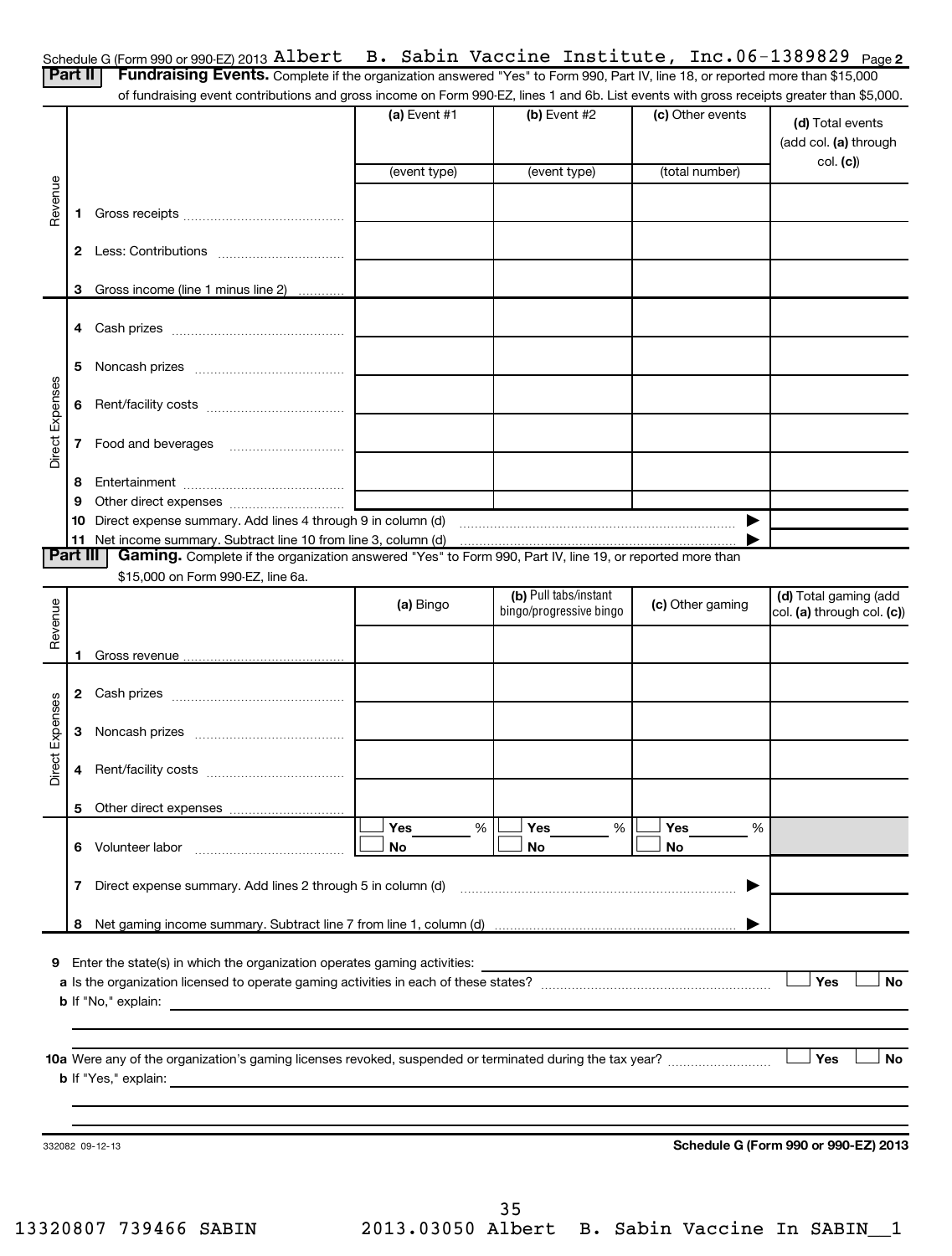Schedule G (Form 990 or 990-EZ) 2013 Albert B. Sabin Vaccine Institute, Inc. 06-1389829 Page **2**

**Part II** **Fundraising Events.** Complete if the organization answered "Yes" to Form 990, Part IV, line 18, or reported more than $15,000 of fundraising event contributions and gross income on Form 990-EZ, lines 1 and 6b. List events with gross receipts greater than $5,000.

| | | (a) Event #1 | (b) Event #2 | (c) Other events | (d) Total events (add col. (a) through col. (c)) |
|---|---|---|---|---|---|
| | | (event type) | (event type) | (total number) | |
| Revenue | 1 Gross receipts | | | | |
| | 2 Less: Contributions | | | | |
| | 3 Gross income (line 1 minus line 2) | | | | |
| Direct Expenses | 4 Cash prizes | | | | |
| | 5 Noncash prizes | | | | |
| | 6 Rent/facility costs | | | | |
| | 7 Food and beverages | | | | |
| | 8 Entertainment | | | | |
| | 9 Other direct expenses | | | | |
| | 10 Direct expense summary. Add lines 4 through 9 in column (d) | | | ▶ | |
| | 11 Net income summary. Subtract line 10 from line 3, column (d) | | | ▶ | |

**Part III** **Gaming.** Complete if the organization answered "Yes" to Form 990, Part IV, line 19, or reported more than $15,000 on Form 990-EZ, line 6a.

| | | (a) Bingo | (b) Pull tabs/instant bingo/progressive bingo | (c) Other gaming | (d) Total gaming (add col. (a) through col. (c)) |
|---|---|---|---|---|---|
| Revenue | 1 Gross revenue | | | | |
| Direct Expenses | 2 Cash prizes | | | | |
| | 3 Noncash prizes | | | | |
| | 4 Rent/facility costs | | | | |
| | 5 Other direct expenses | | | | |
| | 6 Volunteer labor | ☐ Yes ___ % ☐ No | ☐ Yes ___ % ☐ No | ☐ Yes ___ % ☐ No | |
| | 7 Direct expense summary. Add lines 2 through 5 in column (d) | | | ▶ | |
| | 8 Net gaming income summary. Subtract line 7 from line 1, column (d) | | | ▶ | |

**9** Enter the state(s) in which the organization operates gaming activities: ______

**a** Is the organization licensed to operate gaming activities in each of these states? ☐ Yes ☐ No

**b** If "No," explain: ______

**10a** Were any of the organization's gaming licenses revoked, suspended or terminated during the tax year? ☐ Yes ☐ No

**b** If "Yes," explain: ______

332082 09-12-13 **Schedule G (Form 990 or 990-EZ) 2013**

13320807 739466 SABIN 2013.03050 Albert B. Sabin Vaccine In SABIN__1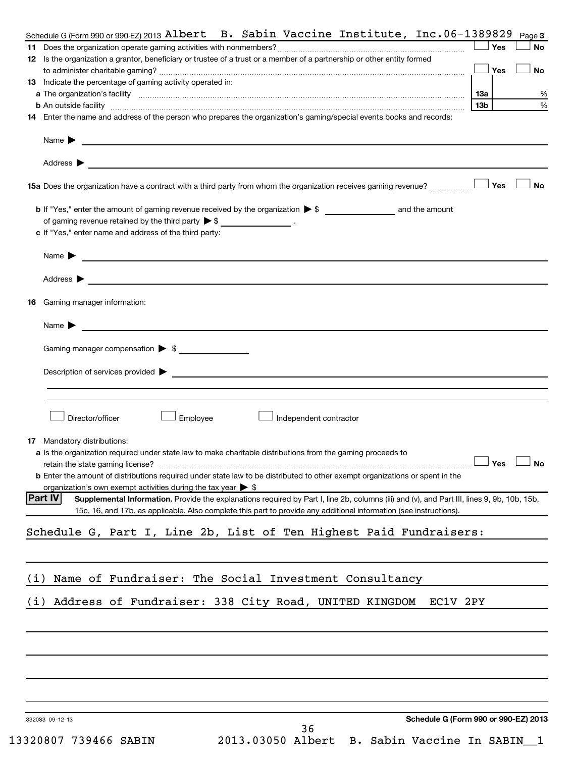Schedule G (Form 990 or 990-EZ) 2013 Albert B. Sabin Vaccine Institute, Inc. 06-1389829 Page 3

**11** Does the organization operate gaming activities with nonmembers? ☐ Yes ☐ No

**12** Is the organization a grantor, beneficiary or trustee of a trust or a member of a partnership or other entity formed to administer charitable gaming? ☐ Yes ☐ No

**13** Indicate the percentage of gaming activity operated in:

| | | |
|---|---|---|
| **a** The organization's facility | 13a | % |
| **b** An outside facility | 13b | % |

**14** Enter the name and address of the person who prepares the organization's gaming/special events books and records:

Name ▶

Address ▶

**15a** Does the organization have a contract with a third party from whom the organization receives gaming revenue? ☐ Yes ☐ No

**b** If "Yes," enter the amount of gaming revenue received by the organization ▶ $ ______ and the amount of gaming revenue retained by the third party ▶ $ ______ .

**c** If "Yes," enter name and address of the third party:

Name ▶

Address ▶

**16** Gaming manager information:

Name ▶

Gaming manager compensation ▶ $

Description of services provided ▶

☐ Director/officer ☐ Employee ☐ Independent contractor

**17** Mandatory distributions:

**a** Is the organization required under state law to make charitable distributions from the gaming proceeds to retain the state gaming license? ☐ Yes ☐ No

**b** Enter the amount of distributions required under state law to be distributed to other exempt organizations or spent in the organization's own exempt activities during the tax year ▶ $

**Part IV** **Supplemental Information.** Provide the explanations required by Part I, line 2b, columns (iii) and (v), and Part III, lines 9, 9b, 10b, 15b, 15c, 16, and 17b, as applicable. Also complete this part to provide any additional information (see instructions).

Schedule G, Part I, Line 2b, List of Ten Highest Paid Fundraisers:

(i) Name of Fundraiser: The Social Investment Consultancy

(i) Address of Fundraiser: 338 City Road, UNITED KINGDOM EC1V 2PY

332083 09-12-13

**Schedule G (Form 990 or 990-EZ) 2013**

13320807 739466 SABIN 2013.03050 Albert B. Sabin Vaccine In SABIN__1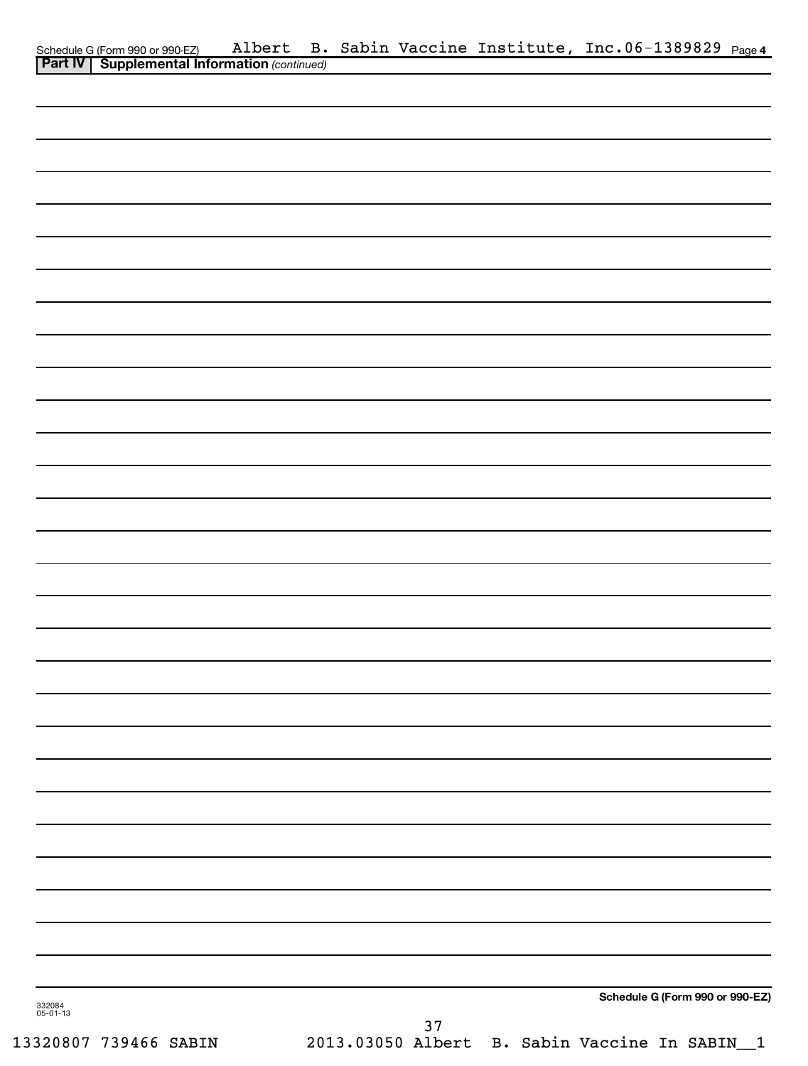Schedule G (Form 990 or 990-EZ) Albert B. Sabin Vaccine Institute, Inc. 06-1389829 Page 4

**Part IV | Supplemental Information** *(continued)*

**Schedule G (Form 990 or 990-EZ)**

332084
05-01-13

13320807 739466 SABIN 2013.03050 Albert B. Sabin Vaccine In SABIN__1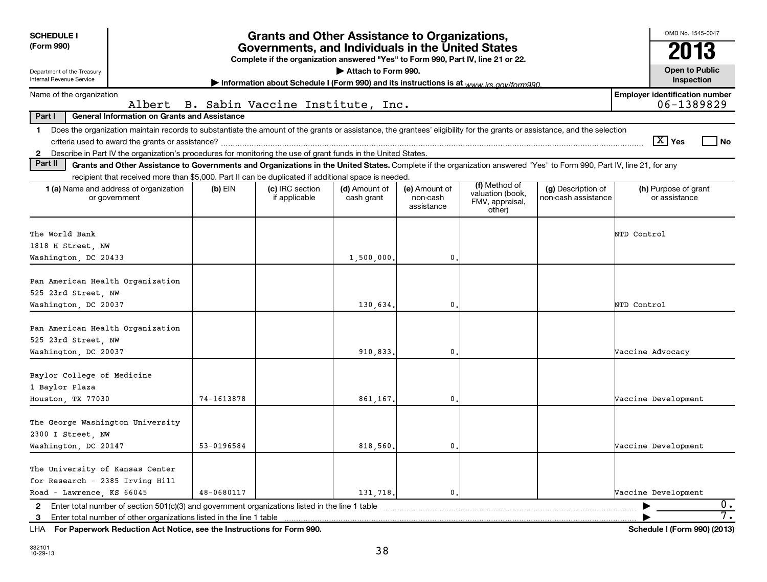**SCHEDULE I**
**(Form 990)**

Department of the Treasury
Internal Revenue Service

# Grants and Other Assistance to Organizations, Governments, and Individuals in the United States

**Complete if the organization answered "Yes" to Form 990, Part IV, line 21 or 22.**

▶ **Attach to Form 990.**

▶ **Information about Schedule I (Form 990) and its instructions is at** *www.irs.gov/form990.*

OMB No. 1545-0047

**2013**

**Open to Public Inspection**

Name of the organization: Albert B. Sabin Vaccine Institute, Inc.

**Employer identification number:** 06-1389829

**Part I** **General Information on Grants and Assistance**

**1** Does the organization maintain records to substantiate the amount of the grants or assistance, the grantees' eligibility for the grants or assistance, and the selection criteria used to award the grants or assistance? [X] **Yes** [ ] **No**

**2** Describe in Part IV the organization's procedures for monitoring the use of grant funds in the United States.

**Part II** **Grants and Other Assistance to Governments and Organizations in the United States.** Complete if the organization answered "Yes" to Form 990, Part IV, line 21, for any recipient that received more than $5,000. Part II can be duplicated if additional space is needed.

| **1 (a)** Name and address of organization or government | **(b)** EIN | **(c)** IRC section if applicable | **(d)** Amount of cash grant | **(e)** Amount of non-cash assistance | **(f)** Method of valuation (book, FMV, appraisal, other) | **(g)** Description of non-cash assistance | **(h)** Purpose of grant or assistance |
|---|---|---|---|---|---|---|---|
| The World Bank 1818 H Street, NW Washington, DC 20433 | | | 1,500,000. | 0. | | | NTD Control |
| Pan American Health Organization 525 23rd Street, NW Washington, DC 20037 | | | 130,634. | 0. | | | NTD Control |
| Pan American Health Organization 525 23rd Street, NW Washington, DC 20037 | | | 910,833. | 0. | | | Vaccine Advocacy |
| Baylor College of Medicine 1 Baylor Plaza Houston, TX 77030 | 74-1613878 | | 861,167. | 0. | | | Vaccine Development |
| The George Washington University 2300 I Street, NW Washington, DC 20147 | 53-0196584 | | 818,560. | 0. | | | Vaccine Development |
| The University of Kansas Center for Research - 2385 Irving Hill Road - Lawrence, KS 66045 | 48-0680117 | | 131,718. | 0. | | | Vaccine Development |

**2** Enter total number of section 501(c)(3) and government organizations listed in the line 1 table ▶ 0.

**3** Enter total number of other organizations listed in the line 1 table ▶ 7.

LHA **For Paperwork Reduction Act Notice, see the Instructions for Form 990.** **Schedule I (Form 990) (2013)**

332101
10-29-13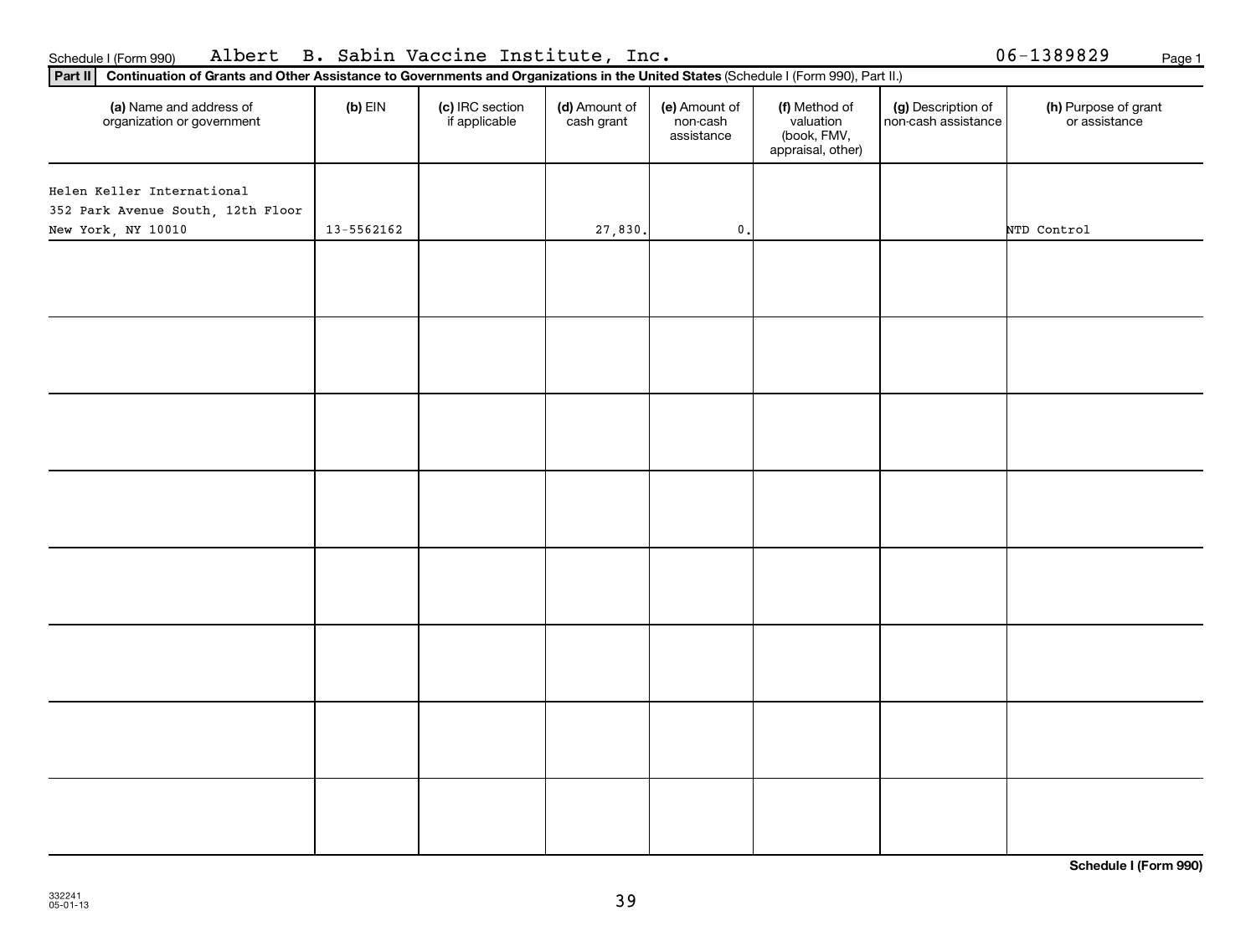Schedule I (Form 990) Albert B. Sabin Vaccine Institute, Inc. 06-1389829

**Part II** **Continuation of Grants and Other Assistance to Governments and Organizations in the United States** (Schedule I (Form 990), Part II.)

| (a) Name and address of organization or government | (b) EIN | (c) IRC section if applicable | (d) Amount of cash grant | (e) Amount of non-cash assistance | (f) Method of valuation (book, FMV, appraisal, other) | (g) Description of non-cash assistance | (h) Purpose of grant or assistance |
|---|---|---|---|---|---|---|---|
| Helen Keller International<br>352 Park Avenue South, 12th Floor<br>New York, NY 10010 | 13-5562162 | | 27,830. | 0. | | | NTD Control |
| | | | | | | | |
| | | | | | | | |
| | | | | | | | |
| | | | | | | | |
| | | | | | | | |
| | | | | | | | |
| | | | | | | | |
| | | | | | | | |

**Schedule I (Form 990)**

332241
05-01-13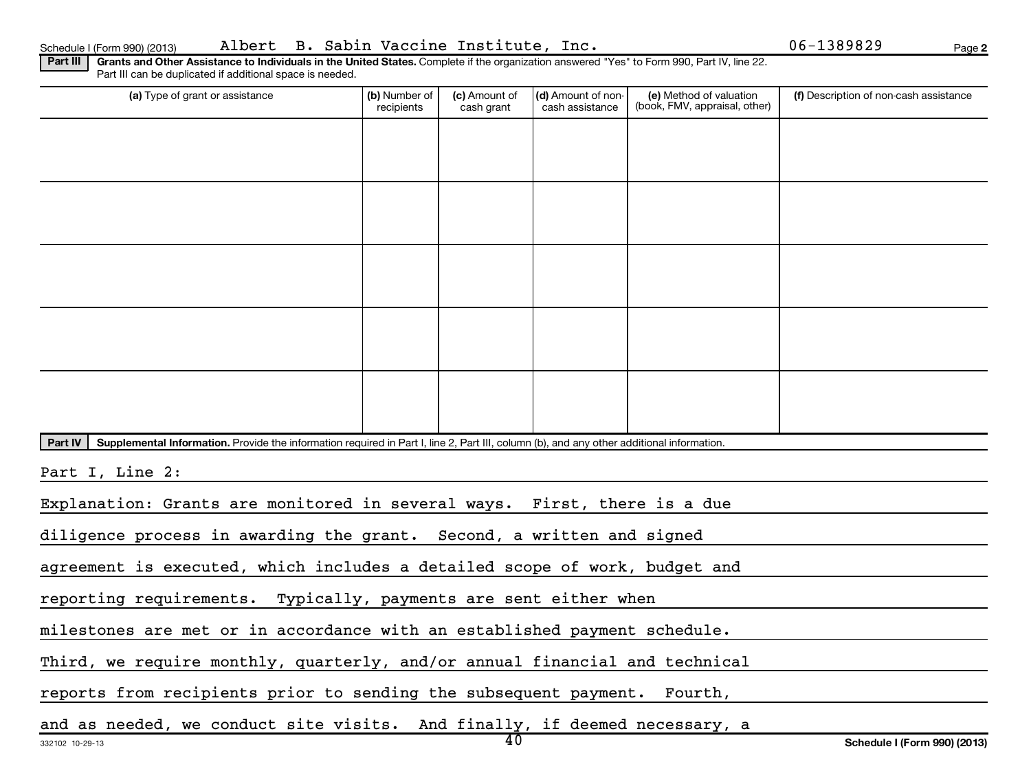Schedule I (Form 990) (2013) Albert B. Sabin Vaccine Institute, Inc. 06-1389829

**Part III** **Grants and Other Assistance to Individuals in the United States.** Complete if the organization answered "Yes" to Form 990, Part IV, line 22. Part III can be duplicated if additional space is needed.

| (a) Type of grant or assistance | (b) Number of recipients | (c) Amount of cash grant | (d) Amount of non-cash assistance | (e) Method of valuation (book, FMV, appraisal, other) | (f) Description of non-cash assistance |
|---|---|---|---|---|---|
| | | | | | |
| | | | | | |
| | | | | | |
| | | | | | |
| | | | | | |

**Part IV** **Supplemental Information.** Provide the information required in Part I, line 2, Part III, column (b), and any other additional information.

Part I, Line 2:

Explanation: Grants are monitored in several ways. First, there is a due diligence process in awarding the grant. Second, a written and signed agreement is executed, which includes a detailed scope of work, budget and reporting requirements. Typically, payments are sent either when milestones are met or in accordance with an established payment schedule. Third, we require monthly, quarterly, and/or annual financial and technical reports from recipients prior to sending the subsequent payment. Fourth, and as needed, we conduct site visits. And finally, if deemed necessary, a

332102 10-29-13

Schedule I (Form 990) (2013)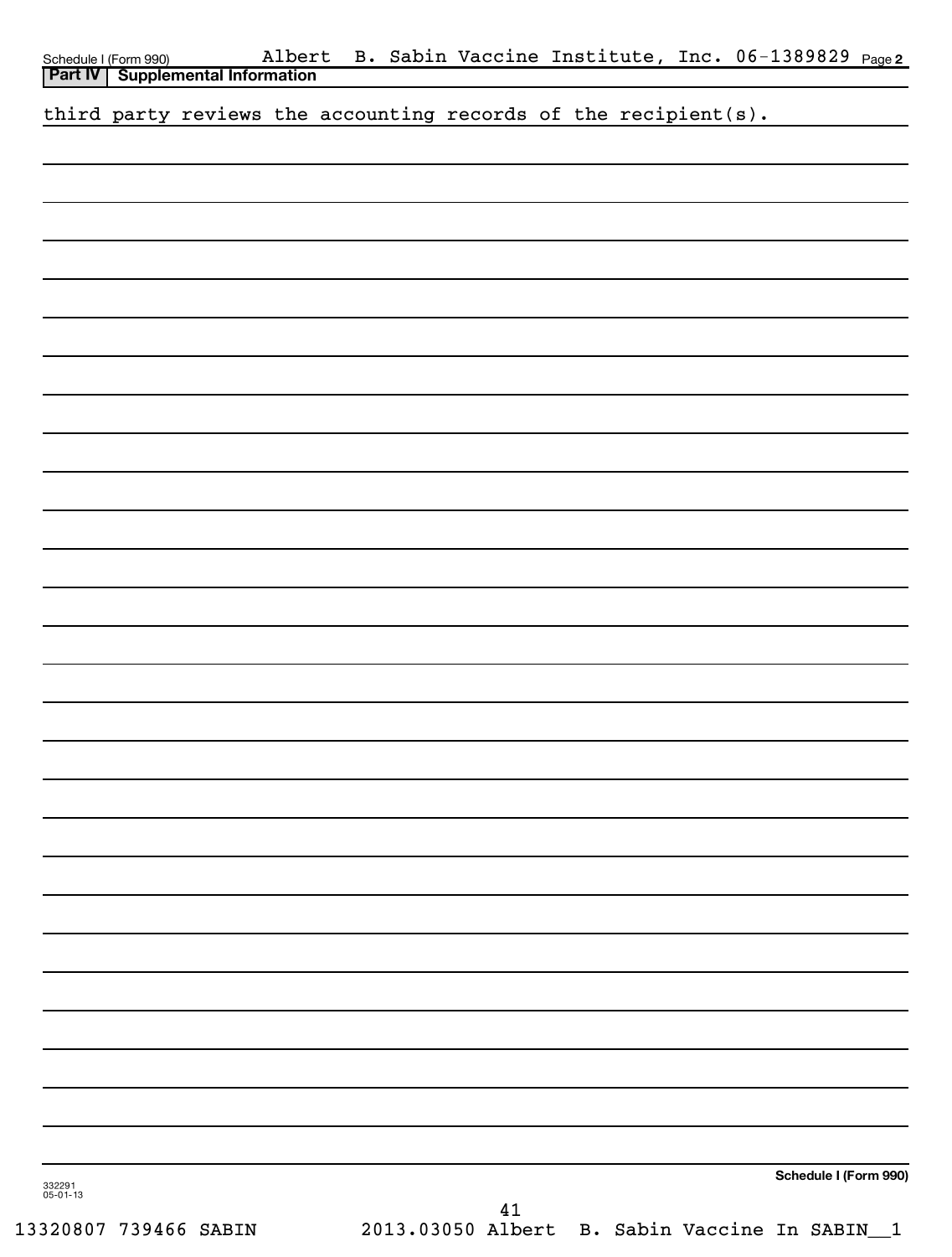Schedule I (Form 990) Albert B. Sabin Vaccine Institute, Inc. 06-1389829 Page 2

**Part IV | Supplemental Information**

third party reviews the accounting records of the recipient(s).

**Schedule I (Form 990)**

332291
05-01-13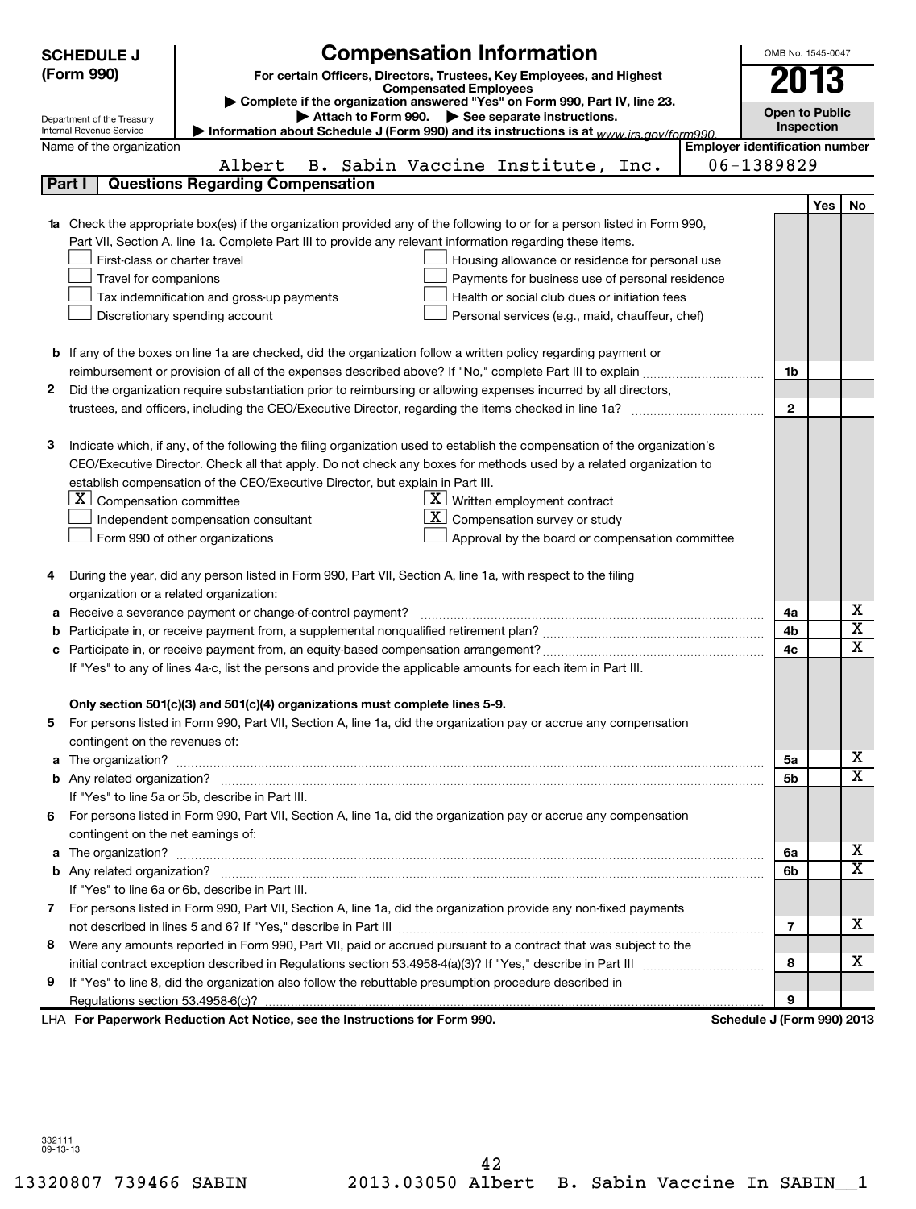**SCHEDULE J (Form 990)**

# Compensation Information

**For certain Officers, Directors, Trustees, Key Employees, and Highest Compensated Employees**

▶ Complete if the organization answered "Yes" on Form 990, Part IV, line 23.
▶ Attach to Form 990. ▶ See separate instructions.
▶ Information about Schedule J (Form 990) and its instructions is at www.irs.gov/form990.

Department of the Treasury
Internal Revenue Service

OMB No. 1545-0047

**2013**

**Open to Public Inspection**

Name of the organization: Albert B. Sabin Vaccine Institute, Inc.

Employer identification number: 06-1389829

## Part I Questions Regarding Compensation

| | | | Yes | No |
|---|---|---|---|---|
| **1a** | Check the appropriate box(es) if the organization provided any of the following to or for a person listed in Form 990, Part VII, Section A, line 1a. Complete Part III to provide any relevant information regarding these items.<br>☐ First-class or charter travel ☐ Housing allowance or residence for personal use<br>☐ Travel for companions ☐ Payments for business use of personal residence<br>☐ Tax indemnification and gross-up payments ☐ Health or social club dues or initiation fees<br>☐ Discretionary spending account ☐ Personal services (e.g., maid, chauffeur, chef) | | | |
| **b** | If any of the boxes on line 1a are checked, did the organization follow a written policy regarding payment or reimbursement or provision of all of the expenses described above? If "No," complete Part III to explain | 1b | | |
| **2** | Did the organization require substantiation prior to reimbursing or allowing expenses incurred by all directors, trustees, and officers, including the CEO/Executive Director, regarding the items checked in line 1a? | 2 | | |
| **3** | Indicate which, if any, of the following the filing organization used to establish the compensation of the organization's CEO/Executive Director. Check all that apply. Do not check any boxes for methods used by a related organization to establish compensation of the CEO/Executive Director, but explain in Part III.<br>☒ Compensation committee ☒ Written employment contract<br>☐ Independent compensation consultant ☒ Compensation survey or study<br>☐ Form 990 of other organizations ☐ Approval by the board or compensation committee | | | |
| **4** | During the year, did any person listed in Form 990, Part VII, Section A, line 1a, with respect to the filing organization or a related organization: | | | |
| **a** | Receive a severance payment or change-of-control payment? | 4a | | X |
| **b** | Participate in, or receive payment from, a supplemental nonqualified retirement plan? | 4b | | X |
| **c** | Participate in, or receive payment from, an equity-based compensation arrangement? | 4c | | X |
| | If "Yes" to any of lines 4a-c, list the persons and provide the applicable amounts for each item in Part III. | | | |
| | **Only section 501(c)(3) and 501(c)(4) organizations must complete lines 5-9.** | | | |
| **5** | For persons listed in Form 990, Part VII, Section A, line 1a, did the organization pay or accrue any compensation contingent on the revenues of: | | | |
| **a** | The organization? | 5a | | X |
| **b** | Any related organization? | 5b | | X |
| | If "Yes" to line 5a or 5b, describe in Part III. | | | |
| **6** | For persons listed in Form 990, Part VII, Section A, line 1a, did the organization pay or accrue any compensation contingent on the net earnings of: | | | |
| **a** | The organization? | 6a | | X |
| **b** | Any related organization? | 6b | | X |
| | If "Yes" to line 6a or 6b, describe in Part III. | | | |
| **7** | For persons listed in Form 990, Part VII, Section A, line 1a, did the organization provide any non-fixed payments not described in lines 5 and 6? If "Yes," describe in Part III | 7 | | X |
| **8** | Were any amounts reported in Form 990, Part VII, paid or accrued pursuant to a contract that was subject to the initial contract exception described in Regulations section 53.4958-4(a)(3)? If "Yes," describe in Part III | 8 | | X |
| **9** | If "Yes" to line 8, did the organization also follow the rebuttable presumption procedure described in Regulations section 53.4958-6(c)? | 9 | | |

LHA For Paperwork Reduction Act Notice, see the Instructions for Form 990. Schedule J (Form 990) 2013

332111
09-13-13

13320807 739466 SABIN 2013.03050 Albert B. Sabin Vaccine In SABIN__1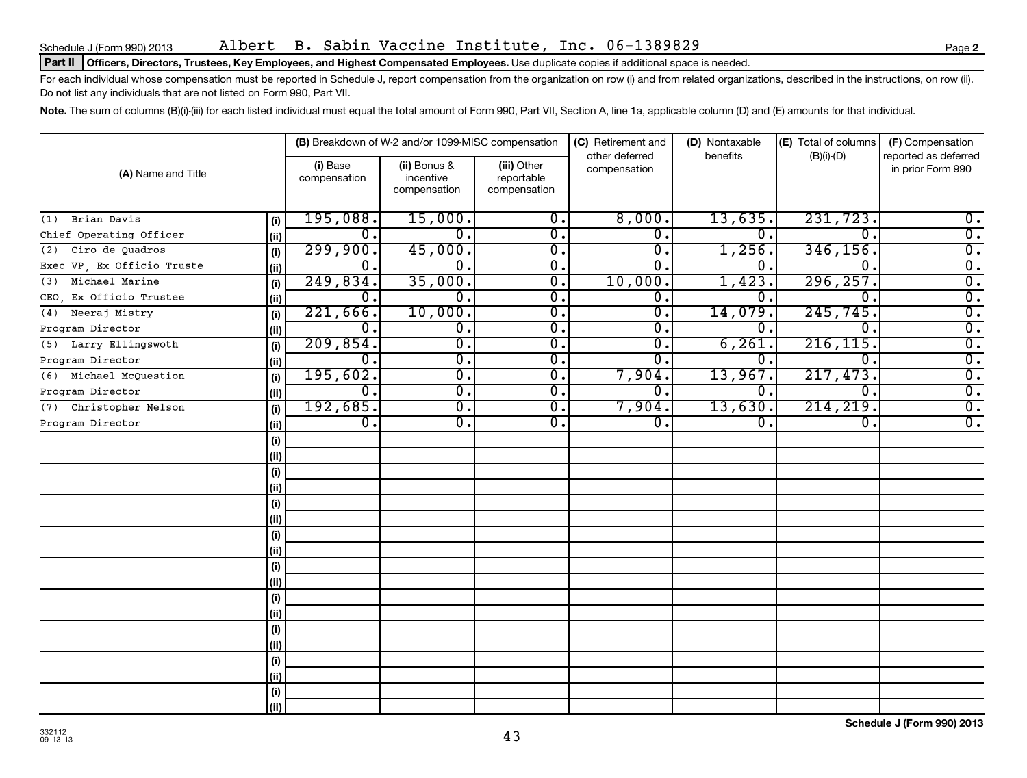Schedule J (Form 990) 2013 Albert B. Sabin Vaccine Institute, Inc. 06-1389829

**Part II Officers, Directors, Trustees, Key Employees, and Highest Compensated Employees.** Use duplicate copies if additional space is needed.

For each individual whose compensation must be reported in Schedule J, report compensation from the organization on row (i) and from related organizations, described in the instructions, on row (ii). Do not list any individuals that are not listed on Form 990, Part VII.

**Note.** The sum of columns (B)(i)-(iii) for each listed individual must equal the total amount of Form 990, Part VII, Section A, line 1a, applicable column (D) and (E) amounts for that individual.

| (A) Name and Title | | (B) Breakdown of W-2 and/or 1099-MISC compensation | | | (C) Retirement and other deferred compensation | (D) Nontaxable benefits | (E) Total of columns (B)(i)-(D) | (F) Compensation reported as deferred in prior Form 990 |
|---|---|---|---|---|---|---|---|---|
| | | (i) Base compensation | (ii) Bonus & incentive compensation | (iii) Other reportable compensation | | | | |
| (1) Brian Davis | (i) | 195,088. | 15,000. | 0. | 8,000. | 13,635. | 231,723. | 0. |
| Chief Operating Officer | (ii) | 0. | 0. | 0. | 0. | 0. | 0. | 0. |
| (2) Ciro de Quadros | (i) | 299,900. | 45,000. | 0. | 0. | 1,256. | 346,156. | 0. |
| Exec VP, Ex Officio Truste | (ii) | 0. | 0. | 0. | 0. | 0. | 0. | 0. |
| (3) Michael Marine | (i) | 249,834. | 35,000. | 0. | 10,000. | 1,423. | 296,257. | 0. |
| CEO, Ex Officio Trustee | (ii) | 0. | 0. | 0. | 0. | 0. | 0. | 0. |
| (4) Neeraj Mistry | (i) | 221,666. | 10,000. | 0. | 0. | 14,079. | 245,745. | 0. |
| Program Director | (ii) | 0. | 0. | 0. | 0. | 0. | 0. | 0. |
| (5) Larry Ellingswoth | (i) | 209,854. | 0. | 0. | 0. | 6,261. | 216,115. | 0. |
| Program Director | (ii) | 0. | 0. | 0. | 0. | 0. | 0. | 0. |
| (6) Michael McQuestion | (i) | 195,602. | 0. | 0. | 7,904. | 13,967. | 217,473. | 0. |
| Program Director | (ii) | 0. | 0. | 0. | 0. | 0. | 0. | 0. |
| (7) Christopher Nelson | (i) | 192,685. | 0. | 0. | 7,904. | 13,630. | 214,219. | 0. |
| Program Director | (ii) | 0. | 0. | 0. | 0. | 0. | 0. | 0. |

332112 09-13-13

Schedule J (Form 990) 2013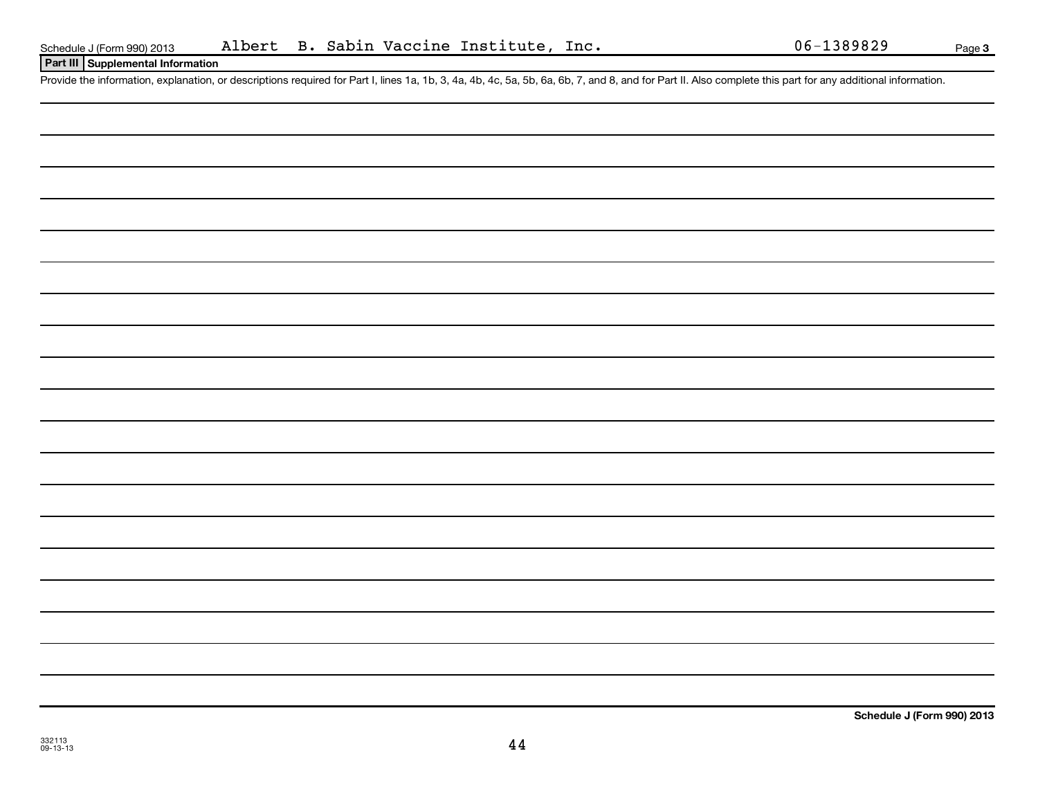Albert B. Sabin Vaccine Institute, Inc. 06-1389829

## Part III Supplemental Information

Provide the information, explanation, or descriptions required for Part I, lines 1a, 1b, 3, 4a, 4b, 4c, 5a, 5b, 6a, 6b, 7, and 8, and for Part II. Also complete this part for any additional information.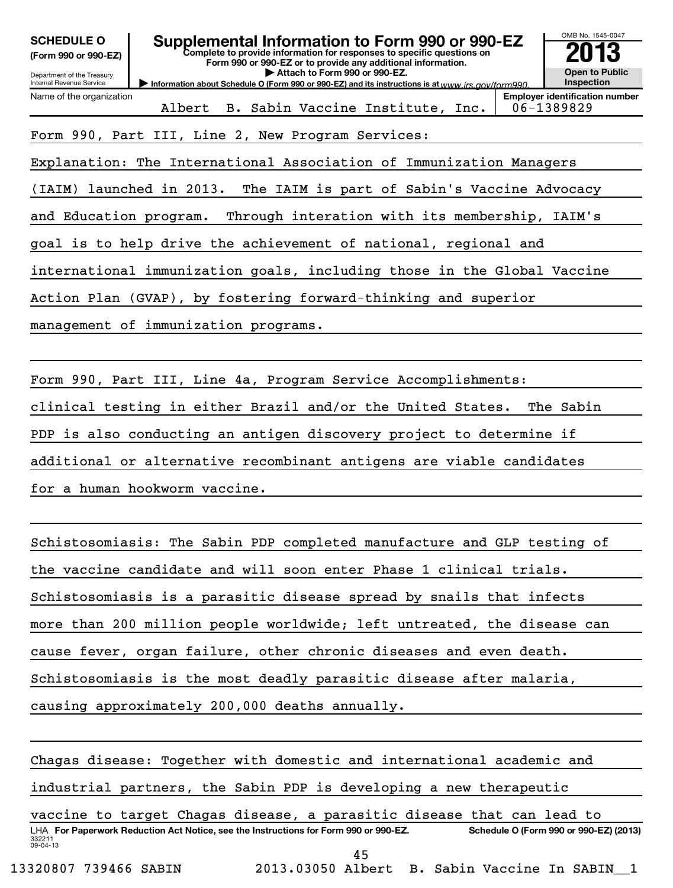**SCHEDULE O (Form 990 or 990-EZ)**

Department of the Treasury
Internal Revenue Service

# Supplemental Information to Form 990 or 990-EZ

**Complete to provide information for responses to specific questions on Form 990 or 990-EZ or to provide any additional information.**

**▶ Attach to Form 990 or 990-EZ.**

▶ Information about Schedule O (Form 990 or 990-EZ) and its instructions is at www.irs.gov/form990.

OMB No. 1545-0047

**2013**

**Open to Public Inspection**

| Name of the organization | Employer identification number |
|---|---|
| Albert B. Sabin Vaccine Institute, Inc. | 06-1389829 |

Form 990, Part III, Line 2, New Program Services:

Explanation: The International Association of Immunization Managers (IAIM) launched in 2013. The IAIM is part of Sabin's Vaccine Advocacy and Education program. Through interation with its membership, IAIM's goal is to help drive the achievement of national, regional and international immunization goals, including those in the Global Vaccine Action Plan (GVAP), by fostering forward-thinking and superior management of immunization programs.

Form 990, Part III, Line 4a, Program Service Accomplishments:

clinical testing in either Brazil and/or the United States. The Sabin PDP is also conducting an antigen discovery project to determine if additional or alternative recombinant antigens are viable candidates for a human hookworm vaccine.

Schistosomiasis: The Sabin PDP completed manufacture and GLP testing of the vaccine candidate and will soon enter Phase 1 clinical trials. Schistosomiasis is a parasitic disease spread by snails that infects more than 200 million people worldwide; left untreated, the disease can cause fever, organ failure, other chronic diseases and even death. Schistosomiasis is the most deadly parasitic disease after malaria, causing approximately 200,000 deaths annually.

Chagas disease: Together with domestic and international academic and industrial partners, the Sabin PDP is developing a new therapeutic vaccine to target Chagas disease, a parasitic disease that can lead to

LHA **For Paperwork Reduction Act Notice, see the Instructions for Form 990 or 990-EZ.** **Schedule O (Form 990 or 990-EZ) (2013)**

332211
09-04-13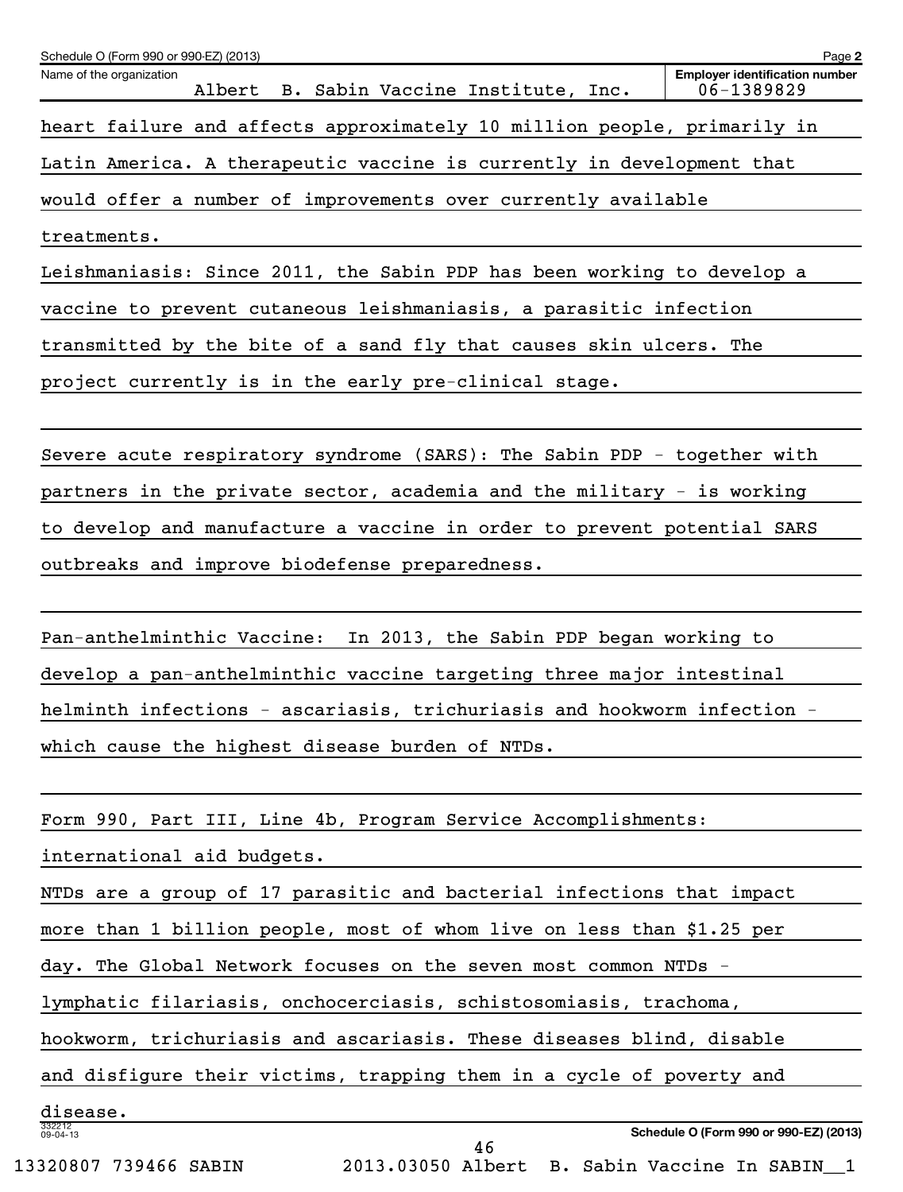heart failure and affects approximately 10 million people, primarily in Latin America. A therapeutic vaccine is currently in development that would offer a number of improvements over currently available treatments.

Leishmaniasis: Since 2011, the Sabin PDP has been working to develop a vaccine to prevent cutaneous leishmaniasis, a parasitic infection transmitted by the bite of a sand fly that causes skin ulcers. The project currently is in the early pre-clinical stage.

Severe acute respiratory syndrome (SARS): The Sabin PDP - together with partners in the private sector, academia and the military - is working to develop and manufacture a vaccine in order to prevent potential SARS outbreaks and improve biodefense preparedness.

Pan-anthelminthic Vaccine: In 2013, the Sabin PDP began working to develop a pan-anthelminthic vaccine targeting three major intestinal helminth infections - ascariasis, trichuriasis and hookworm infection - which cause the highest disease burden of NTDs.

Form 990, Part III, Line 4b, Program Service Accomplishments:

international aid budgets.

NTDs are a group of 17 parasitic and bacterial infections that impact more than 1 billion people, most of whom live on less than $1.25 per day. The Global Network focuses on the seven most common NTDs - lymphatic filariasis, onchocerciasis, schistosomiasis, trachoma, hookworm, trichuriasis and ascariasis. These diseases blind, disable and disfigure their victims, trapping them in a cycle of poverty and disease.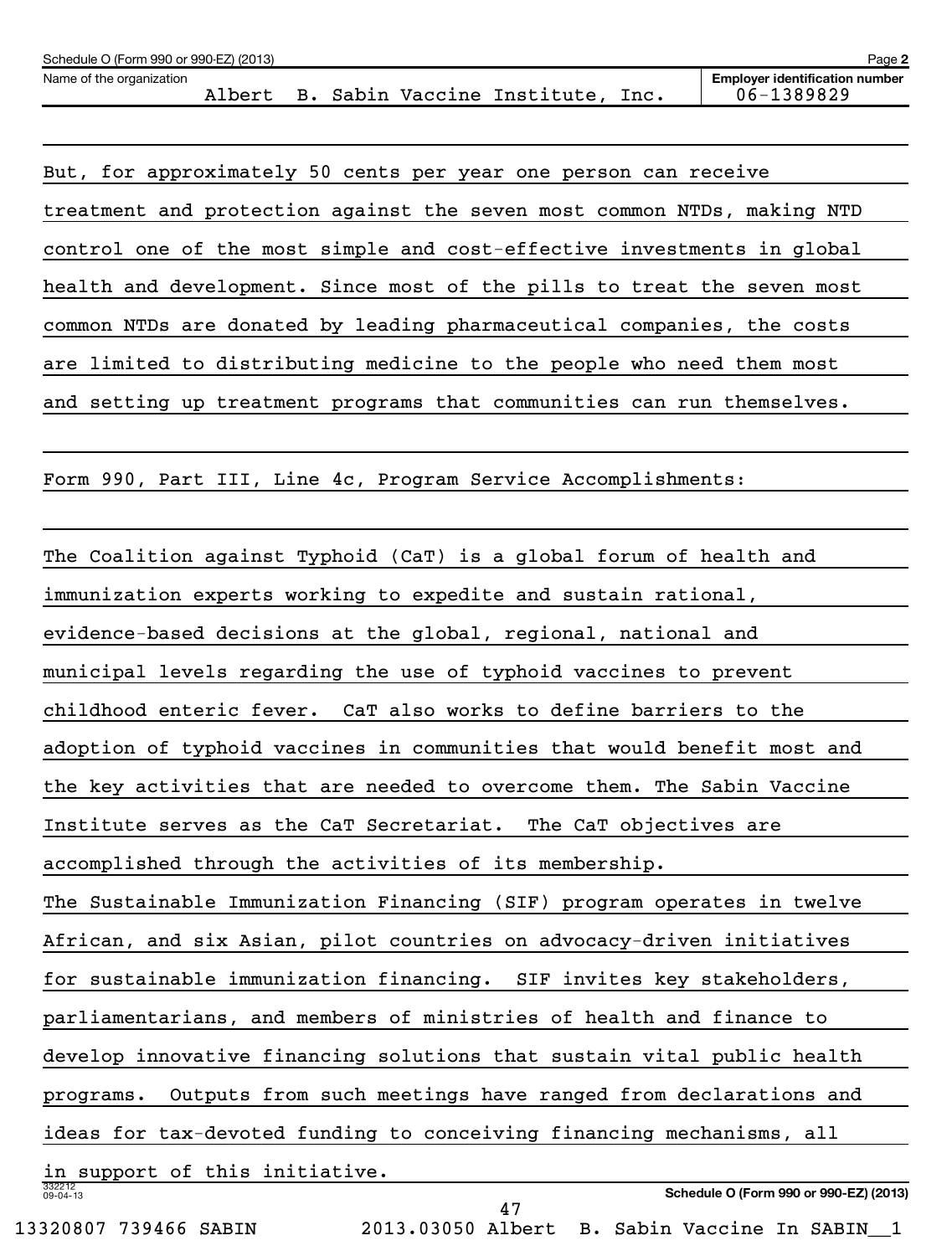Schedule O (Form 990 or 990-EZ) (2013)

Name of the organization: Albert B. Sabin Vaccine Institute, Inc.

Employer identification number: 06-1389829

But, for approximately 50 cents per year one person can receive treatment and protection against the seven most common NTDs, making NTD control one of the most simple and cost-effective investments in global health and development. Since most of the pills to treat the seven most common NTDs are donated by leading pharmaceutical companies, the costs are limited to distributing medicine to the people who need them most and setting up treatment programs that communities can run themselves.

Form 990, Part III, Line 4c, Program Service Accomplishments:

The Coalition against Typhoid (CaT) is a global forum of health and immunization experts working to expedite and sustain rational, evidence-based decisions at the global, regional, national and municipal levels regarding the use of typhoid vaccines to prevent childhood enteric fever. CaT also works to define barriers to the adoption of typhoid vaccines in communities that would benefit most and the key activities that are needed to overcome them. The Sabin Vaccine Institute serves as the CaT Secretariat. The CaT objectives are accomplished through the activities of its membership.
The Sustainable Immunization Financing (SIF) program operates in twelve African, and six Asian, pilot countries on advocacy-driven initiatives for sustainable immunization financing. SIF invites key stakeholders, parliamentarians, and members of ministries of health and finance to develop innovative financing solutions that sustain vital public health programs. Outputs from such meetings have ranged from declarations and ideas for tax-devoted funding to conceiving financing mechanisms, all in support of this initiative.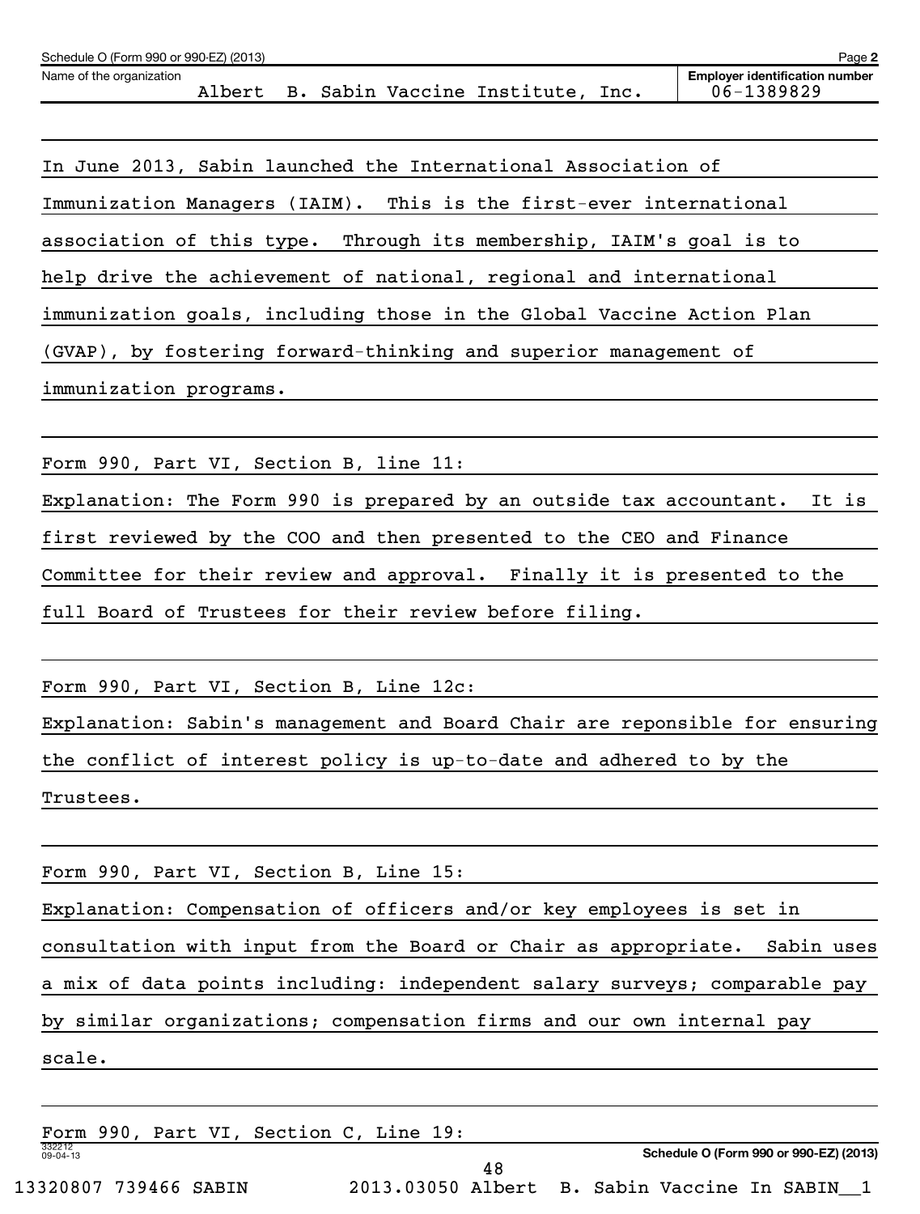Schedule O (Form 990 or 990-EZ) (2013) Page 2

Name of the organization: Albert B. Sabin Vaccine Institute, Inc.

Employer identification number: 06-1389829

In June 2013, Sabin launched the International Association of Immunization Managers (IAIM). This is the first-ever international association of this type. Through its membership, IAIM's goal is to help drive the achievement of national, regional and international immunization goals, including those in the Global Vaccine Action Plan (GVAP), by fostering forward-thinking and superior management of immunization programs.

Form 990, Part VI, Section B, line 11:

Explanation: The Form 990 is prepared by an outside tax accountant. It is first reviewed by the COO and then presented to the CEO and Finance Committee for their review and approval. Finally it is presented to the full Board of Trustees for their review before filing.

Form 990, Part VI, Section B, Line 12c:

Explanation: Sabin's management and Board Chair are reponsible for ensuring the conflict of interest policy is up-to-date and adhered to by the Trustees.

Form 990, Part VI, Section B, Line 15:

Explanation: Compensation of officers and/or key employees is set in consultation with input from the Board or Chair as appropriate. Sabin uses a mix of data points including: independent salary surveys; comparable pay by similar organizations; compensation firms and our own internal pay scale.

Form 990, Part VI, Section C, Line 19: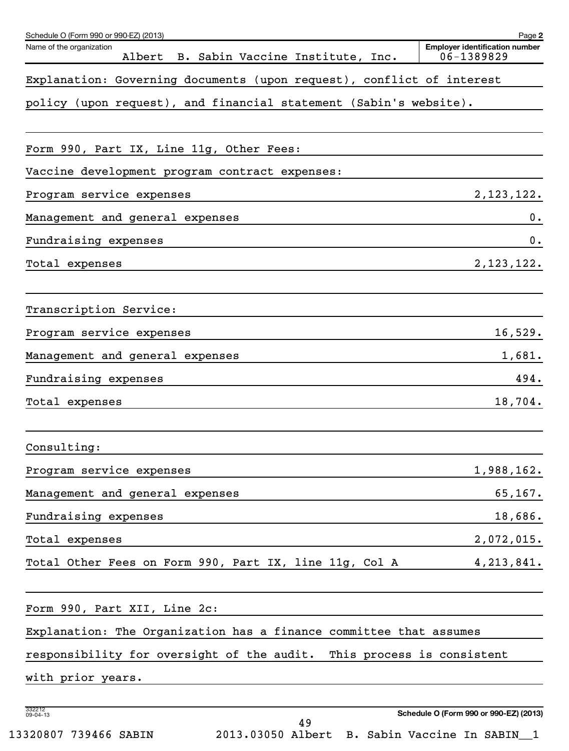Schedule O (Form 990 or 990-EZ) (2013) Page **2**

| Name of the organization | Employer identification number |
| --- | --- |
| Albert B. Sabin Vaccine Institute, Inc. | 06-1389829 |

Explanation: Governing documents (upon request), conflict of interest policy (upon request), and financial statement (Sabin's website).

Form 990, Part IX, Line 11g, Other Fees:

Vaccine development program contract expenses:

| | |
| --- | --- |
| Program service expenses | 2,123,122. |
| Management and general expenses | 0. |
| Fundraising expenses | 0. |
| Total expenses | 2,123,122. |

Transcription Service:

| | |
| --- | --- |
| Program service expenses | 16,529. |
| Management and general expenses | 1,681. |
| Fundraising expenses | 494. |
| Total expenses | 18,704. |

Consulting:

| | |
| --- | --- |
| Program service expenses | 1,988,162. |
| Management and general expenses | 65,167. |
| Fundraising expenses | 18,686. |
| Total expenses | 2,072,015. |
| Total Other Fees on Form 990, Part IX, line 11g, Col A | 4,213,841. |

Form 990, Part XII, Line 2c:

Explanation: The Organization has a finance committee that assumes responsibility for oversight of the audit. This process is consistent with prior years.

332212
09-04-13

**Schedule O (Form 990 or 990-EZ) (2013)**

13320807 739466 SABIN 2013.03050 Albert B. Sabin Vaccine In SABIN__1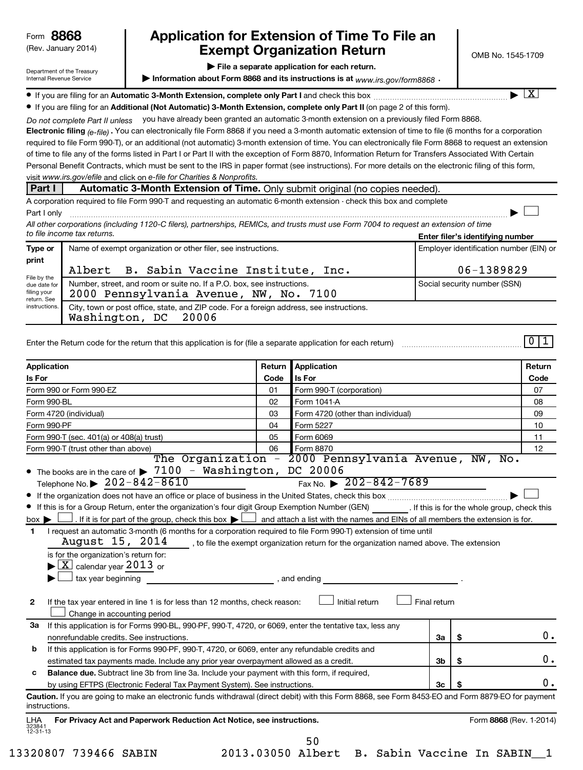Form **8868**
(Rev. January 2014)

Department of the Treasury
Internal Revenue Service

# Application for Extension of Time To File an Exempt Organization Return

▶ File a separate application for each return.

▶ Information about Form 8868 and its instructions is at *www.irs.gov/form8868*.

OMB No. 1545-1709

- If you are filing for an **Automatic 3-Month Extension, complete only Part I** and check this box ▶ [X]
- If you are filing for an **Additional (Not Automatic) 3-Month Extension, complete only Part II** (on page 2 of this form).

*Do not complete Part II unless* you have already been granted an automatic 3-month extension on a previously filed Form 8868.

**Electronic filing** *(e-file)*. You can electronically file Form 8868 if you need a 3-month automatic extension of time to file (6 months for a corporation required to file Form 990-T), or an additional (not automatic) 3-month extension of time. You can electronically file Form 8868 to request an extension of time to file any of the forms listed in Part I or Part II with the exception of Form 8870, Information Return for Transfers Associated With Certain Personal Benefit Contracts, which must be sent to the IRS in paper format (see instructions). For more details on the electronic filing of this form, visit *www.irs.gov/efile* and click on *e-file for Charities & Nonprofits*.

**Part I** **Automatic 3-Month Extension of Time.** Only submit original (no copies needed).

A corporation required to file Form 990-T and requesting an automatic 6-month extension - check this box and complete Part I only ▶ [ ]

*All other corporations (including 1120-C filers), partnerships, REMICs, and trusts must use Form 7004 to request an extension of time to file income tax returns.*

**Enter filer's identifying number**

| Type or print | Name of exempt organization or other filer, see instructions. | Employer identification number (EIN) or |
|---|---|---|
| File by the due date for filing your return. See instructions. | Albert B. Sabin Vaccine Institute, Inc. | 06-1389829 |
| | Number, street, and room or suite no. If a P.O. box, see instructions. 2000 Pennsylvania Avenue, NW, No. 7100 | Social security number (SSN) |
| | City, town or post office, state, and ZIP code. For a foreign address, see instructions. Washington, DC 20006 | |

Enter the Return code for the return that this application is for (file a separate application for each return) 0 1

| Application Is For | Return Code | Application Is For | Return Code |
|---|---|---|---|
| Form 990 or Form 990-EZ | 01 | Form 990-T (corporation) | 07 |
| Form 990-BL | 02 | Form 1041-A | 08 |
| Form 4720 (individual) | 03 | Form 4720 (other than individual) | 09 |
| Form 990-PF | 04 | Form 5227 | 10 |
| Form 990-T (sec. 401(a) or 408(a) trust) | 05 | Form 6069 | 11 |
| Form 990-T (trust other than above) | 06 | Form 8870 | 12 |

- The books are in the care of ▶ The Organization - 2000 Pennsylvania Avenue, NW, No. 7100 - Washington, DC 20006

  Telephone No. ▶ 202-842-8610    Fax No. ▶ 202-842-7689
- If the organization does not have an office or place of business in the United States, check this box ▶ [ ]
- If this is for a Group Return, enter the organization's four digit Group Exemption Number (GEN) ______. If this is for the whole group, check this box ▶ [ ]. If it is for part of the group, check this box ▶ [ ] and attach a list with the names and EINs of all members the extension is for.

**1** I request an automatic 3-month (6 months for a corporation required to file Form 990-T) extension of time until August 15, 2014, to file the exempt organization return for the organization named above. The extension is for the organization's return for:
▶ [X] calendar year 2013 or
▶ [ ] tax year beginning ______, and ending ______.

**2** If the tax year entered in line 1 is for less than 12 months, check reason: [ ] Initial return [ ] Final return [ ] Change in accounting period

| | | | |
|---|---|---|---|
| **3a** | If this application is for Forms 990-BL, 990-PF, 990-T, 4720, or 6069, enter the tentative tax, less any nonrefundable credits. See instructions. | 3a | $ 0. |
| **b** | If this application is for Forms 990-PF, 990-T, 4720, or 6069, enter any refundable credits and estimated tax payments made. Include any prior year overpayment allowed as a credit. | 3b | $ 0. |
| **c** | **Balance due.** Subtract line 3b from line 3a. Include your payment with this form, if required, by using EFTPS (Electronic Federal Tax Payment System). See instructions. | 3c | $ 0. |

**Caution.** If you are going to make an electronic funds withdrawal (direct debit) with this Form 8868, see Form 8453-EO and Form 8879-EO for payment instructions.

LHA **For Privacy Act and Paperwork Reduction Act Notice, see instructions.** Form **8868** (Rev. 1-2014)

323841
12-31-13